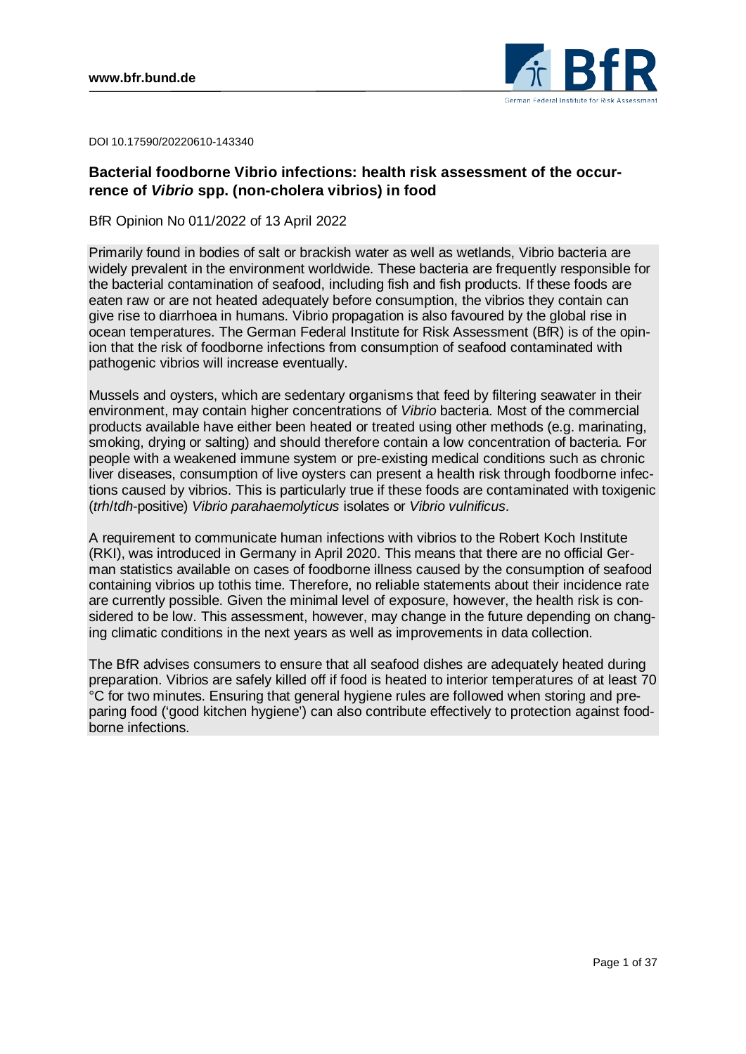DOI 10.17590/20220610-143340

## Bacterial foodborne Vibrio infections: health risk assessment of the occurrence of *Vibrio* spp. (non-cholera vibrios) in food

BfR Opinion No 011/2022 of 13 April 2022

Primarily found in bodies of salt or brackish water as well as wetlands, Vibrio bacteria are widely prevalent in the environment worldwide. These bacteria are frequently responsible for the bacterial contamination of seafood, including fish and fish products. If these foods are eaten raw or are not heated adequately before consumption, the vibrios they contain can give rise to diarrhoea in humans. Vibrio propagation is also favoured by the global rise in ocean temperatures. The German Federal Institute for Risk Assessment (BfR) is of the opinion that the risk of foodborne infections from consumption of seafood contaminated with pathogenic vibrios will increase eventually.

Mussels and oysters, which are sedentary organisms that feed by filtering seawater in their environment, may contain higher concentrations of *Vibrio* bacteria. Most of the commercial products available have either been heated or treated using other methods (e.g. marinating, smoking, drying or salting) and should therefore contain a low concentration of bacteria. For people with a weakened immune system or pre-existing medical conditions such as chronic liver diseases, consumption of live oysters can present a health risk through foodborne infections caused by vibrios. This is particularly true if these foods are contaminated with toxigenic (*trh*/*tdh*-positive) *Vibrio parahaemolyticus* isolates or *Vibrio vulnificus*.

A requirement to communicate human infections with vibrios to the Robert Koch Institute (RKI), was introduced in Germany in April 2020. This means that there are no official German statistics available on cases of foodborne illness caused by the consumption of seafood containing vibrios up tothis time. Therefore, no reliable statements about their incidence rate are currently possible. Given the minimal level of exposure, however, the health risk is considered to be low. This assessment, however, may change in the future depending on changing climatic conditions in the next years as well as improvements in data collection.

The BfR advises consumers to ensure that all seafood dishes are adequately heated during preparation. Vibrios are safely killed off if food is heated to interior temperatures of at least 70 °C for two minutes. Ensuring that general hygiene rules are followed when storing and preparing food ('good kitchen hygiene') can also contribute effectively to protection against foodborne infections.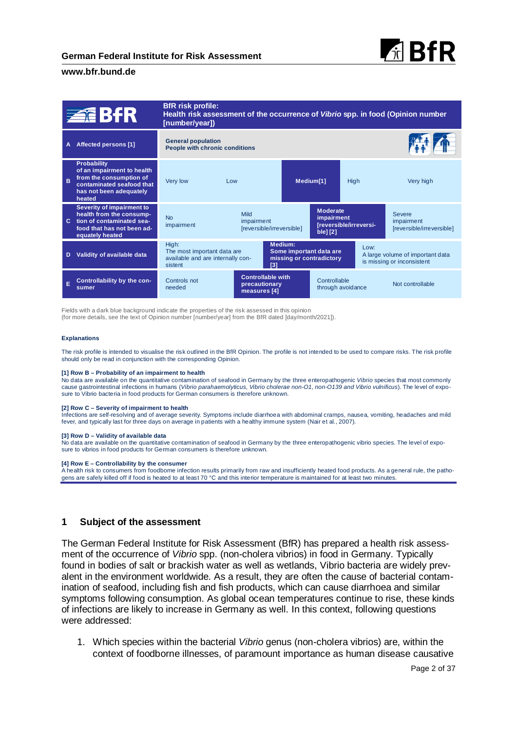| BfR | BfR risk profile: **Health risk assessment of the occurrence of *Vibrio* spp. in food (Opinion number [number/year])** | | | | |
|---|---|---|---|---|---|
| **A Affected persons [1]** | **General population**<br>**People with chronic conditions** | | | | |
| **B Probability of an impairment to health from the consumption of contaminated seafood that has not been adequately heated** | Very low | Low | **Medium[1]** | High | Very high |
| **C Severity of impairment to health from the consumption of contaminated seafood that has not been adequately heated** | No impairment | Mild impairment [reversible/irreversible] | **Moderate impairment [reversible/irreversible] [2]** | Severe impairment [reversible/irreversible] | |
| **D Validity of available data** | High: The most important data are available and are internally consistent | **Medium: Some important data are missing or contradictory [3]** | Low: A large volume of important data is missing or inconsistent | | |
| **E Controllability by the consumer** | Controls not needed | **Controllable with precautionary measures [4]** | Controllable through avoidance | Not controllable | |

Fields with a dark blue background indicate the properties of the risk assessed in this opinion (for more details, see the text of Opinion number [number/year] from the BfR dated [day/month/2021]).

**Explanations**

The risk profile is intended to visualise the risk outlined in the BfR Opinion. The profile is not intended to be used to compare risks. The risk profile should only be read in conjunction with the corresponding Opinion.

**[1] Row B – Probability of an impairment to health**
No data are available on the quantitative contamination of seafood in Germany by the three enteropathogenic *Vibrio* species that most commonly cause gastrointestinal infections in humans (*Vibrio parahaemolyticus, Vibrio cholerae non-O1, non-O139 and Vibrio vulnificus*). The level of exposure to Vibrio bacteria in food products for German consumers is therefore unknown.

**[2] Row C – Severity of impairment to health**
Infections are self-resolving and of average severity. Symptoms include diarrhoea with abdominal cramps, nausea, vomiting, headaches and mild fever, and typically last for three days on average in patients with a healthy immune system (Nair et al., 2007).

**[3] Row D – Validity of available data**
No data are available on the quantitative contamination of seafood in Germany by the three enteropathogenic vibrio species. The level of exposure to vibrios in food products for German consumers is therefore unknown.

**[4] Row E – Controllability by the consumer**
A health risk to consumers from foodborne infection results primarily from raw and insufficiently heated food products. As a general rule, the pathogens are safely killed off if food is heated to at least 70 °C and this interior temperature is maintained for at least two minutes.

## 1 Subject of the assessment

The German Federal Institute for Risk Assessment (BfR) has prepared a health risk assessment of the occurrence of *Vibrio* spp. (non-cholera vibrios) in food in Germany. Typically found in bodies of salt or brackish water as well as wetlands, Vibrio bacteria are widely prevalent in the environment worldwide. As a result, they are often the cause of bacterial contamination of seafood, including fish and fish products, which can cause diarrhoea and similar symptoms following consumption. As global ocean temperatures continue to rise, these kinds of infections are likely to increase in Germany as well. In this context, following questions were addressed:

1. Which species within the bacterial *Vibrio* genus (non-cholera vibrios) are, within the context of foodborne illnesses, of paramount importance as human disease causative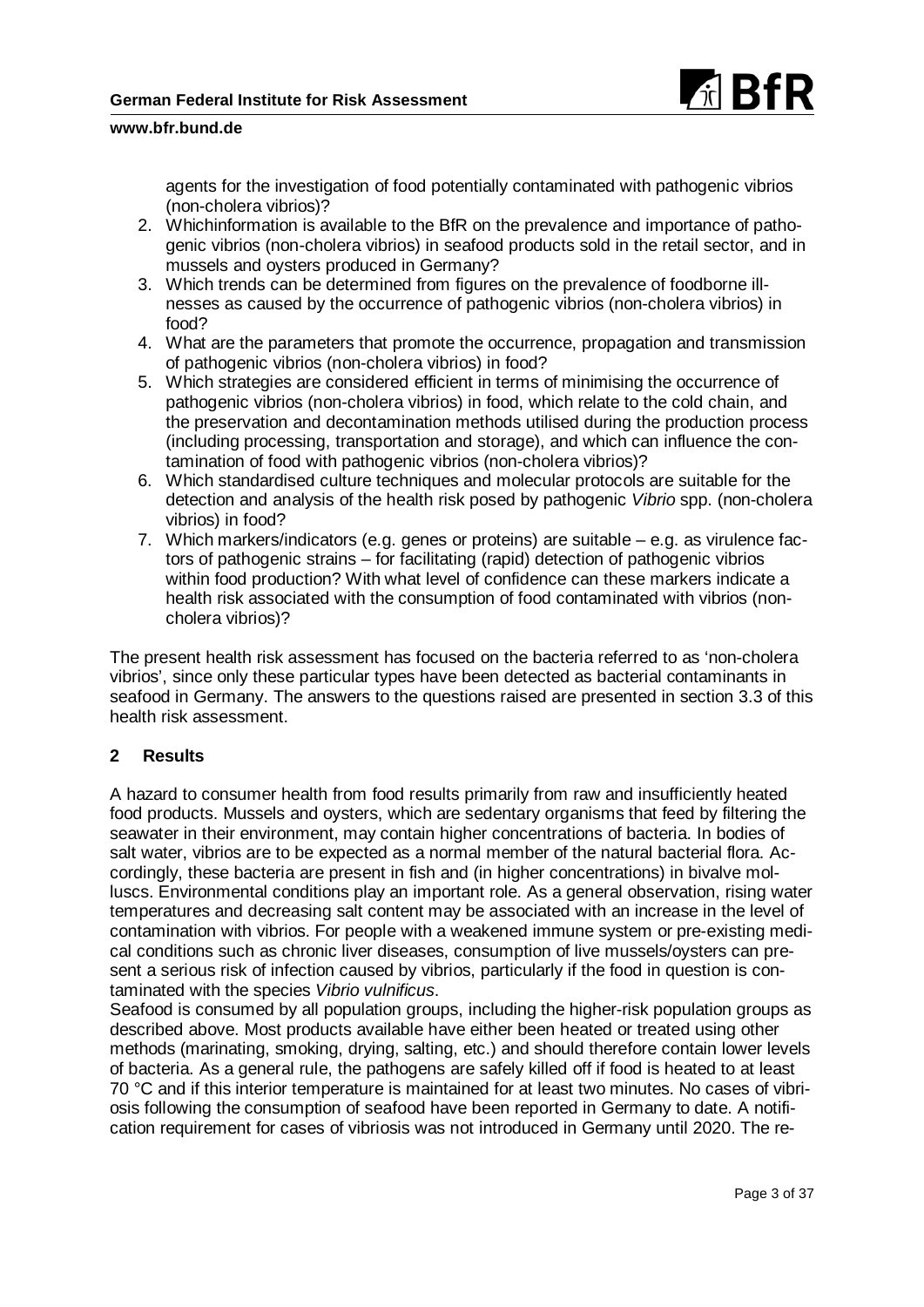agents for the investigation of food potentially contaminated with pathogenic vibrios (non-cholera vibrios)?

2. Whichinformation is available to the BfR on the prevalence and importance of pathogenic vibrios (non-cholera vibrios) in seafood products sold in the retail sector, and in mussels and oysters produced in Germany?
3. Which trends can be determined from figures on the prevalence of foodborne illnesses as caused by the occurrence of pathogenic vibrios (non-cholera vibrios) in food?
4. What are the parameters that promote the occurrence, propagation and transmission of pathogenic vibrios (non-cholera vibrios) in food?
5. Which strategies are considered efficient in terms of minimising the occurrence of pathogenic vibrios (non-cholera vibrios) in food, which relate to the cold chain, and the preservation and decontamination methods utilised during the production process (including processing, transportation and storage), and which can influence the contamination of food with pathogenic vibrios (non-cholera vibrios)?
6. Which standardised culture techniques and molecular protocols are suitable for the detection and analysis of the health risk posed by pathogenic *Vibrio* spp. (non-cholera vibrios) in food?
7. Which markers/indicators (e.g. genes or proteins) are suitable – e.g. as virulence factors of pathogenic strains – for facilitating (rapid) detection of pathogenic vibrios within food production? With what level of confidence can these markers indicate a health risk associated with the consumption of food contaminated with vibrios (non-cholera vibrios)?

The present health risk assessment has focused on the bacteria referred to as 'non-cholera vibrios', since only these particular types have been detected as bacterial contaminants in seafood in Germany. The answers to the questions raised are presented in section 3.3 of this health risk assessment.

## 2 Results

A hazard to consumer health from food results primarily from raw and insufficiently heated food products. Mussels and oysters, which are sedentary organisms that feed by filtering the seawater in their environment, may contain higher concentrations of bacteria. In bodies of salt water, vibrios are to be expected as a normal member of the natural bacterial flora. Accordingly, these bacteria are present in fish and (in higher concentrations) in bivalve molluscs. Environmental conditions play an important role. As a general observation, rising water temperatures and decreasing salt content may be associated with an increase in the level of contamination with vibrios. For people with a weakened immune system or pre-existing medical conditions such as chronic liver diseases, consumption of live mussels/oysters can present a serious risk of infection caused by vibrios, particularly if the food in question is contaminated with the species *Vibrio vulnificus*.

Seafood is consumed by all population groups, including the higher-risk population groups as described above. Most products available have either been heated or treated using other methods (marinating, smoking, drying, salting, etc.) and should therefore contain lower levels of bacteria. As a general rule, the pathogens are safely killed off if food is heated to at least 70 °C and if this interior temperature is maintained for at least two minutes. No cases of vibriosis following the consumption of seafood have been reported in Germany to date. A notification requirement for cases of vibriosis was not introduced in Germany until 2020. The re-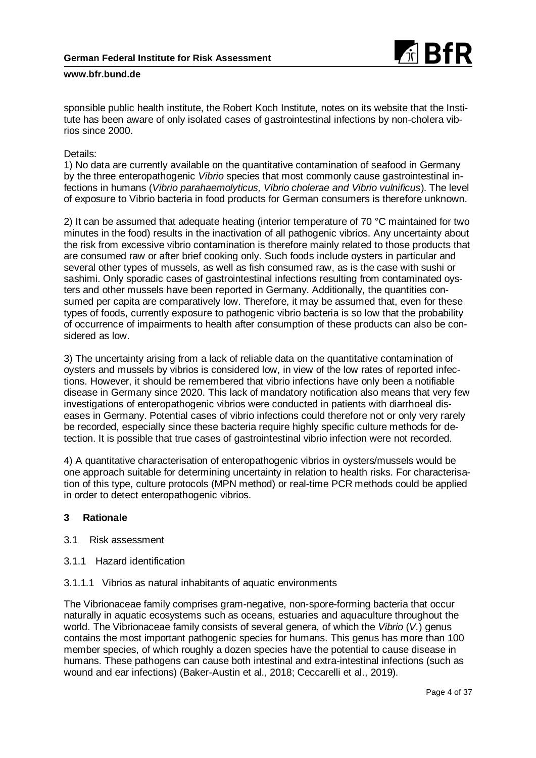sponsible public health institute, the Robert Koch Institute, notes on its website that the Institute has been aware of only isolated cases of gastrointestinal infections by non-cholera vibrios since 2000.

Details:
1) No data are currently available on the quantitative contamination of seafood in Germany by the three enteropathogenic *Vibrio* species that most commonly cause gastrointestinal infections in humans (*Vibrio parahaemolyticus, Vibrio cholerae and Vibrio vulnificus*). The level of exposure to Vibrio bacteria in food products for German consumers is therefore unknown.

2) It can be assumed that adequate heating (interior temperature of 70 °C maintained for two minutes in the food) results in the inactivation of all pathogenic vibrios. Any uncertainty about the risk from excessive vibrio contamination is therefore mainly related to those products that are consumed raw or after brief cooking only. Such foods include oysters in particular and several other types of mussels, as well as fish consumed raw, as is the case with sushi or sashimi. Only sporadic cases of gastrointestinal infections resulting from contaminated oysters and other mussels have been reported in Germany. Additionally, the quantities consumed per capita are comparatively low. Therefore, it may be assumed that, even for these types of foods, currently exposure to pathogenic vibrio bacteria is so low that the probability of occurrence of impairments to health after consumption of these products can also be considered as low.

3) The uncertainty arising from a lack of reliable data on the quantitative contamination of oysters and mussels by vibrios is considered low, in view of the low rates of reported infections. However, it should be remembered that vibrio infections have only been a notifiable disease in Germany since 2020. This lack of mandatory notification also means that very few investigations of enteropathogenic vibrios were conducted in patients with diarrhoeal diseases in Germany. Potential cases of vibrio infections could therefore not or only very rarely be recorded, especially since these bacteria require highly specific culture methods for detection. It is possible that true cases of gastrointestinal vibrio infection were not recorded.

4) A quantitative characterisation of enteropathogenic vibrios in oysters/mussels would be one approach suitable for determining uncertainty in relation to health risks. For characterisation of this type, culture protocols (MPN method) or real-time PCR methods could be applied in order to detect enteropathogenic vibrios.

## 3 Rationale

### 3.1 Risk assessment

#### 3.1.1 Hazard identification

##### 3.1.1.1 Vibrios as natural inhabitants of aquatic environments

The Vibrionaceae family comprises gram-negative, non-spore-forming bacteria that occur naturally in aquatic ecosystems such as oceans, estuaries and aquaculture throughout the world. The Vibrionaceae family consists of several genera, of which the *Vibrio* (*V.*) genus contains the most important pathogenic species for humans. This genus has more than 100 member species, of which roughly a dozen species have the potential to cause disease in humans. These pathogens can cause both intestinal and extra-intestinal infections (such as wound and ear infections) (Baker-Austin et al., 2018; Ceccarelli et al., 2019).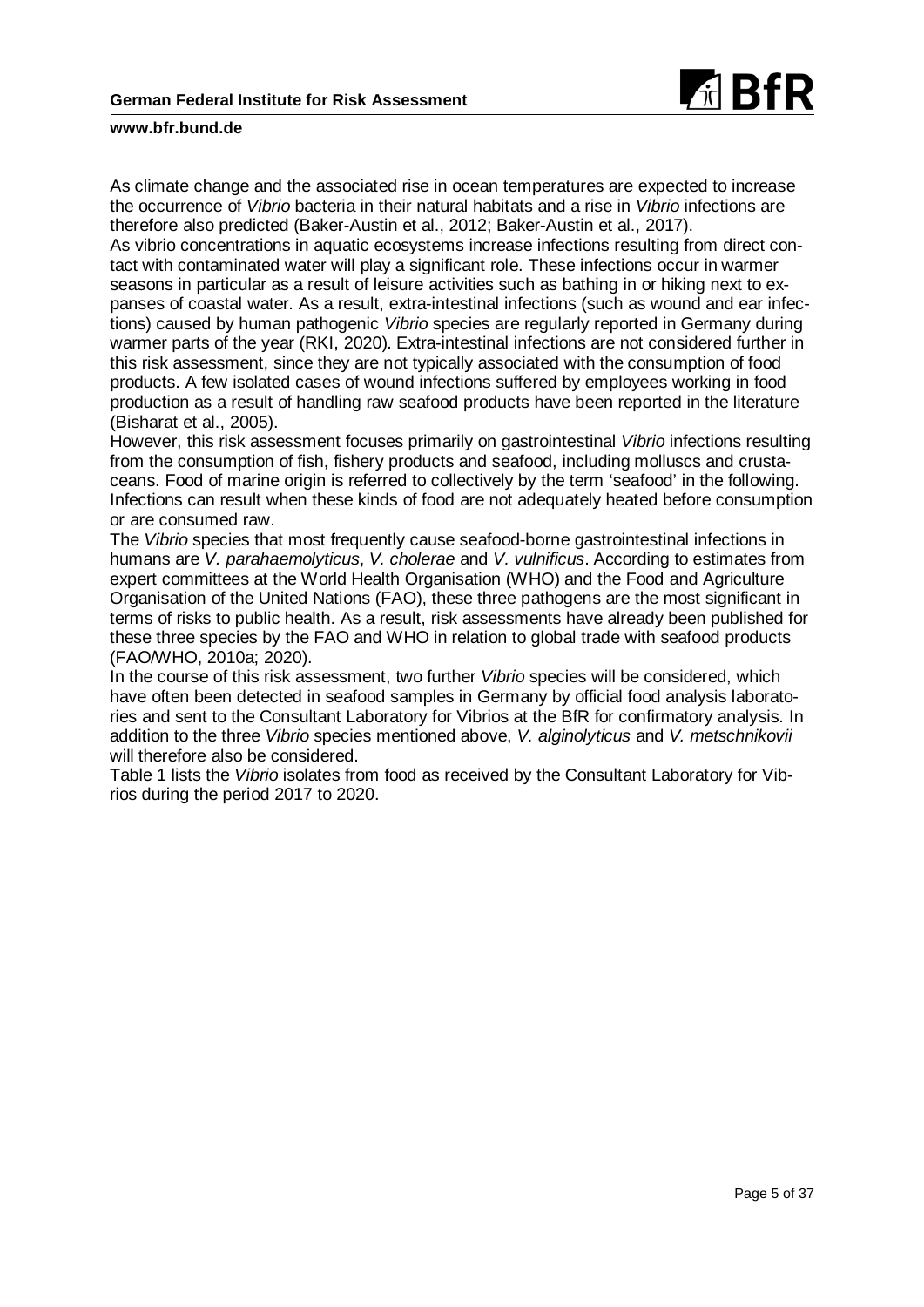As climate change and the associated rise in ocean temperatures are expected to increase the occurrence of *Vibrio* bacteria in their natural habitats and a rise in *Vibrio* infections are therefore also predicted (Baker-Austin et al., 2012; Baker-Austin et al., 2017).

As vibrio concentrations in aquatic ecosystems increase infections resulting from direct contact with contaminated water will play a significant role. These infections occur in warmer seasons in particular as a result of leisure activities such as bathing in or hiking next to expanses of coastal water. As a result, extra-intestinal infections (such as wound and ear infections) caused by human pathogenic *Vibrio* species are regularly reported in Germany during warmer parts of the year (RKI, 2020). Extra-intestinal infections are not considered further in this risk assessment, since they are not typically associated with the consumption of food products. A few isolated cases of wound infections suffered by employees working in food production as a result of handling raw seafood products have been reported in the literature (Bisharat et al., 2005).

However, this risk assessment focuses primarily on gastrointestinal *Vibrio* infections resulting from the consumption of fish, fishery products and seafood, including molluscs and crustaceans. Food of marine origin is referred to collectively by the term 'seafood' in the following. Infections can result when these kinds of food are not adequately heated before consumption or are consumed raw.

The *Vibrio* species that most frequently cause seafood-borne gastrointestinal infections in humans are *V. parahaemolyticus*, *V. cholerae* and *V. vulnificus*. According to estimates from expert committees at the World Health Organisation (WHO) and the Food and Agriculture Organisation of the United Nations (FAO), these three pathogens are the most significant in terms of risks to public health. As a result, risk assessments have already been published for these three species by the FAO and WHO in relation to global trade with seafood products (FAO/WHO, 2010a; 2020).

In the course of this risk assessment, two further *Vibrio* species will be considered, which have often been detected in seafood samples in Germany by official food analysis laboratories and sent to the Consultant Laboratory for Vibrios at the BfR for confirmatory analysis. In addition to the three *Vibrio* species mentioned above, *V. alginolyticus* and *V. metschnikovii* will therefore also be considered.

Table 1 lists the *Vibrio* isolates from food as received by the Consultant Laboratory for Vibrios during the period 2017 to 2020.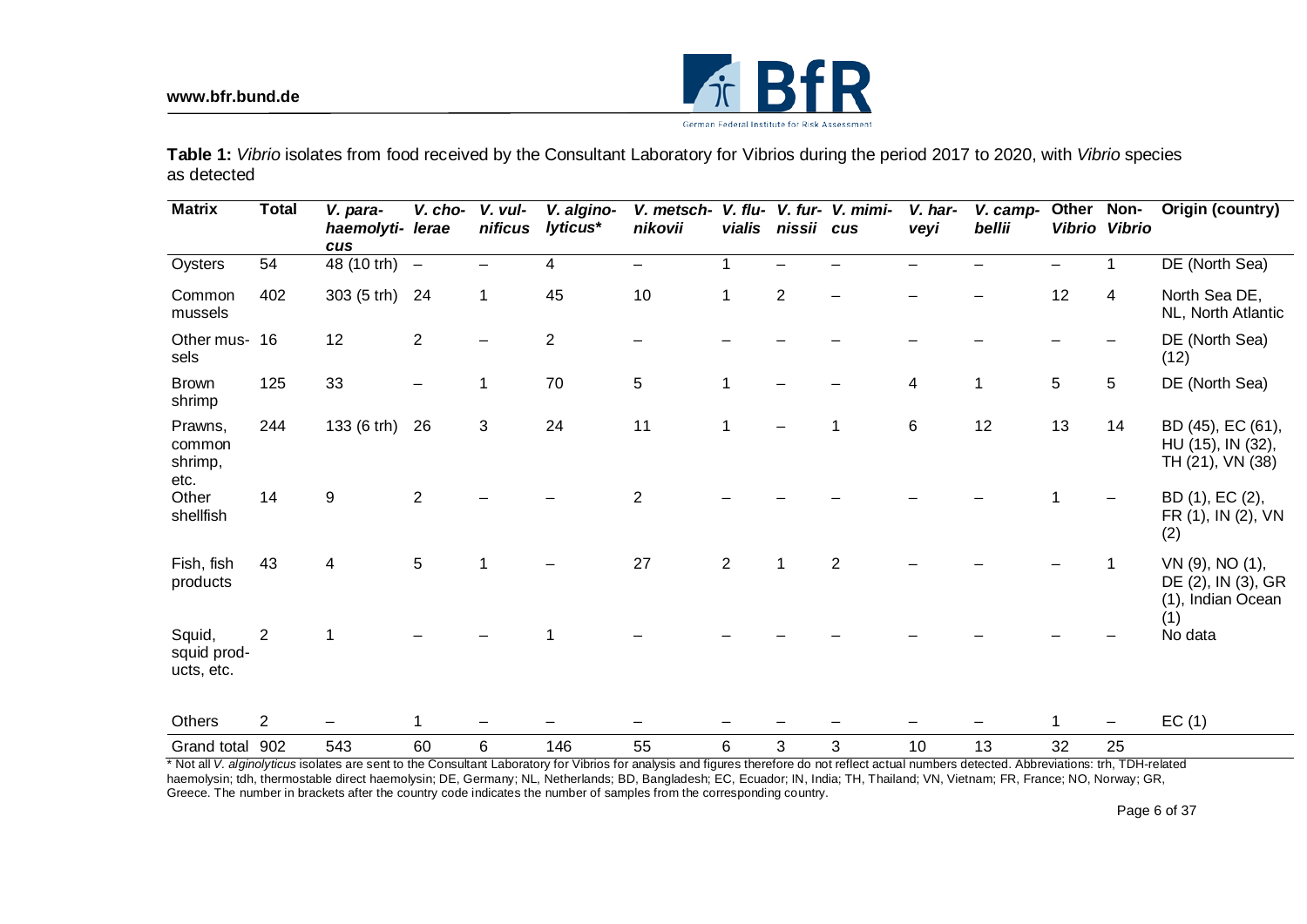**Table 1:** *Vibrio* isolates from food received by the Consultant Laboratory for Vibrios during the period 2017 to 2020, with *Vibrio* species as detected

| Matrix | Total | *V. parahaemolyticus* | *V. cholerae* | *V. vulnificus* | *V. alginolyticus** | *V. metschnikovii* | *V. fluvialis* | *V. furnissii* | *V. mimicus* | *V. harveyi* | *V. campbellii* | Other *Vibrio* | Non-*Vibrio* | Origin (country) |
|---|---|---|---|---|---|---|---|---|---|---|---|---|---|---|
| Oysters | 54 | 48 (10 trh) | – | – | 4 | – | 1 | – | – | – | – | – | 1 | DE (North Sea) |
| Common mussels | 402 | 303 (5 trh) | 24 | 1 | 45 | 10 | 1 | 2 | – | – | – | 12 | 4 | North Sea DE, NL, North Atlantic |
| Other mussels | 16 | 12 | 2 | – | 2 | – | – | – | – | – | – | – | – | DE (North Sea) (12) |
| Brown shrimp | 125 | 33 | – | 1 | 70 | 5 | 1 | – | – | 4 | 1 | 5 | 5 | DE (North Sea) |
| Prawns, common shrimp, etc. | 244 | 133 (6 trh) | 26 | 3 | 24 | 11 | 1 | – | 1 | 6 | 12 | 13 | 14 | BD (45), EC (61), HU (15), IN (32), TH (21), VN (38) |
| Other shellfish | 14 | 9 | 2 | – | – | 2 | – | – | – | – | – | 1 | – | BD (1), EC (2), FR (1), IN (2), VN (2) |
| Fish, fish products | 43 | 4 | 5 | 1 | – | 27 | 2 | 1 | 2 | – | – | – | 1 | VN (9), NO (1), DE (2), IN (3), GR (1), Indian Ocean (1) |
| Squid, squid products, etc. | 2 | 1 | – | – | 1 | – | – | – | – | – | – | – | – | No data |
| Others | 2 | – | 1 | – | – | – | – | – | – | – | – | 1 | – | EC (1) |
| Grand total | 902 | 543 | 60 | 6 | 146 | 55 | 6 | 3 | 3 | 10 | 13 | 32 | 25 | |

\* Not all *V. alginolyticus* isolates are sent to the Consultant Laboratory for Vibrios for analysis and figures therefore do not reflect actual numbers detected. Abbreviations: trh, TDH-related haemolysin; tdh, thermostable direct haemolysin; DE, Germany; NL, Netherlands; BD, Bangladesh; EC, Ecuador; IN, India; TH, Thailand; VN, Vietnam; FR, France; NO, Norway; GR, Greece. The number in brackets after the country code indicates the number of samples from the corresponding country.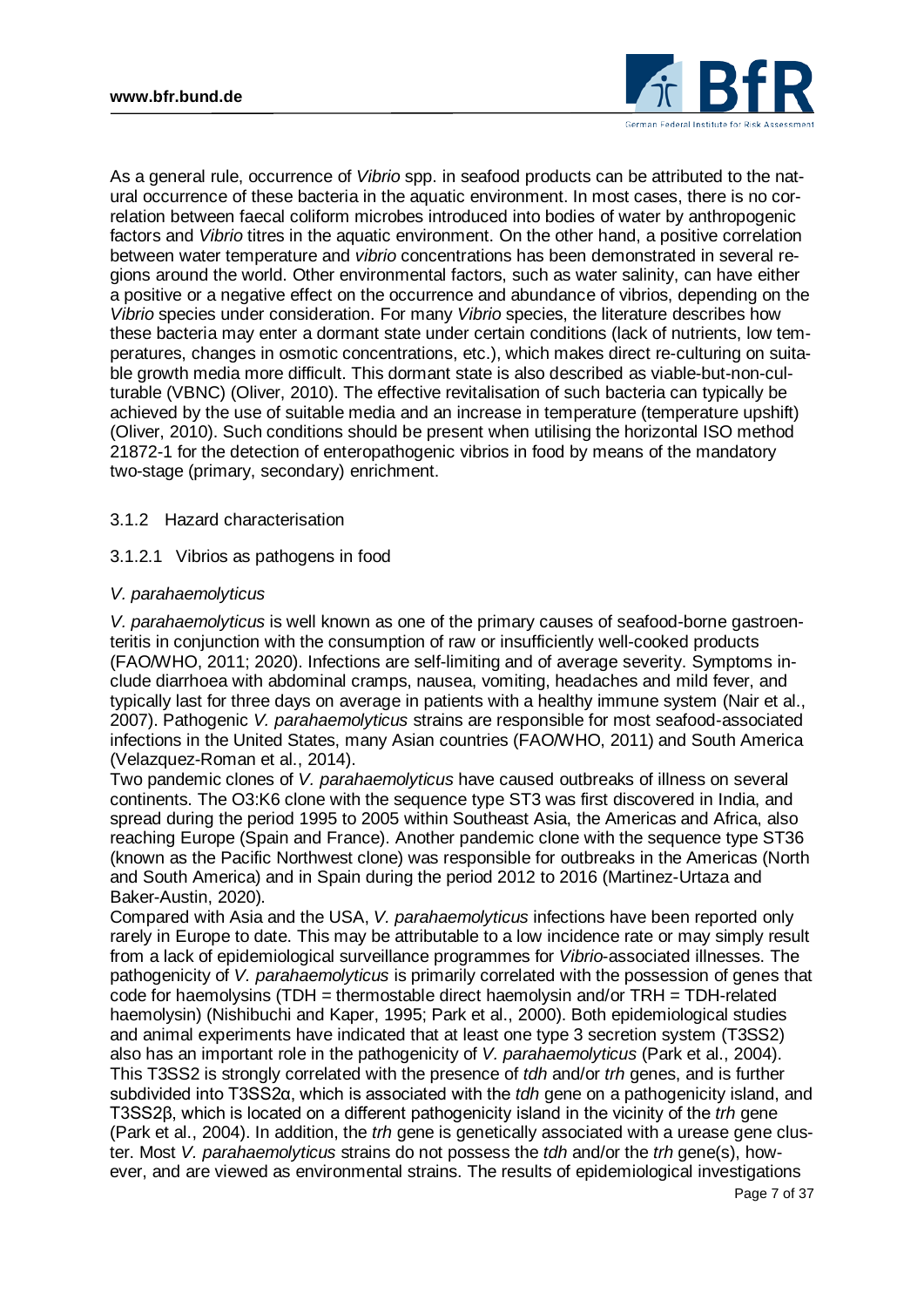As a general rule, occurrence of *Vibrio* spp. in seafood products can be attributed to the natural occurrence of these bacteria in the aquatic environment. In most cases, there is no correlation between faecal coliform microbes introduced into bodies of water by anthropogenic factors and *Vibrio* titres in the aquatic environment. On the other hand, a positive correlation between water temperature and *vibrio* concentrations has been demonstrated in several regions around the world. Other environmental factors, such as water salinity, can have either a positive or a negative effect on the occurrence and abundance of vibrios, depending on the *Vibrio* species under consideration. For many *Vibrio* species, the literature describes how these bacteria may enter a dormant state under certain conditions (lack of nutrients, low temperatures, changes in osmotic concentrations, etc.), which makes direct re-culturing on suitable growth media more difficult. This dormant state is also described as viable-but-non-culturable (VBNC) (Oliver, 2010). The effective revitalisation of such bacteria can typically be achieved by the use of suitable media and an increase in temperature (temperature upshift) (Oliver, 2010). Such conditions should be present when utilising the horizontal ISO method 21872-1 for the detection of enteropathogenic vibrios in food by means of the mandatory two-stage (primary, secondary) enrichment.

### 3.1.2 Hazard characterisation

#### 3.1.2.1 Vibrios as pathogens in food

*V. parahaemolyticus*

*V. parahaemolyticus* is well known as one of the primary causes of seafood-borne gastroenteritis in conjunction with the consumption of raw or insufficiently well-cooked products (FAO/WHO, 2011; 2020). Infections are self-limiting and of average severity. Symptoms include diarrhoea with abdominal cramps, nausea, vomiting, headaches and mild fever, and typically last for three days on average in patients with a healthy immune system (Nair et al., 2007). Pathogenic *V. parahaemolyticus* strains are responsible for most seafood-associated infections in the United States, many Asian countries (FAO/WHO, 2011) and South America (Velazquez-Roman et al., 2014).

Two pandemic clones of *V. parahaemolyticus* have caused outbreaks of illness on several continents. The O3:K6 clone with the sequence type ST3 was first discovered in India, and spread during the period 1995 to 2005 within Southeast Asia, the Americas and Africa, also reaching Europe (Spain and France). Another pandemic clone with the sequence type ST36 (known as the Pacific Northwest clone) was responsible for outbreaks in the Americas (North and South America) and in Spain during the period 2012 to 2016 (Martinez-Urtaza and Baker-Austin, 2020).

Compared with Asia and the USA, *V. parahaemolyticus* infections have been reported only rarely in Europe to date. This may be attributable to a low incidence rate or may simply result from a lack of epidemiological surveillance programmes for *Vibrio*-associated illnesses. The pathogenicity of *V. parahaemolyticus* is primarily correlated with the possession of genes that code for haemolysins (TDH = thermostable direct haemolysin and/or TRH = TDH-related haemolysin) (Nishibuchi and Kaper, 1995; Park et al., 2000). Both epidemiological studies and animal experiments have indicated that at least one type 3 secretion system (T3SS2) also has an important role in the pathogenicity of *V. parahaemolyticus* (Park et al., 2004). This T3SS2 is strongly correlated with the presence of *tdh* and/or *trh* genes, and is further subdivided into T3SS2α, which is associated with the *tdh* gene on a pathogenicity island, and T3SS2β, which is located on a different pathogenicity island in the vicinity of the *trh* gene (Park et al., 2004). In addition, the *trh* gene is genetically associated with a urease gene cluster. Most *V. parahaemolyticus* strains do not possess the *tdh* and/or the *trh* gene(s), however, and are viewed as environmental strains. The results of epidemiological investigations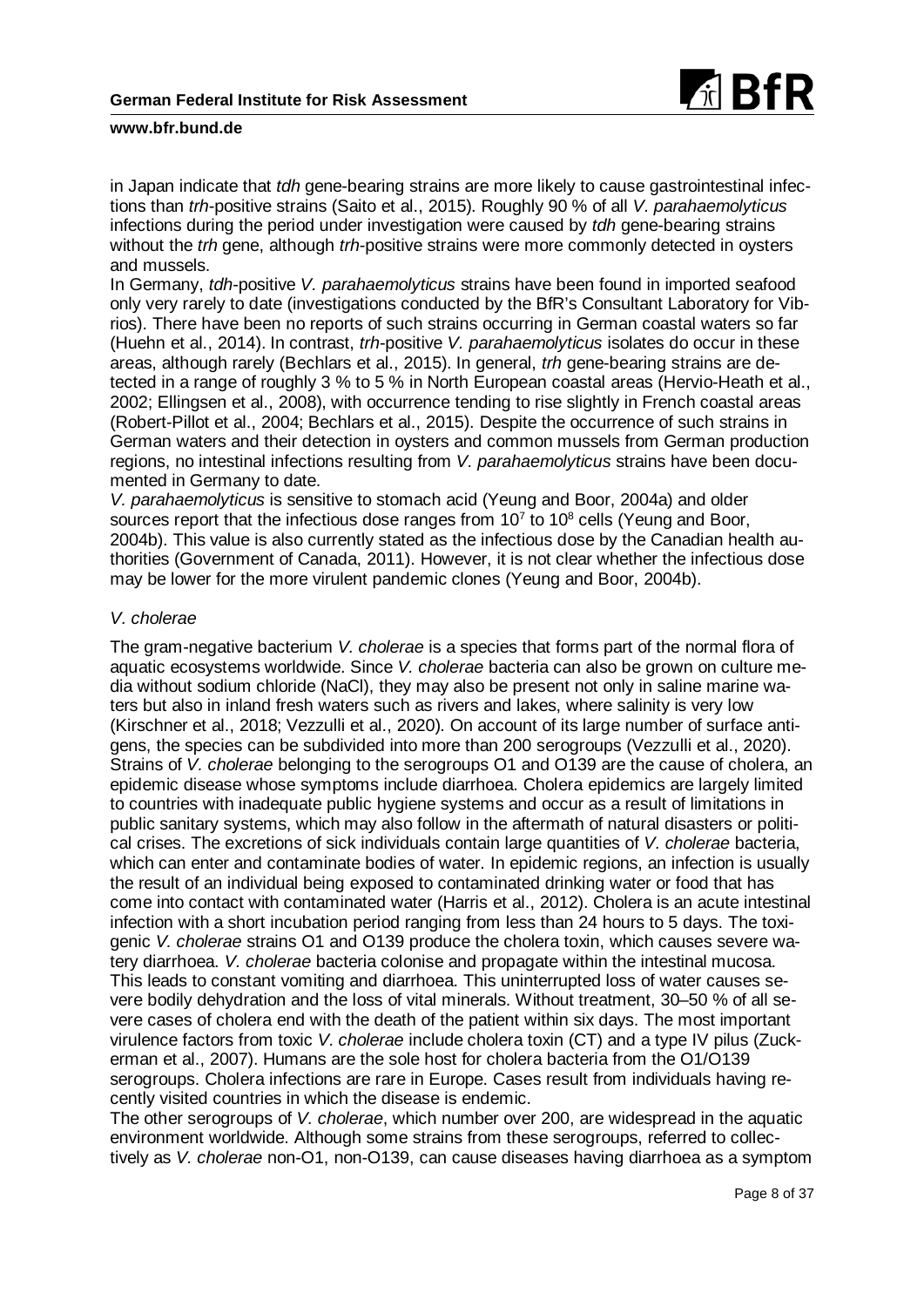in Japan indicate that *tdh* gene-bearing strains are more likely to cause gastrointestinal infections than *trh*-positive strains (Saito et al., 2015). Roughly 90 % of all *V. parahaemolyticus* infections during the period under investigation were caused by *tdh* gene-bearing strains without the *trh* gene, although *trh*-positive strains were more commonly detected in oysters and mussels.

In Germany, *tdh*-positive *V. parahaemolyticus* strains have been found in imported seafood only very rarely to date (investigations conducted by the BfR's Consultant Laboratory for Vibrios). There have been no reports of such strains occurring in German coastal waters so far (Huehn et al., 2014). In contrast, *trh*-positive *V. parahaemolyticus* isolates do occur in these areas, although rarely (Bechlars et al., 2015). In general, *trh* gene-bearing strains are detected in a range of roughly 3 % to 5 % in North European coastal areas (Hervio-Heath et al., 2002; Ellingsen et al., 2008), with occurrence tending to rise slightly in French coastal areas (Robert-Pillot et al., 2004; Bechlars et al., 2015). Despite the occurrence of such strains in German waters and their detection in oysters and common mussels from German production regions, no intestinal infections resulting from *V. parahaemolyticus* strains have been documented in Germany to date.

*V. parahaemolyticus* is sensitive to stomach acid (Yeung and Boor, 2004a) and older sources report that the infectious dose ranges from $10^7$ to $10^8$ cells (Yeung and Boor, 2004b). This value is also currently stated as the infectious dose by the Canadian health authorities (Government of Canada, 2011). However, it is not clear whether the infectious dose may be lower for the more virulent pandemic clones (Yeung and Boor, 2004b).

*V. cholerae*

The gram-negative bacterium *V. cholerae* is a species that forms part of the normal flora of aquatic ecosystems worldwide. Since *V. cholerae* bacteria can also be grown on culture media without sodium chloride (NaCl), they may also be present not only in saline marine waters but also in inland fresh waters such as rivers and lakes, where salinity is very low (Kirschner et al., 2018; Vezzulli et al., 2020). On account of its large number of surface antigens, the species can be subdivided into more than 200 serogroups (Vezzulli et al., 2020). Strains of *V. cholerae* belonging to the serogroups O1 and O139 are the cause of cholera, an epidemic disease whose symptoms include diarrhoea. Cholera epidemics are largely limited to countries with inadequate public hygiene systems and occur as a result of limitations in public sanitary systems, which may also follow in the aftermath of natural disasters or political crises. The excretions of sick individuals contain large quantities of *V. cholerae* bacteria, which can enter and contaminate bodies of water. In epidemic regions, an infection is usually the result of an individual being exposed to contaminated drinking water or food that has come into contact with contaminated water (Harris et al., 2012). Cholera is an acute intestinal infection with a short incubation period ranging from less than 24 hours to 5 days. The toxigenic *V. cholerae* strains O1 and O139 produce the cholera toxin, which causes severe watery diarrhoea. *V. cholerae* bacteria colonise and propagate within the intestinal mucosa. This leads to constant vomiting and diarrhoea. This uninterrupted loss of water causes severe bodily dehydration and the loss of vital minerals. Without treatment, 30–50 % of all severe cases of cholera end with the death of the patient within six days. The most important virulence factors from toxic *V. cholerae* include cholera toxin (CT) and a type IV pilus (Zuckerman et al., 2007). Humans are the sole host for cholera bacteria from the O1/O139 serogroups. Cholera infections are rare in Europe. Cases result from individuals having recently visited countries in which the disease is endemic.

The other serogroups of *V. cholerae*, which number over 200, are widespread in the aquatic environment worldwide. Although some strains from these serogroups, referred to collectively as *V. cholerae* non-O1, non-O139, can cause diseases having diarrhoea as a symptom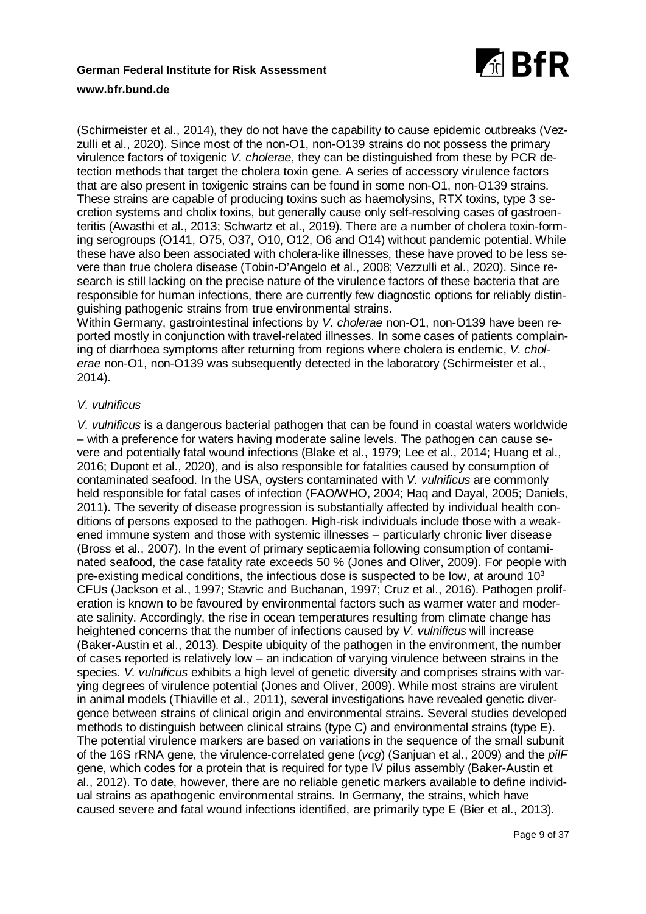(Schirmeister et al., 2014), they do not have the capability to cause epidemic outbreaks (Vezzulli et al., 2020). Since most of the non-O1, non-O139 strains do not possess the primary virulence factors of toxigenic *V. cholerae*, they can be distinguished from these by PCR detection methods that target the cholera toxin gene. A series of accessory virulence factors that are also present in toxigenic strains can be found in some non-O1, non-O139 strains. These strains are capable of producing toxins such as haemolysins, RTX toxins, type 3 secretion systems and cholix toxins, but generally cause only self-resolving cases of gastroenteritis (Awasthi et al., 2013; Schwartz et al., 2019). There are a number of cholera toxin-forming serogroups (O141, O75, O37, O10, O12, O6 and O14) without pandemic potential. While these have also been associated with cholera-like illnesses, these have proved to be less severe than true cholera disease (Tobin-D'Angelo et al., 2008; Vezzulli et al., 2020). Since research is still lacking on the precise nature of the virulence factors of these bacteria that are responsible for human infections, there are currently few diagnostic options for reliably distinguishing pathogenic strains from true environmental strains.
Within Germany, gastrointestinal infections by *V. cholerae* non-O1, non-O139 have been reported mostly in conjunction with travel-related illnesses. In some cases of patients complaining of diarrhoea symptoms after returning from regions where cholera is endemic, *V. cholerae* non-O1, non-O139 was subsequently detected in the laboratory (Schirmeister et al., 2014).

*V. vulnificus*

*V. vulnificus* is a dangerous bacterial pathogen that can be found in coastal waters worldwide – with a preference for waters having moderate saline levels. The pathogen can cause severe and potentially fatal wound infections (Blake et al., 1979; Lee et al., 2014; Huang et al., 2016; Dupont et al., 2020), and is also responsible for fatalities caused by consumption of contaminated seafood. In the USA, oysters contaminated with *V. vulnificus* are commonly held responsible for fatal cases of infection (FAO/WHO, 2004; Haq and Dayal, 2005; Daniels, 2011). The severity of disease progression is substantially affected by individual health conditions of persons exposed to the pathogen. High-risk individuals include those with a weakened immune system and those with systemic illnesses – particularly chronic liver disease (Bross et al., 2007). In the event of primary septicaemia following consumption of contaminated seafood, the case fatality rate exceeds 50 % (Jones and Oliver, 2009). For people with pre-existing medical conditions, the infectious dose is suspected to be low, at around $10^3$ CFUs (Jackson et al., 1997; Stavric and Buchanan, 1997; Cruz et al., 2016). Pathogen proliferation is known to be favoured by environmental factors such as warmer water and moderate salinity. Accordingly, the rise in ocean temperatures resulting from climate change has heightened concerns that the number of infections caused by *V. vulnificus* will increase (Baker-Austin et al., 2013). Despite ubiquity of the pathogen in the environment, the number of cases reported is relatively low – an indication of varying virulence between strains in the species. *V. vulnificus* exhibits a high level of genetic diversity and comprises strains with varying degrees of virulence potential (Jones and Oliver, 2009). While most strains are virulent in animal models (Thiaville et al., 2011), several investigations have revealed genetic divergence between strains of clinical origin and environmental strains. Several studies developed methods to distinguish between clinical strains (type C) and environmental strains (type E). The potential virulence markers are based on variations in the sequence of the small subunit of the 16S rRNA gene, the virulence-correlated gene (*vcg*) (Sanjuan et al., 2009) and the *pilF* gene, which codes for a protein that is required for type IV pilus assembly (Baker-Austin et al., 2012). To date, however, there are no reliable genetic markers available to define individual strains as apathogenic environmental strains. In Germany, the strains, which have caused severe and fatal wound infections identified, are primarily type E (Bier et al., 2013).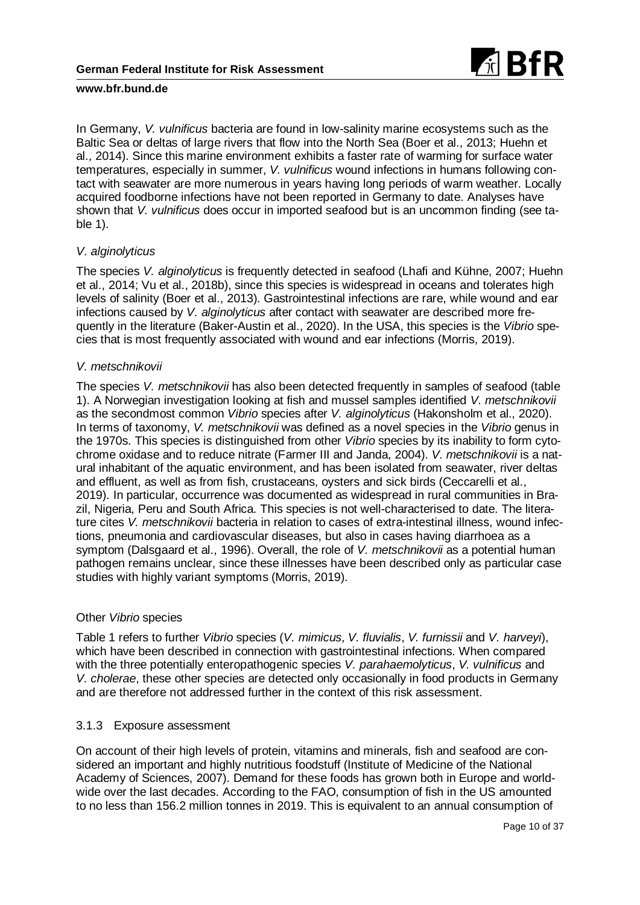In Germany, *V. vulnificus* bacteria are found in low-salinity marine ecosystems such as the Baltic Sea or deltas of large rivers that flow into the North Sea (Boer et al., 2013; Huehn et al., 2014). Since this marine environment exhibits a faster rate of warming for surface water temperatures, especially in summer, *V. vulnificus* wound infections in humans following contact with seawater are more numerous in years having long periods of warm weather. Locally acquired foodborne infections have not been reported in Germany to date. Analyses have shown that *V. vulnificus* does occur in imported seafood but is an uncommon finding (see table 1).

*V. alginolyticus*

The species *V. alginolyticus* is frequently detected in seafood (Lhafi and Kühne, 2007; Huehn et al., 2014; Vu et al., 2018b), since this species is widespread in oceans and tolerates high levels of salinity (Boer et al., 2013). Gastrointestinal infections are rare, while wound and ear infections caused by *V. alginolyticus* after contact with seawater are described more frequently in the literature (Baker-Austin et al., 2020). In the USA, this species is the *Vibrio* species that is most frequently associated with wound and ear infections (Morris, 2019).

*V. metschnikovii*

The species *V. metschnikovii* has also been detected frequently in samples of seafood (table 1). A Norwegian investigation looking at fish and mussel samples identified *V. metschnikovii* as the secondmost common *Vibrio* species after *V. alginolyticus* (Hakonsholm et al., 2020). In terms of taxonomy, *V. metschnikovii* was defined as a novel species in the *Vibrio* genus in the 1970s. This species is distinguished from other *Vibrio* species by its inability to form cytochrome oxidase and to reduce nitrate (Farmer III and Janda, 2004). *V. metschnikovii* is a natural inhabitant of the aquatic environment, and has been isolated from seawater, river deltas and effluent, as well as from fish, crustaceans, oysters and sick birds (Ceccarelli et al., 2019). In particular, occurrence was documented as widespread in rural communities in Brazil, Nigeria, Peru and South Africa. This species is not well-characterised to date. The literature cites *V. metschnikovii* bacteria in relation to cases of extra-intestinal illness, wound infections, pneumonia and cardiovascular diseases, but also in cases having diarrhoea as a symptom (Dalsgaard et al., 1996). Overall, the role of *V. metschnikovii* as a potential human pathogen remains unclear, since these illnesses have been described only as particular case studies with highly variant symptoms (Morris, 2019).

Other *Vibrio* species

Table 1 refers to further *Vibrio* species (*V. mimicus*, *V. fluvialis*, *V. furnissii* and *V. harveyi*), which have been described in connection with gastrointestinal infections. When compared with the three potentially enteropathogenic species *V. parahaemolyticus*, *V. vulnificus* and *V. cholerae*, these other species are detected only occasionally in food products in Germany and are therefore not addressed further in the context of this risk assessment.

### 3.1.3 Exposure assessment

On account of their high levels of protein, vitamins and minerals, fish and seafood are considered an important and highly nutritious foodstuff (Institute of Medicine of the National Academy of Sciences, 2007). Demand for these foods has grown both in Europe and worldwide over the last decades. According to the FAO, consumption of fish in the US amounted to no less than 156.2 million tonnes in 2019. This is equivalent to an annual consumption of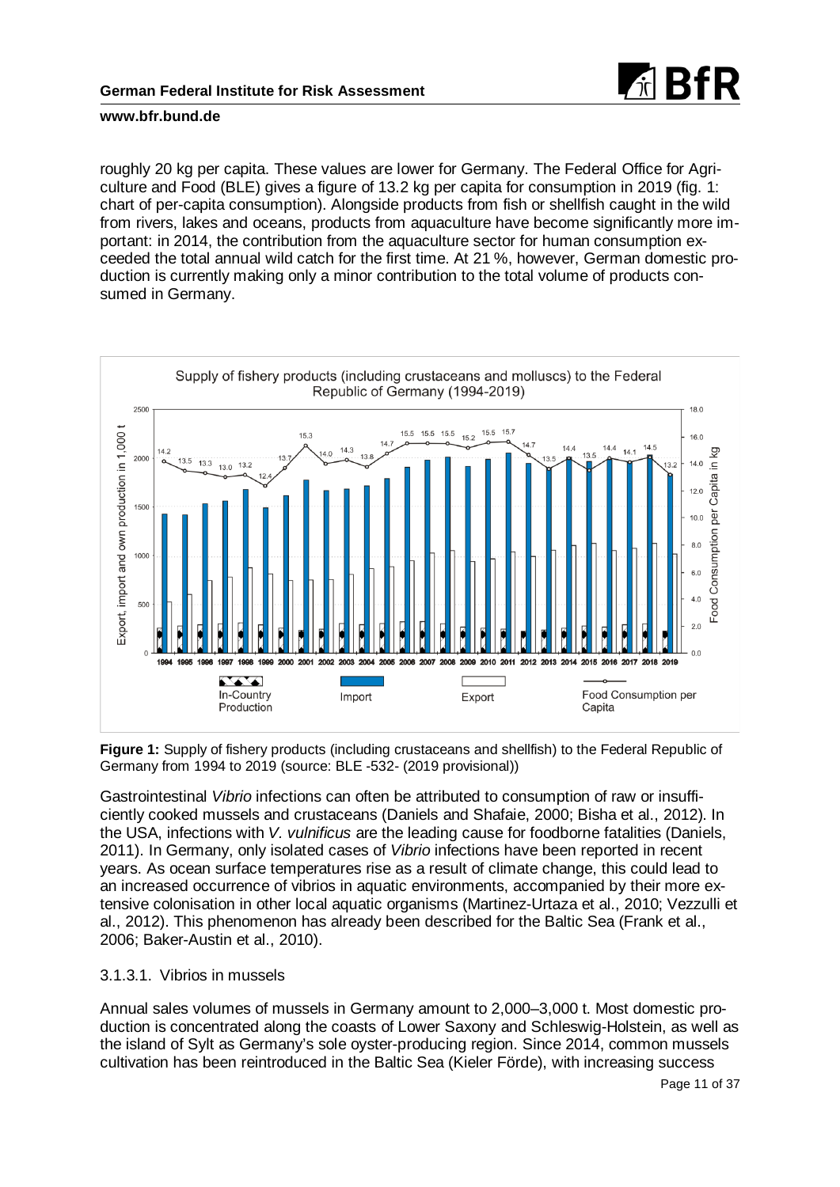roughly 20 kg per capita. These values are lower for Germany. The Federal Office for Agriculture and Food (BLE) gives a figure of 13.2 kg per capita for consumption in 2019 (fig. 1: chart of per-capita consumption). Alongside products from fish or shellfish caught in the wild from rivers, lakes and oceans, products from aquaculture have become significantly more important: in 2014, the contribution from the aquaculture sector for human consumption exceeded the total annual wild catch for the first time. At 21 %, however, German domestic production is currently making only a minor contribution to the total volume of products consumed in Germany.

**Figure 1:** Supply of fishery products (including crustaceans and shellfish) to the Federal Republic of Germany from 1994 to 2019 (source: BLE -532- (2019 provisional))

Gastrointestinal *Vibrio* infections can often be attributed to consumption of raw or insufficiently cooked mussels and crustaceans (Daniels and Shafaie, 2000; Bisha et al., 2012). In the USA, infections with *V. vulnificus* are the leading cause for foodborne fatalities (Daniels, 2011). In Germany, only isolated cases of *Vibrio* infections have been reported in recent years. As ocean surface temperatures rise as a result of climate change, this could lead to an increased occurrence of vibrios in aquatic environments, accompanied by their more extensive colonisation in other local aquatic organisms (Martinez-Urtaza et al., 2010; Vezzulli et al., 2012). This phenomenon has already been described for the Baltic Sea (Frank et al., 2006; Baker-Austin et al., 2010).

### 3.1.3.1. Vibrios in mussels

Annual sales volumes of mussels in Germany amount to 2,000–3,000 t. Most domestic production is concentrated along the coasts of Lower Saxony and Schleswig-Holstein, as well as the island of Sylt as Germany's sole oyster-producing region. Since 2014, common mussels cultivation has been reintroduced in the Baltic Sea (Kieler Förde), with increasing success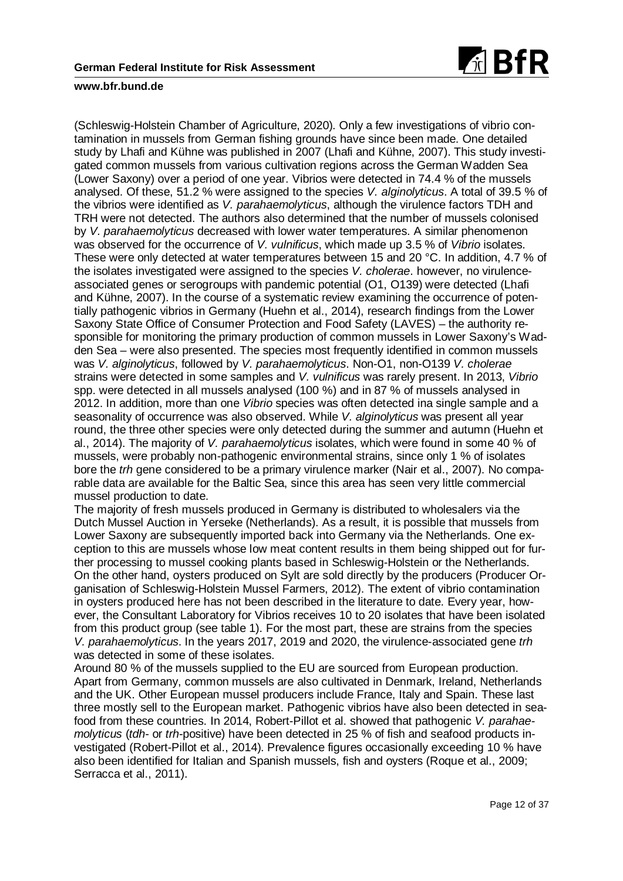(Schleswig-Holstein Chamber of Agriculture, 2020). Only a few investigations of vibrio contamination in mussels from German fishing grounds have since been made. One detailed study by Lhafi and Kühne was published in 2007 (Lhafi and Kühne, 2007). This study investigated common mussels from various cultivation regions across the German Wadden Sea (Lower Saxony) over a period of one year. Vibrios were detected in 74.4 % of the mussels analysed. Of these, 51.2 % were assigned to the species *V. alginolyticus*. A total of 39.5 % of the vibrios were identified as *V. parahaemolyticus*, although the virulence factors TDH and TRH were not detected. The authors also determined that the number of mussels colonised by *V. parahaemolyticus* decreased with lower water temperatures. A similar phenomenon was observed for the occurrence of *V. vulnificus*, which made up 3.5 % of *Vibrio* isolates. These were only detected at water temperatures between 15 and 20 °C. In addition, 4.7 % of the isolates investigated were assigned to the species *V. cholerae*. however, no virulence-associated genes or serogroups with pandemic potential (O1, O139) were detected (Lhafi and Kühne, 2007). In the course of a systematic review examining the occurrence of potentially pathogenic vibrios in Germany (Huehn et al., 2014), research findings from the Lower Saxony State Office of Consumer Protection and Food Safety (LAVES) – the authority responsible for monitoring the primary production of common mussels in Lower Saxony's Wadden Sea – were also presented. The species most frequently identified in common mussels was *V. alginolyticus*, followed by *V. parahaemolyticus*. Non-O1, non-O139 *V. cholerae* strains were detected in some samples and *V. vulnificus* was rarely present. In 2013, *Vibrio* spp. were detected in all mussels analysed (100 %) and in 87 % of mussels analysed in 2012. In addition, more than one *Vibrio* species was often detected ina single sample and a seasonality of occurrence was also observed. While *V. alginolyticus* was present all year round, the three other species were only detected during the summer and autumn (Huehn et al., 2014). The majority of *V. parahaemolyticus* isolates, which were found in some 40 % of mussels, were probably non-pathogenic environmental strains, since only 1 % of isolates bore the *trh* gene considered to be a primary virulence marker (Nair et al., 2007). No comparable data are available for the Baltic Sea, since this area has seen very little commercial mussel production to date.

The majority of fresh mussels produced in Germany is distributed to wholesalers via the Dutch Mussel Auction in Yerseke (Netherlands). As a result, it is possible that mussels from Lower Saxony are subsequently imported back into Germany via the Netherlands. One exception to this are mussels whose low meat content results in them being shipped out for further processing to mussel cooking plants based in Schleswig-Holstein or the Netherlands. On the other hand, oysters produced on Sylt are sold directly by the producers (Producer Organisation of Schleswig-Holstein Mussel Farmers, 2012). The extent of vibrio contamination in oysters produced here has not been described in the literature to date. Every year, however, the Consultant Laboratory for Vibrios receives 10 to 20 isolates that have been isolated from this product group (see table 1). For the most part, these are strains from the species *V. parahaemolyticus*. In the years 2017, 2019 and 2020, the virulence-associated gene *trh* was detected in some of these isolates.

Around 80 % of the mussels supplied to the EU are sourced from European production. Apart from Germany, common mussels are also cultivated in Denmark, Ireland, Netherlands and the UK. Other European mussel producers include France, Italy and Spain. These last three mostly sell to the European market. Pathogenic vibrios have also been detected in seafood from these countries. In 2014, Robert-Pillot et al. showed that pathogenic *V. parahaemolyticus* (*tdh*- or *trh*-positive) have been detected in 25 % of fish and seafood products investigated (Robert-Pillot et al., 2014). Prevalence figures occasionally exceeding 10 % have also been identified for Italian and Spanish mussels, fish and oysters (Roque et al., 2009; Serracca et al., 2011).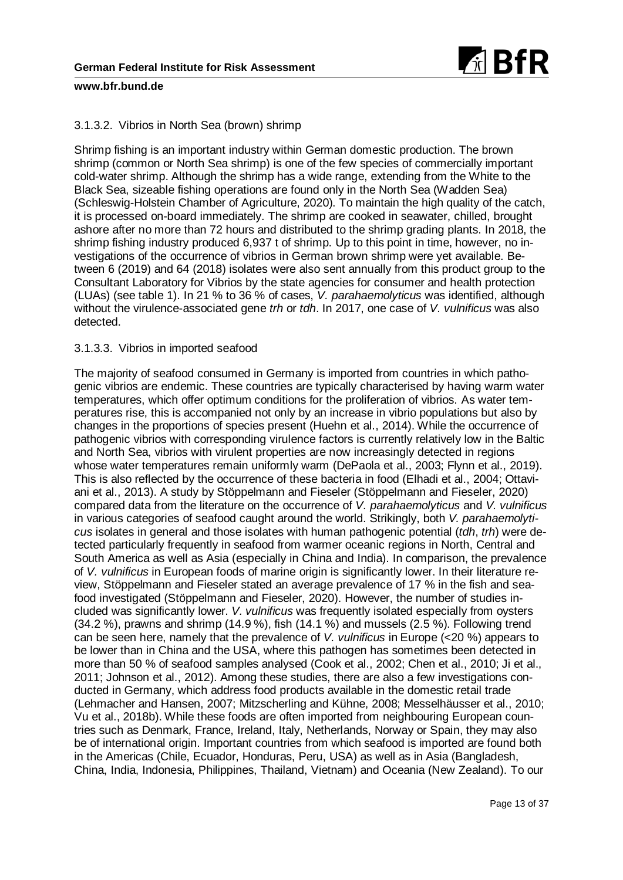#### 3.1.3.2. Vibrios in North Sea (brown) shrimp

Shrimp fishing is an important industry within German domestic production. The brown shrimp (common or North Sea shrimp) is one of the few species of commercially important cold-water shrimp. Although the shrimp has a wide range, extending from the White to the Black Sea, sizeable fishing operations are found only in the North Sea (Wadden Sea) (Schleswig-Holstein Chamber of Agriculture, 2020). To maintain the high quality of the catch, it is processed on-board immediately. The shrimp are cooked in seawater, chilled, brought ashore after no more than 72 hours and distributed to the shrimp grading plants. In 2018, the shrimp fishing industry produced 6,937 t of shrimp. Up to this point in time, however, no investigations of the occurrence of vibrios in German brown shrimp were yet available. Between 6 (2019) and 64 (2018) isolates were also sent annually from this product group to the Consultant Laboratory for Vibrios by the state agencies for consumer and health protection (LUAs) (see table 1). In 21 % to 36 % of cases, *V. parahaemolyticus* was identified, although without the virulence-associated gene *trh* or *tdh*. In 2017, one case of *V. vulnificus* was also detected.

#### 3.1.3.3. Vibrios in imported seafood

The majority of seafood consumed in Germany is imported from countries in which pathogenic vibrios are endemic. These countries are typically characterised by having warm water temperatures, which offer optimum conditions for the proliferation of vibrios. As water temperatures rise, this is accompanied not only by an increase in vibrio populations but also by changes in the proportions of species present (Huehn et al., 2014). While the occurrence of pathogenic vibrios with corresponding virulence factors is currently relatively low in the Baltic and North Sea, vibrios with virulent properties are now increasingly detected in regions whose water temperatures remain uniformly warm (DePaola et al., 2003; Flynn et al., 2019). This is also reflected by the occurrence of these bacteria in food (Elhadi et al., 2004; Ottaviani et al., 2013). A study by Stöppelmann and Fieseler (Stöppelmann and Fieseler, 2020) compared data from the literature on the occurrence of *V. parahaemolyticus* and *V. vulnificus* in various categories of seafood caught around the world. Strikingly, both *V. parahaemolyticus* isolates in general and those isolates with human pathogenic potential (*tdh*, *trh*) were detected particularly frequently in seafood from warmer oceanic regions in North, Central and South America as well as Asia (especially in China and India). In comparison, the prevalence of *V. vulnificus* in European foods of marine origin is significantly lower. In their literature review, Stöppelmann and Fieseler stated an average prevalence of 17 % in the fish and seafood investigated (Stöppelmann and Fieseler, 2020). However, the number of studies included was significantly lower. *V. vulnificus* was frequently isolated especially from oysters (34.2 %), prawns and shrimp (14.9 %), fish (14.1 %) and mussels (2.5 %). Following trend can be seen here, namely that the prevalence of *V. vulnificus* in Europe (<20 %) appears to be lower than in China and the USA, where this pathogen has sometimes been detected in more than 50 % of seafood samples analysed (Cook et al., 2002; Chen et al., 2010; Ji et al., 2011; Johnson et al., 2012). Among these studies, there are also a few investigations conducted in Germany, which address food products available in the domestic retail trade (Lehmacher and Hansen, 2007; Mitzscherling and Kühne, 2008; Messelhäusser et al., 2010; Vu et al., 2018b). While these foods are often imported from neighbouring European countries such as Denmark, France, Ireland, Italy, Netherlands, Norway or Spain, they may also be of international origin. Important countries from which seafood is imported are found both in the Americas (Chile, Ecuador, Honduras, Peru, USA) as well as in Asia (Bangladesh, China, India, Indonesia, Philippines, Thailand, Vietnam) and Oceania (New Zealand). To our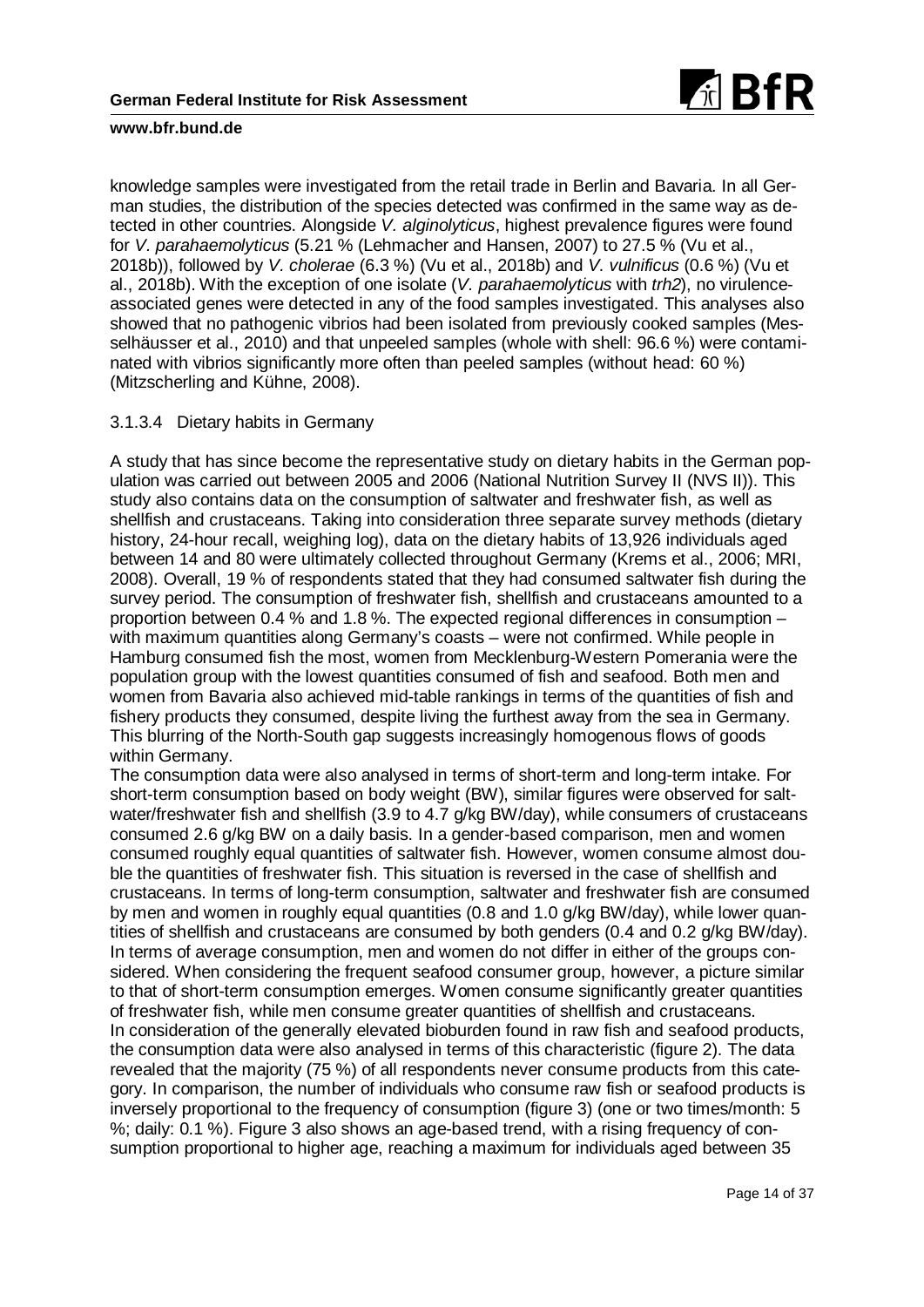knowledge samples were investigated from the retail trade in Berlin and Bavaria. In all German studies, the distribution of the species detected was confirmed in the same way as detected in other countries. Alongside *V. alginolyticus*, highest prevalence figures were found for *V. parahaemolyticus* (5.21 % (Lehmacher and Hansen, 2007) to 27.5 % (Vu et al., 2018b)), followed by *V. cholerae* (6.3 %) (Vu et al., 2018b) and *V. vulnificus* (0.6 %) (Vu et al., 2018b). With the exception of one isolate (*V. parahaemolyticus* with *trh2*), no virulence-associated genes were detected in any of the food samples investigated. This analyses also showed that no pathogenic vibrios had been isolated from previously cooked samples (Messelhäusser et al., 2010) and that unpeeled samples (whole with shell: 96.6 %) were contaminated with vibrios significantly more often than peeled samples (without head: 60 %) (Mitzscherling and Kühne, 2008).

#### 3.1.3.4 Dietary habits in Germany

A study that has since become the representative study on dietary habits in the German population was carried out between 2005 and 2006 (National Nutrition Survey II (NVS II)). This study also contains data on the consumption of saltwater and freshwater fish, as well as shellfish and crustaceans. Taking into consideration three separate survey methods (dietary history, 24-hour recall, weighing log), data on the dietary habits of 13,926 individuals aged between 14 and 80 were ultimately collected throughout Germany (Krems et al., 2006; MRI, 2008). Overall, 19 % of respondents stated that they had consumed saltwater fish during the survey period. The consumption of freshwater fish, shellfish and crustaceans amounted to a proportion between 0.4 % and 1.8 %. The expected regional differences in consumption – with maximum quantities along Germany's coasts – were not confirmed. While people in Hamburg consumed fish the most, women from Mecklenburg-Western Pomerania were the population group with the lowest quantities consumed of fish and seafood. Both men and women from Bavaria also achieved mid-table rankings in terms of the quantities of fish and fishery products they consumed, despite living the furthest away from the sea in Germany. This blurring of the North-South gap suggests increasingly homogenous flows of goods within Germany.

The consumption data were also analysed in terms of short-term and long-term intake. For short-term consumption based on body weight (BW), similar figures were observed for saltwater/freshwater fish and shellfish (3.9 to 4.7 g/kg BW/day), while consumers of crustaceans consumed 2.6 g/kg BW on a daily basis. In a gender-based comparison, men and women consumed roughly equal quantities of saltwater fish. However, women consume almost double the quantities of freshwater fish. This situation is reversed in the case of shellfish and crustaceans. In terms of long-term consumption, saltwater and freshwater fish are consumed by men and women in roughly equal quantities (0.8 and 1.0 g/kg BW/day), while lower quantities of shellfish and crustaceans are consumed by both genders (0.4 and 0.2 g/kg BW/day). In terms of average consumption, men and women do not differ in either of the groups considered. When considering the frequent seafood consumer group, however, a picture similar to that of short-term consumption emerges. Women consume significantly greater quantities of freshwater fish, while men consume greater quantities of shellfish and crustaceans.

In consideration of the generally elevated bioburden found in raw fish and seafood products, the consumption data were also analysed in terms of this characteristic (figure 2). The data revealed that the majority (75 %) of all respondents never consume products from this category. In comparison, the number of individuals who consume raw fish or seafood products is inversely proportional to the frequency of consumption (figure 3) (one or two times/month: 5 %; daily: 0.1 %). Figure 3 also shows an age-based trend, with a rising frequency of consumption proportional to higher age, reaching a maximum for individuals aged between 35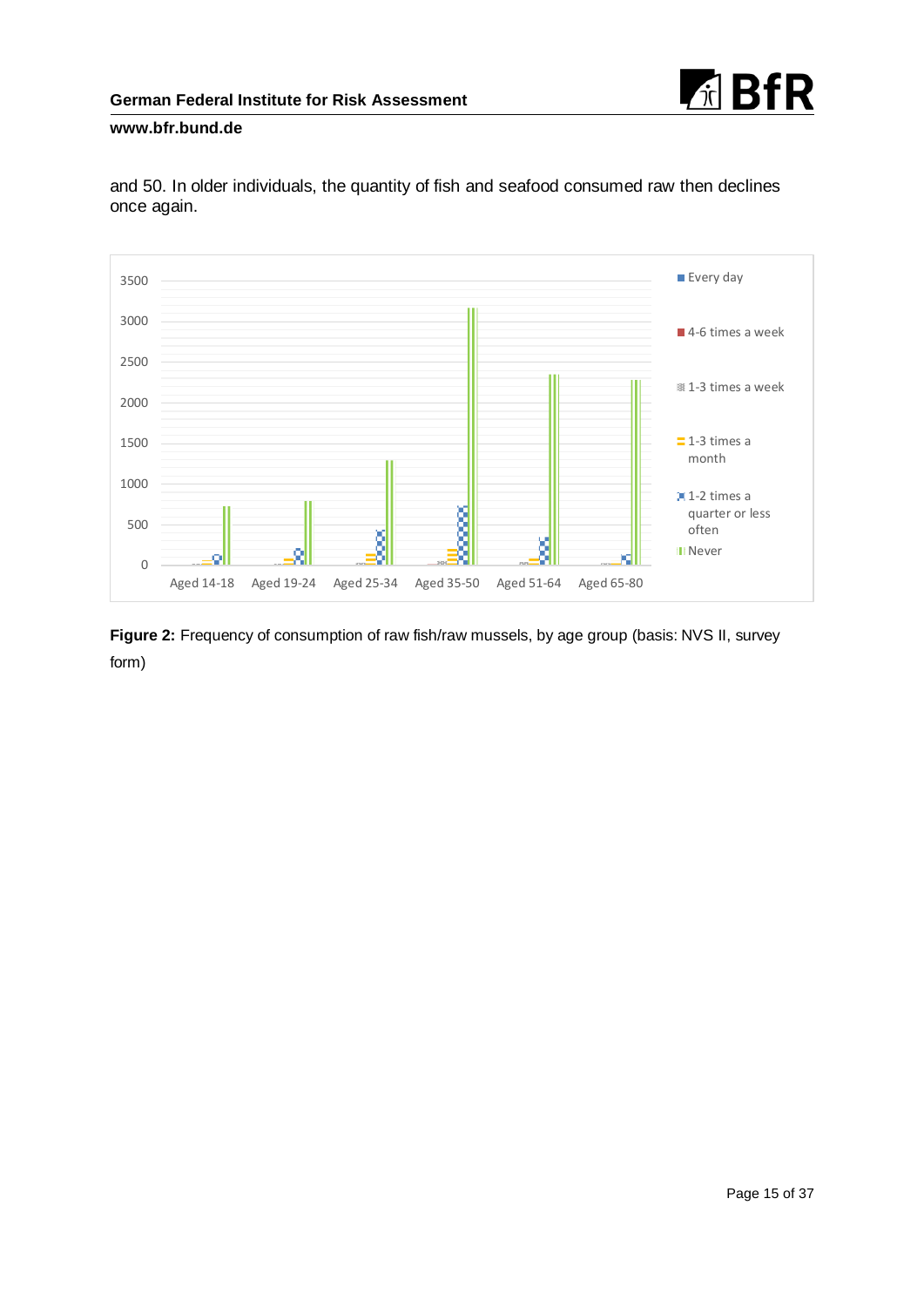and 50. In older individuals, the quantity of fish and seafood consumed raw then declines once again.

**Figure 2:** Frequency of consumption of raw fish/raw mussels, by age group (basis: NVS II, survey form)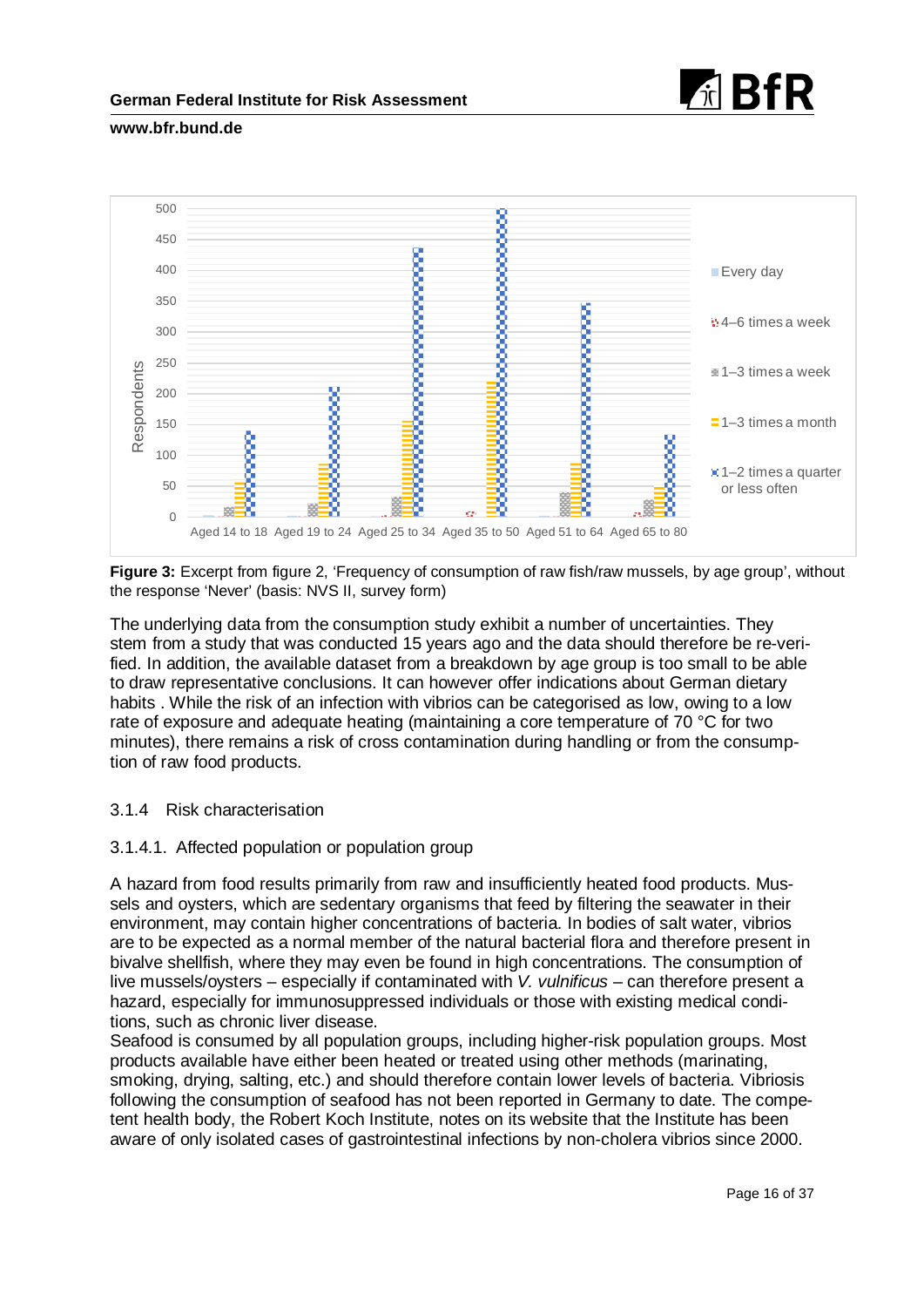Figure 3: Excerpt from figure 2, 'Frequency of consumption of raw fish/raw mussels, by age group', without the response 'Never' (basis: NVS II, survey form)

The underlying data from the consumption study exhibit a number of uncertainties. They stem from a study that was conducted 15 years ago and the data should therefore be re-verified. In addition, the available dataset from a breakdown by age group is too small to be able to draw representative conclusions. It can however offer indications about German dietary habits . While the risk of an infection with vibrios can be categorised as low, owing to a low rate of exposure and adequate heating (maintaining a core temperature of 70 °C for two minutes), there remains a risk of cross contamination during handling or from the consumption of raw food products.

### 3.1.4 Risk characterisation

#### 3.1.4.1. Affected population or population group

A hazard from food results primarily from raw and insufficiently heated food products. Mussels and oysters, which are sedentary organisms that feed by filtering the seawater in their environment, may contain higher concentrations of bacteria. In bodies of salt water, vibrios are to be expected as a normal member of the natural bacterial flora and therefore present in bivalve shellfish, where they may even be found in high concentrations. The consumption of live mussels/oysters – especially if contaminated with *V. vulnificus* – can therefore present a hazard, especially for immunosuppressed individuals or those with existing medical conditions, such as chronic liver disease.
Seafood is consumed by all population groups, including higher-risk population groups. Most products available have either been heated or treated using other methods (marinating, smoking, drying, salting, etc.) and should therefore contain lower levels of bacteria. Vibriosis following the consumption of seafood has not been reported in Germany to date. The competent health body, the Robert Koch Institute, notes on its website that the Institute has been aware of only isolated cases of gastrointestinal infections by non-cholera vibrios since 2000.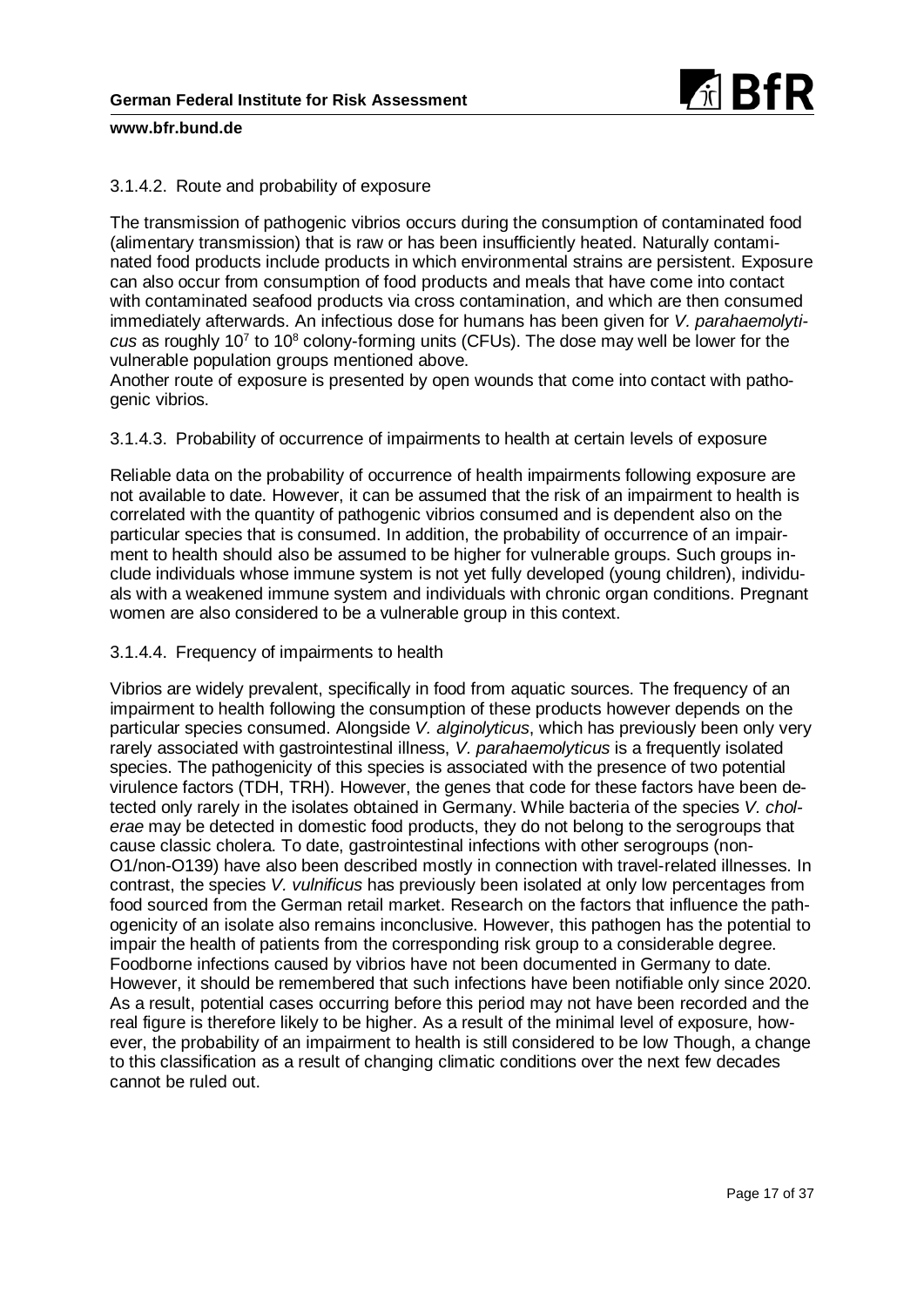#### 3.1.4.2. Route and probability of exposure

The transmission of pathogenic vibrios occurs during the consumption of contaminated food (alimentary transmission) that is raw or has been insufficiently heated. Naturally contaminated food products include products in which environmental strains are persistent. Exposure can also occur from consumption of food products and meals that have come into contact with contaminated seafood products via cross contamination, and which are then consumed immediately afterwards. An infectious dose for humans has been given for *V. parahaemolyticus* as roughly $10^7$ to $10^8$ colony-forming units (CFUs). The dose may well be lower for the vulnerable population groups mentioned above.
Another route of exposure is presented by open wounds that come into contact with pathogenic vibrios.

#### 3.1.4.3. Probability of occurrence of impairments to health at certain levels of exposure

Reliable data on the probability of occurrence of health impairments following exposure are not available to date. However, it can be assumed that the risk of an impairment to health is correlated with the quantity of pathogenic vibrios consumed and is dependent also on the particular species that is consumed. In addition, the probability of occurrence of an impairment to health should also be assumed to be higher for vulnerable groups. Such groups include individuals whose immune system is not yet fully developed (young children), individuals with a weakened immune system and individuals with chronic organ conditions. Pregnant women are also considered to be a vulnerable group in this context.

#### 3.1.4.4. Frequency of impairments to health

Vibrios are widely prevalent, specifically in food from aquatic sources. The frequency of an impairment to health following the consumption of these products however depends on the particular species consumed. Alongside *V. alginolyticus*, which has previously been only very rarely associated with gastrointestinal illness, *V. parahaemolyticus* is a frequently isolated species. The pathogenicity of this species is associated with the presence of two potential virulence factors (TDH, TRH). However, the genes that code for these factors have been detected only rarely in the isolates obtained in Germany. While bacteria of the species *V. cholerae* may be detected in domestic food products, they do not belong to the serogroups that cause classic cholera. To date, gastrointestinal infections with other serogroups (non-O1/non-O139) have also been described mostly in connection with travel-related illnesses. In contrast, the species *V. vulnificus* has previously been isolated at only low percentages from food sourced from the German retail market. Research on the factors that influence the pathogenicity of an isolate also remains inconclusive. However, this pathogen has the potential to impair the health of patients from the corresponding risk group to a considerable degree. Foodborne infections caused by vibrios have not been documented in Germany to date. However, it should be remembered that such infections have been notifiable only since 2020. As a result, potential cases occurring before this period may not have been recorded and the real figure is therefore likely to be higher. As a result of the minimal level of exposure, however, the probability of an impairment to health is still considered to be low Though, a change to this classification as a result of changing climatic conditions over the next few decades cannot be ruled out.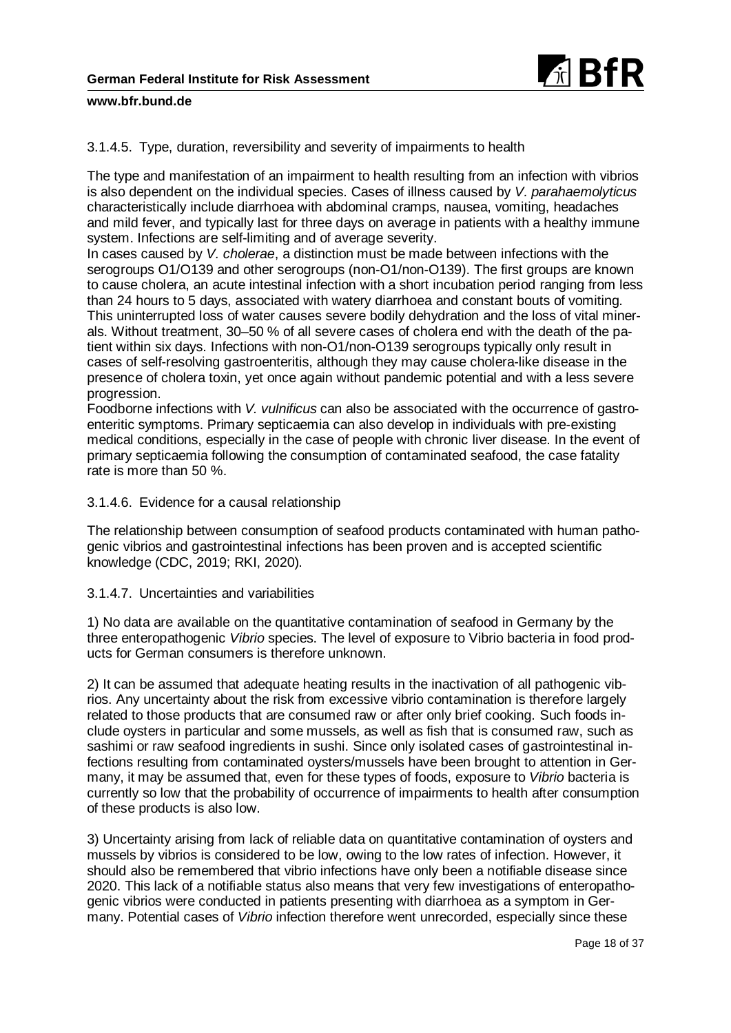#### 3.1.4.5. Type, duration, reversibility and severity of impairments to health

The type and manifestation of an impairment to health resulting from an infection with vibrios is also dependent on the individual species. Cases of illness caused by *V. parahaemolyticus* characteristically include diarrhoea with abdominal cramps, nausea, vomiting, headaches and mild fever, and typically last for three days on average in patients with a healthy immune system. Infections are self-limiting and of average severity.
In cases caused by *V. cholerae*, a distinction must be made between infections with the serogroups O1/O139 and other serogroups (non-O1/non-O139). The first groups are known to cause cholera, an acute intestinal infection with a short incubation period ranging from less than 24 hours to 5 days, associated with watery diarrhoea and constant bouts of vomiting. This uninterrupted loss of water causes severe bodily dehydration and the loss of vital minerals. Without treatment, 30–50 % of all severe cases of cholera end with the death of the patient within six days. Infections with non-O1/non-O139 serogroups typically only result in cases of self-resolving gastroenteritis, although they may cause cholera-like disease in the presence of cholera toxin, yet once again without pandemic potential and with a less severe progression.
Foodborne infections with *V. vulnificus* can also be associated with the occurrence of gastroenteritic symptoms. Primary septicaemia can also develop in individuals with pre-existing medical conditions, especially in the case of people with chronic liver disease. In the event of primary septicaemia following the consumption of contaminated seafood, the case fatality rate is more than 50 %.

#### 3.1.4.6. Evidence for a causal relationship

The relationship between consumption of seafood products contaminated with human pathogenic vibrios and gastrointestinal infections has been proven and is accepted scientific knowledge (CDC, 2019; RKI, 2020).

#### 3.1.4.7. Uncertainties and variabilities

1) No data are available on the quantitative contamination of seafood in Germany by the three enteropathogenic *Vibrio* species. The level of exposure to Vibrio bacteria in food products for German consumers is therefore unknown.

2) It can be assumed that adequate heating results in the inactivation of all pathogenic vibrios. Any uncertainty about the risk from excessive vibrio contamination is therefore largely related to those products that are consumed raw or after only brief cooking. Such foods include oysters in particular and some mussels, as well as fish that is consumed raw, such as sashimi or raw seafood ingredients in sushi. Since only isolated cases of gastrointestinal infections resulting from contaminated oysters/mussels have been brought to attention in Germany, it may be assumed that, even for these types of foods, exposure to *Vibrio* bacteria is currently so low that the probability of occurrence of impairments to health after consumption of these products is also low.

3) Uncertainty arising from lack of reliable data on quantitative contamination of oysters and mussels by vibrios is considered to be low, owing to the low rates of infection. However, it should also be remembered that vibrio infections have only been a notifiable disease since 2020. This lack of a notifiable status also means that very few investigations of enteropathogenic vibrios were conducted in patients presenting with diarrhoea as a symptom in Germany. Potential cases of *Vibrio* infection therefore went unrecorded, especially since these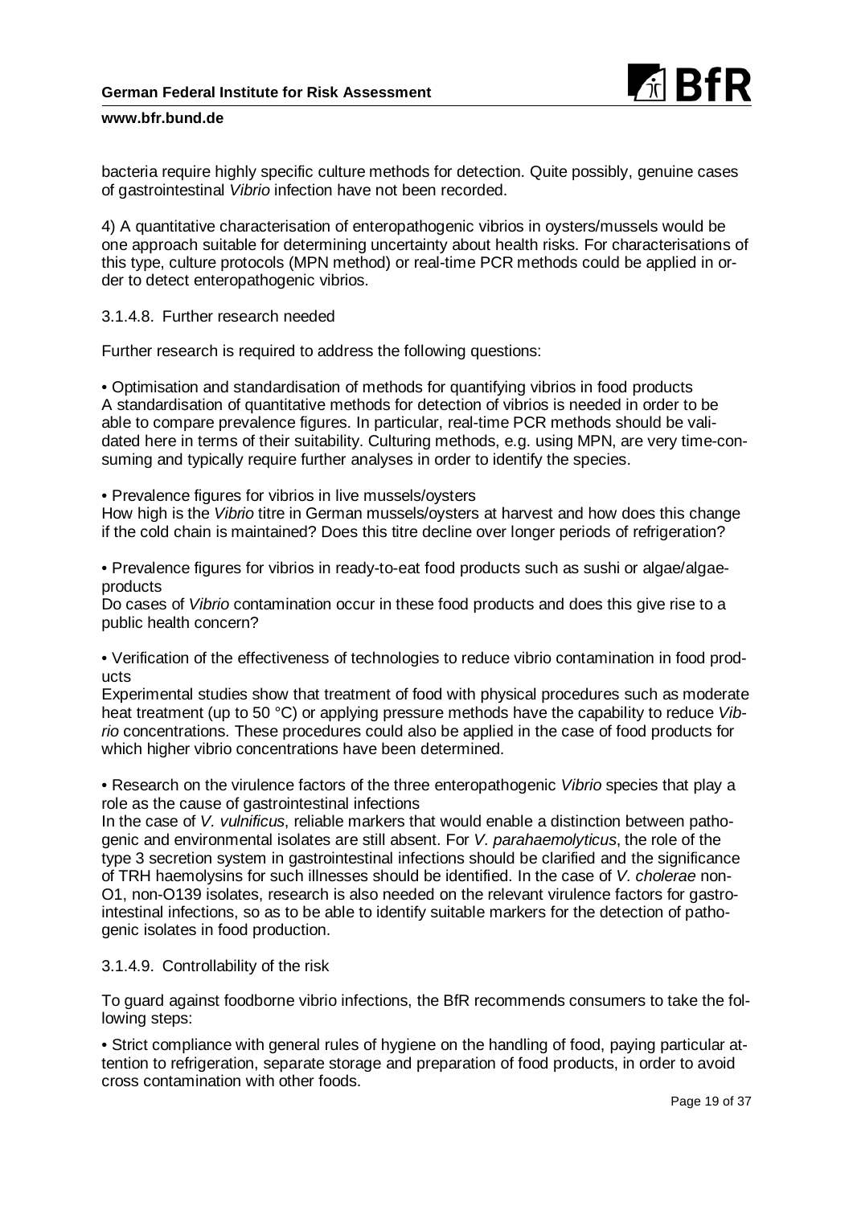bacteria require highly specific culture methods for detection. Quite possibly, genuine cases of gastrointestinal *Vibrio* infection have not been recorded.

4) A quantitative characterisation of enteropathogenic vibrios in oysters/mussels would be one approach suitable for determining uncertainty about health risks. For characterisations of this type, culture protocols (MPN method) or real-time PCR methods could be applied in order to detect enteropathogenic vibrios.

### 3.1.4.8. Further research needed

Further research is required to address the following questions:

• Optimisation and standardisation of methods for quantifying vibrios in food products
A standardisation of quantitative methods for detection of vibrios is needed in order to be able to compare prevalence figures. In particular, real-time PCR methods should be validated here in terms of their suitability. Culturing methods, e.g. using MPN, are very time-consuming and typically require further analyses in order to identify the species.

• Prevalence figures for vibrios in live mussels/oysters
How high is the *Vibrio* titre in German mussels/oysters at harvest and how does this change if the cold chain is maintained? Does this titre decline over longer periods of refrigeration?

• Prevalence figures for vibrios in ready-to-eat food products such as sushi or algae/algae-products
Do cases of *Vibrio* contamination occur in these food products and does this give rise to a public health concern?

• Verification of the effectiveness of technologies to reduce vibrio contamination in food products
Experimental studies show that treatment of food with physical procedures such as moderate heat treatment (up to 50 °C) or applying pressure methods have the capability to reduce *Vibrio* concentrations. These procedures could also be applied in the case of food products for which higher vibrio concentrations have been determined.

• Research on the virulence factors of the three enteropathogenic *Vibrio* species that play a role as the cause of gastrointestinal infections
In the case of *V. vulnificus*, reliable markers that would enable a distinction between pathogenic and environmental isolates are still absent. For *V. parahaemolyticus*, the role of the type 3 secretion system in gastrointestinal infections should be clarified and the significance of TRH haemolysins for such illnesses should be identified. In the case of *V. cholerae* non-O1, non-O139 isolates, research is also needed on the relevant virulence factors for gastrointestinal infections, so as to be able to identify suitable markers for the detection of pathogenic isolates in food production.

### 3.1.4.9. Controllability of the risk

To guard against foodborne vibrio infections, the BfR recommends consumers to take the following steps:

• Strict compliance with general rules of hygiene on the handling of food, paying particular attention to refrigeration, separate storage and preparation of food products, in order to avoid cross contamination with other foods.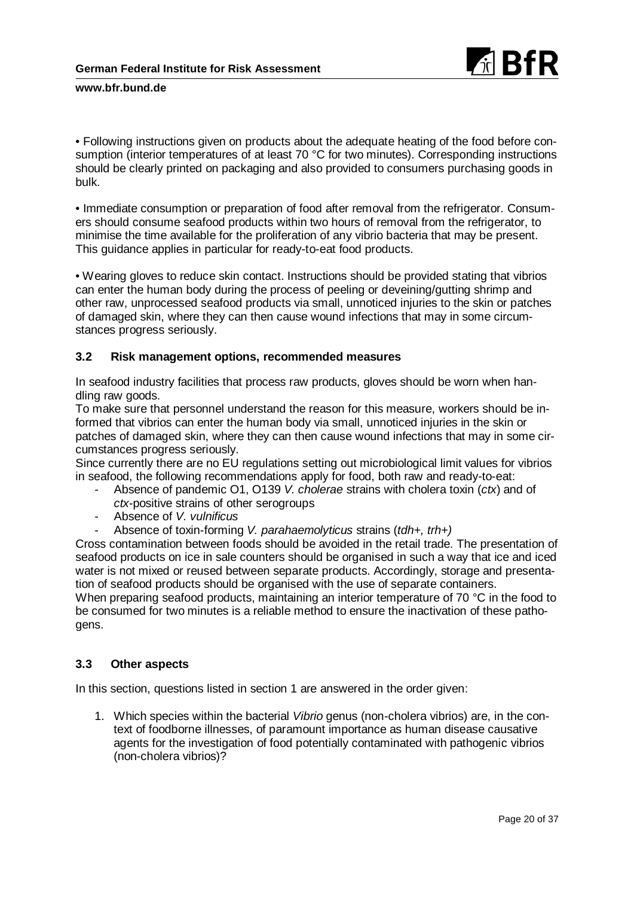• Following instructions given on products about the adequate heating of the food before consumption (interior temperatures of at least 70 °C for two minutes). Corresponding instructions should be clearly printed on packaging and also provided to consumers purchasing goods in bulk.

• Immediate consumption or preparation of food after removal from the refrigerator. Consumers should consume seafood products within two hours of removal from the refrigerator, to minimise the time available for the proliferation of any vibrio bacteria that may be present. This guidance applies in particular for ready-to-eat food products.

• Wearing gloves to reduce skin contact. Instructions should be provided stating that vibrios can enter the human body during the process of peeling or deveining/gutting shrimp and other raw, unprocessed seafood products via small, unnoticed injuries to the skin or patches of damaged skin, where they can then cause wound infections that may in some circumstances progress seriously.

### 3.2 Risk management options, recommended measures

In seafood industry facilities that process raw products, gloves should be worn when handling raw goods.
To make sure that personnel understand the reason for this measure, workers should be informed that vibrios can enter the human body via small, unnoticed injuries in the skin or patches of damaged skin, where they can then cause wound infections that may in some circumstances progress seriously.
Since currently there are no EU regulations setting out microbiological limit values for vibrios in seafood, the following recommendations apply for food, both raw and ready-to-eat:

- Absence of pandemic O1, O139 *V. cholerae* strains with cholera toxin (*ctx*) and of *ctx*-positive strains of other serogroups
- Absence of *V. vulnificus*
- Absence of toxin-forming *V. parahaemolyticus* strains (*tdh+, trh+)*

Cross contamination between foods should be avoided in the retail trade. The presentation of seafood products on ice in sale counters should be organised in such a way that ice and iced water is not mixed or reused between separate products. Accordingly, storage and presentation of seafood products should be organised with the use of separate containers.
When preparing seafood products, maintaining an interior temperature of 70 °C in the food to be consumed for two minutes is a reliable method to ensure the inactivation of these pathogens.

### 3.3 Other aspects

In this section, questions listed in section 1 are answered in the order given:

1. Which species within the bacterial *Vibrio* genus (non-cholera vibrios) are, in the context of foodborne illnesses, of paramount importance as human disease causative agents for the investigation of food potentially contaminated with pathogenic vibrios (non-cholera vibrios)?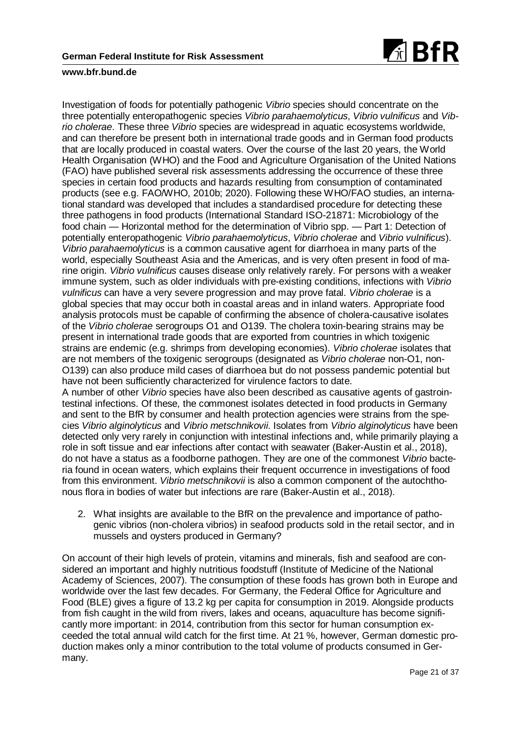Investigation of foods for potentially pathogenic *Vibrio* species should concentrate on the three potentially enteropathogenic species *Vibrio parahaemolyticus*, *Vibrio vulnificus* and *Vibrio cholerae*. These three *Vibrio* species are widespread in aquatic ecosystems worldwide, and can therefore be present both in international trade goods and in German food products that are locally produced in coastal waters. Over the course of the last 20 years, the World Health Organisation (WHO) and the Food and Agriculture Organisation of the United Nations (FAO) have published several risk assessments addressing the occurrence of these three species in certain food products and hazards resulting from consumption of contaminated products (see e.g. FAO/WHO, 2010b; 2020). Following these WHO/FAO studies, an international standard was developed that includes a standardised procedure for detecting these three pathogens in food products (International Standard ISO-21871: Microbiology of the food chain — Horizontal method for the determination of Vibrio spp. — Part 1: Detection of potentially enteropathogenic *Vibrio parahaemolyticus*, *Vibrio cholerae* and *Vibrio vulnificus*). *Vibrio parahaemolyticus* is a common causative agent for diarrhoea in many parts of the world, especially Southeast Asia and the Americas, and is very often present in food of marine origin. *Vibrio vulnificus* causes disease only relatively rarely. For persons with a weaker immune system, such as older individuals with pre-existing conditions, infections with *Vibrio vulnificus* can have a very severe progression and may prove fatal. *Vibrio cholerae* is a global species that may occur both in coastal areas and in inland waters. Appropriate food analysis protocols must be capable of confirming the absence of cholera-causative isolates of the *Vibrio cholerae* serogroups O1 and O139. The cholera toxin-bearing strains may be present in international trade goods that are exported from countries in which toxigenic strains are endemic (e.g. shrimps from developing economies). *Vibrio cholerae* isolates that are not members of the toxigenic serogroups (designated as *Vibrio cholerae* non-O1, non-O139) can also produce mild cases of diarrhoea but do not possess pandemic potential but have not been sufficiently characterized for virulence factors to date.

A number of other *Vibrio* species have also been described as causative agents of gastrointestinal infections. Of these, the commonest isolates detected in food products in Germany and sent to the BfR by consumer and health protection agencies were strains from the species *Vibrio alginolyticus* and *Vibrio metschnikovii*. Isolates from *Vibrio alginolyticus* have been detected only very rarely in conjunction with intestinal infections and, while primarily playing a role in soft tissue and ear infections after contact with seawater (Baker-Austin et al., 2018), do not have a status as a foodborne pathogen. They are one of the commonest *Vibrio* bacteria found in ocean waters, which explains their frequent occurrence in investigations of food from this environment. *Vibrio metschnikovii* is also a common component of the autochthonous flora in bodies of water but infections are rare (Baker-Austin et al., 2018).

2. What insights are available to the BfR on the prevalence and importance of pathogenic vibrios (non-cholera vibrios) in seafood products sold in the retail sector, and in mussels and oysters produced in Germany?

On account of their high levels of protein, vitamins and minerals, fish and seafood are considered an important and highly nutritious foodstuff (Institute of Medicine of the National Academy of Sciences, 2007). The consumption of these foods has grown both in Europe and worldwide over the last few decades. For Germany, the Federal Office for Agriculture and Food (BLE) gives a figure of 13.2 kg per capita for consumption in 2019. Alongside products from fish caught in the wild from rivers, lakes and oceans, aquaculture has become significantly more important: in 2014, contribution from this sector for human consumption exceeded the total annual wild catch for the first time. At 21 %, however, German domestic production makes only a minor contribution to the total volume of products consumed in Germany.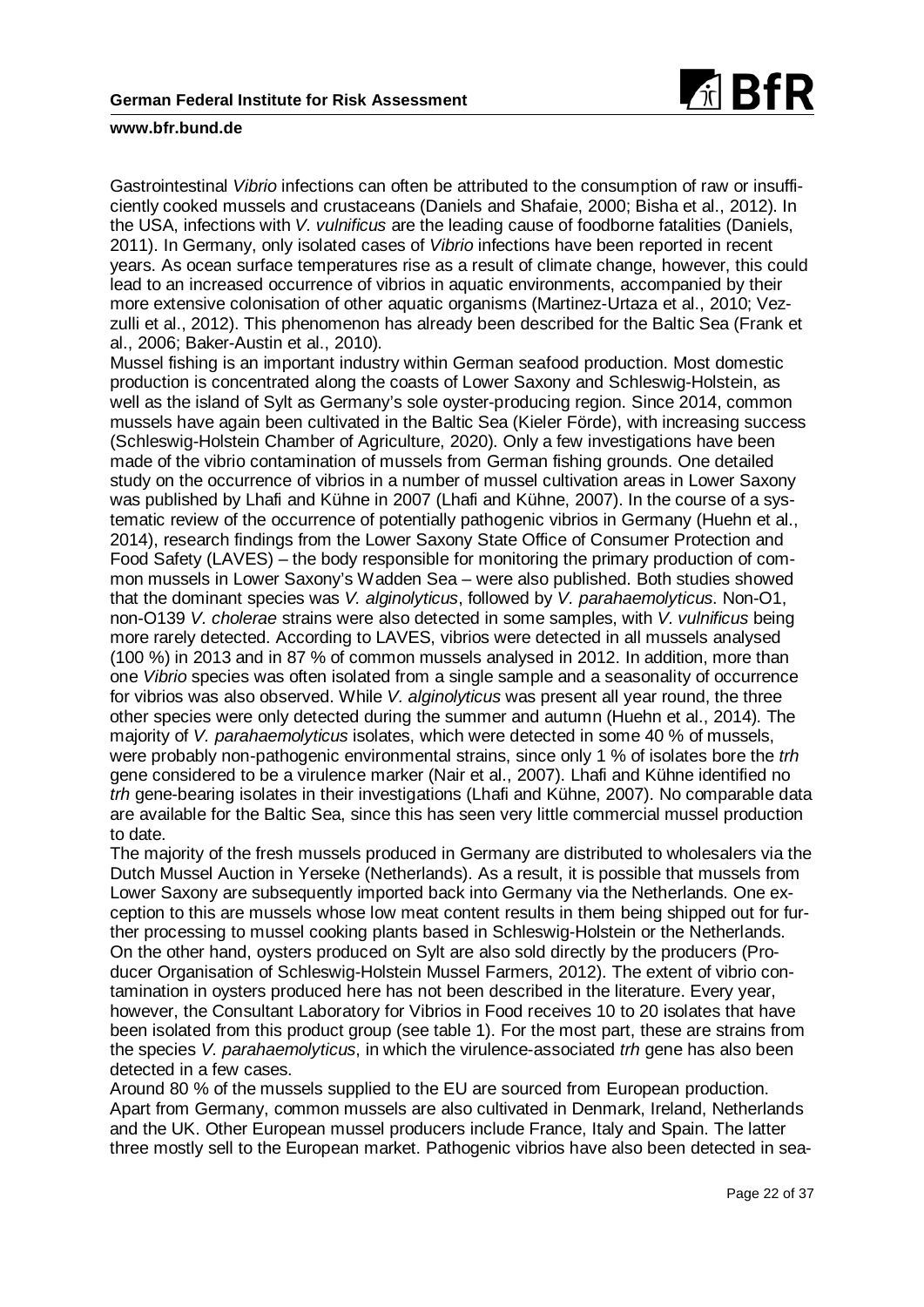Gastrointestinal *Vibrio* infections can often be attributed to the consumption of raw or insufficiently cooked mussels and crustaceans (Daniels and Shafaie, 2000; Bisha et al., 2012). In the USA, infections with *V. vulnificus* are the leading cause of foodborne fatalities (Daniels, 2011). In Germany, only isolated cases of *Vibrio* infections have been reported in recent years. As ocean surface temperatures rise as a result of climate change, however, this could lead to an increased occurrence of vibrios in aquatic environments, accompanied by their more extensive colonisation of other aquatic organisms (Martinez-Urtaza et al., 2010; Vezzulli et al., 2012). This phenomenon has already been described for the Baltic Sea (Frank et al., 2006; Baker-Austin et al., 2010).

Mussel fishing is an important industry within German seafood production. Most domestic production is concentrated along the coasts of Lower Saxony and Schleswig-Holstein, as well as the island of Sylt as Germany's sole oyster-producing region. Since 2014, common mussels have again been cultivated in the Baltic Sea (Kieler Förde), with increasing success (Schleswig-Holstein Chamber of Agriculture, 2020). Only a few investigations have been made of the vibrio contamination of mussels from German fishing grounds. One detailed study on the occurrence of vibrios in a number of mussel cultivation areas in Lower Saxony was published by Lhafi and Kühne in 2007 (Lhafi and Kühne, 2007). In the course of a systematic review of the occurrence of potentially pathogenic vibrios in Germany (Huehn et al., 2014), research findings from the Lower Saxony State Office of Consumer Protection and Food Safety (LAVES) – the body responsible for monitoring the primary production of common mussels in Lower Saxony's Wadden Sea – were also published. Both studies showed that the dominant species was *V. alginolyticus*, followed by *V. parahaemolyticus*. Non-O1, non-O139 *V. cholerae* strains were also detected in some samples, with *V. vulnificus* being more rarely detected. According to LAVES, vibrios were detected in all mussels analysed (100 %) in 2013 and in 87 % of common mussels analysed in 2012. In addition, more than one *Vibrio* species was often isolated from a single sample and a seasonality of occurrence for vibrios was also observed. While *V. alginolyticus* was present all year round, the three other species were only detected during the summer and autumn (Huehn et al., 2014). The majority of *V. parahaemolyticus* isolates, which were detected in some 40 % of mussels, were probably non-pathogenic environmental strains, since only 1 % of isolates bore the *trh* gene considered to be a virulence marker (Nair et al., 2007). Lhafi and Kühne identified no *trh* gene-bearing isolates in their investigations (Lhafi and Kühne, 2007). No comparable data are available for the Baltic Sea, since this has seen very little commercial mussel production to date.

The majority of the fresh mussels produced in Germany are distributed to wholesalers via the Dutch Mussel Auction in Yerseke (Netherlands). As a result, it is possible that mussels from Lower Saxony are subsequently imported back into Germany via the Netherlands. One exception to this are mussels whose low meat content results in them being shipped out for further processing to mussel cooking plants based in Schleswig-Holstein or the Netherlands. On the other hand, oysters produced on Sylt are also sold directly by the producers (Producer Organisation of Schleswig-Holstein Mussel Farmers, 2012). The extent of vibrio contamination in oysters produced here has not been described in the literature. Every year, however, the Consultant Laboratory for Vibrios in Food receives 10 to 20 isolates that have been isolated from this product group (see table 1). For the most part, these are strains from the species *V. parahaemolyticus*, in which the virulence-associated *trh* gene has also been detected in a few cases.

Around 80 % of the mussels supplied to the EU are sourced from European production. Apart from Germany, common mussels are also cultivated in Denmark, Ireland, Netherlands and the UK. Other European mussel producers include France, Italy and Spain. The latter three mostly sell to the European market. Pathogenic vibrios have also been detected in sea-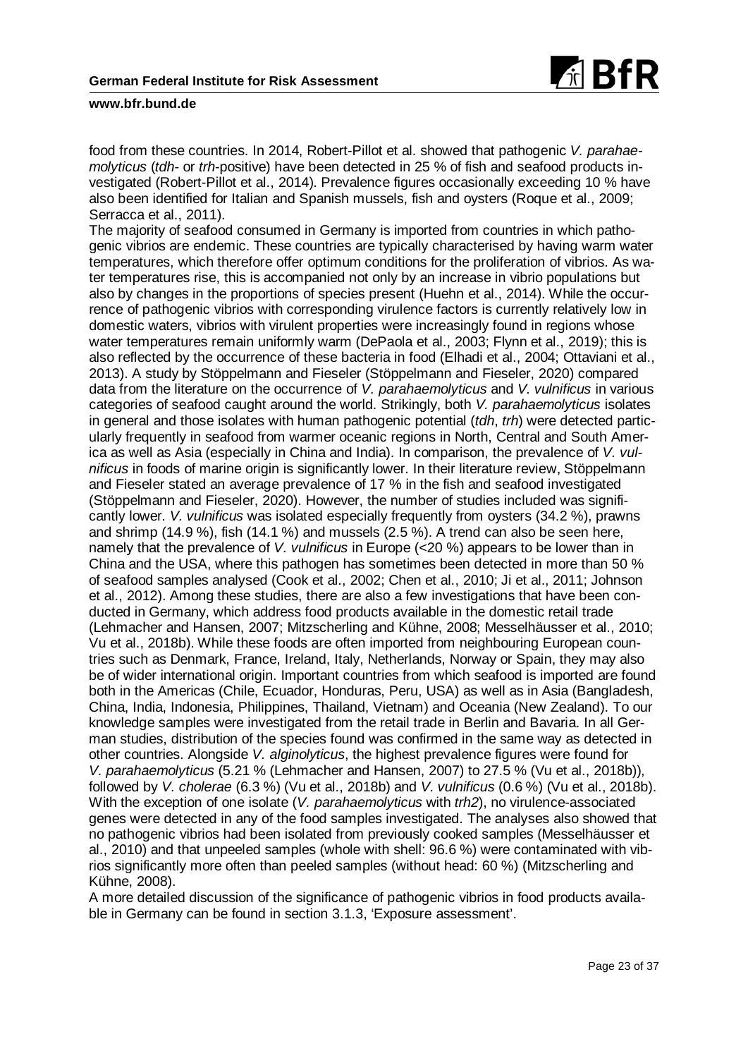food from these countries. In 2014, Robert-Pillot et al. showed that pathogenic *V. parahaemolyticus* (*tdh*- or *trh*-positive) have been detected in 25 % of fish and seafood products investigated (Robert-Pillot et al., 2014). Prevalence figures occasionally exceeding 10 % have also been identified for Italian and Spanish mussels, fish and oysters (Roque et al., 2009; Serracca et al., 2011).

The majority of seafood consumed in Germany is imported from countries in which pathogenic vibrios are endemic. These countries are typically characterised by having warm water temperatures, which therefore offer optimum conditions for the proliferation of vibrios. As water temperatures rise, this is accompanied not only by an increase in vibrio populations but also by changes in the proportions of species present (Huehn et al., 2014). While the occurrence of pathogenic vibrios with corresponding virulence factors is currently relatively low in domestic waters, vibrios with virulent properties were increasingly found in regions whose water temperatures remain uniformly warm (DePaola et al., 2003; Flynn et al., 2019); this is also reflected by the occurrence of these bacteria in food (Elhadi et al., 2004; Ottaviani et al., 2013). A study by Stöppelmann and Fieseler (Stöppelmann and Fieseler, 2020) compared data from the literature on the occurrence of *V. parahaemolyticus* and *V. vulnificus* in various categories of seafood caught around the world. Strikingly, both *V. parahaemolyticus* isolates in general and those isolates with human pathogenic potential (*tdh*, *trh*) were detected particularly frequently in seafood from warmer oceanic regions in North, Central and South America as well as Asia (especially in China and India). In comparison, the prevalence of *V. vulnificus* in foods of marine origin is significantly lower. In their literature review, Stöppelmann and Fieseler stated an average prevalence of 17 % in the fish and seafood investigated (Stöppelmann and Fieseler, 2020). However, the number of studies included was significantly lower. *V. vulnificus* was isolated especially frequently from oysters (34.2 %), prawns and shrimp (14.9 %), fish (14.1 %) and mussels (2.5 %). A trend can also be seen here, namely that the prevalence of *V. vulnificus* in Europe (<20 %) appears to be lower than in China and the USA, where this pathogen has sometimes been detected in more than 50 % of seafood samples analysed (Cook et al., 2002; Chen et al., 2010; Ji et al., 2011; Johnson et al., 2012). Among these studies, there are also a few investigations that have been conducted in Germany, which address food products available in the domestic retail trade (Lehmacher and Hansen, 2007; Mitzscherling and Kühne, 2008; Messelhäusser et al., 2010; Vu et al., 2018b). While these foods are often imported from neighbouring European countries such as Denmark, France, Ireland, Italy, Netherlands, Norway or Spain, they may also be of wider international origin. Important countries from which seafood is imported are found both in the Americas (Chile, Ecuador, Honduras, Peru, USA) as well as in Asia (Bangladesh, China, India, Indonesia, Philippines, Thailand, Vietnam) and Oceania (New Zealand). To our knowledge samples were investigated from the retail trade in Berlin and Bavaria. In all German studies, distribution of the species found was confirmed in the same way as detected in other countries. Alongside *V. alginolyticus*, the highest prevalence figures were found for *V. parahaemolyticus* (5.21 % (Lehmacher and Hansen, 2007) to 27.5 % (Vu et al., 2018b)), followed by *V. cholerae* (6.3 %) (Vu et al., 2018b) and *V. vulnificus* (0.6 %) (Vu et al., 2018b). With the exception of one isolate (*V. parahaemolyticus* with *trh2*), no virulence-associated genes were detected in any of the food samples investigated. The analyses also showed that no pathogenic vibrios had been isolated from previously cooked samples (Messelhäusser et al., 2010) and that unpeeled samples (whole with shell: 96.6 %) were contaminated with vibrios significantly more often than peeled samples (without head: 60 %) (Mitzscherling and Kühne, 2008).

A more detailed discussion of the significance of pathogenic vibrios in food products available in Germany can be found in section 3.1.3, 'Exposure assessment'.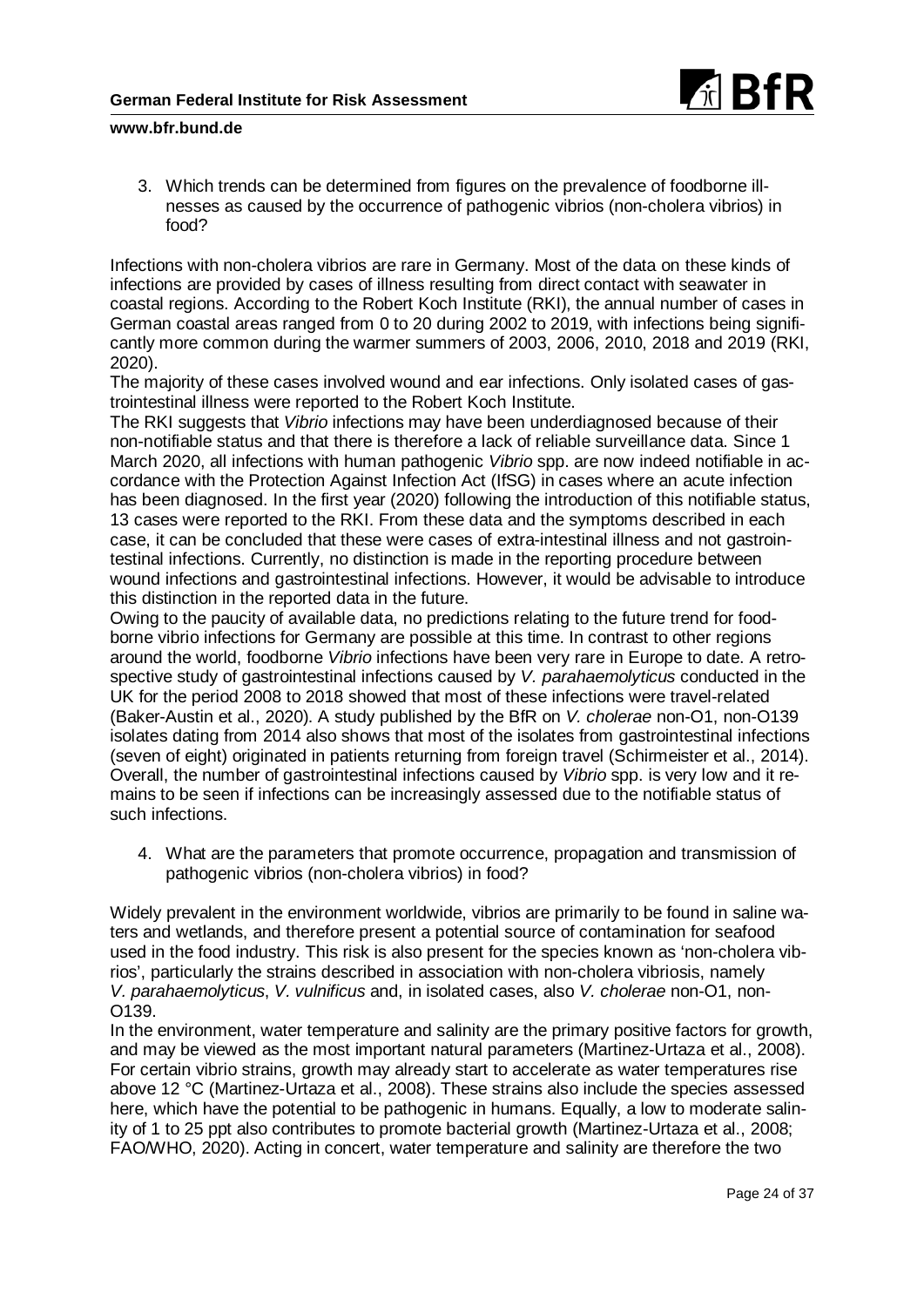3. Which trends can be determined from figures on the prevalence of foodborne illnesses as caused by the occurrence of pathogenic vibrios (non-cholera vibrios) in food?

Infections with non-cholera vibrios are rare in Germany. Most of the data on these kinds of infections are provided by cases of illness resulting from direct contact with seawater in coastal regions. According to the Robert Koch Institute (RKI), the annual number of cases in German coastal areas ranged from 0 to 20 during 2002 to 2019, with infections being significantly more common during the warmer summers of 2003, 2006, 2010, 2018 and 2019 (RKI, 2020).

The majority of these cases involved wound and ear infections. Only isolated cases of gastrointestinal illness were reported to the Robert Koch Institute.

The RKI suggests that *Vibrio* infections may have been underdiagnosed because of their non-notifiable status and that there is therefore a lack of reliable surveillance data. Since 1 March 2020, all infections with human pathogenic *Vibrio* spp. are now indeed notifiable in accordance with the Protection Against Infection Act (IfSG) in cases where an acute infection has been diagnosed. In the first year (2020) following the introduction of this notifiable status, 13 cases were reported to the RKI. From these data and the symptoms described in each case, it can be concluded that these were cases of extra-intestinal illness and not gastrointestinal infections. Currently, no distinction is made in the reporting procedure between wound infections and gastrointestinal infections. However, it would be advisable to introduce this distinction in the reported data in the future.

Owing to the paucity of available data, no predictions relating to the future trend for foodborne vibrio infections for Germany are possible at this time. In contrast to other regions around the world, foodborne *Vibrio* infections have been very rare in Europe to date. A retrospective study of gastrointestinal infections caused by *V. parahaemolyticus* conducted in the UK for the period 2008 to 2018 showed that most of these infections were travel-related (Baker-Austin et al., 2020). A study published by the BfR on *V. cholerae* non-O1, non-O139 isolates dating from 2014 also shows that most of the isolates from gastrointestinal infections (seven of eight) originated in patients returning from foreign travel (Schirmeister et al., 2014). Overall, the number of gastrointestinal infections caused by *Vibrio* spp. is very low and it remains to be seen if infections can be increasingly assessed due to the notifiable status of such infections.

4. What are the parameters that promote occurrence, propagation and transmission of pathogenic vibrios (non-cholera vibrios) in food?

Widely prevalent in the environment worldwide, vibrios are primarily to be found in saline waters and wetlands, and therefore present a potential source of contamination for seafood used in the food industry. This risk is also present for the species known as 'non-cholera vibrios', particularly the strains described in association with non-cholera vibriosis, namely *V. parahaemolyticus*, *V. vulnificus* and, in isolated cases, also *V. cholerae* non-O1, non-O139.

In the environment, water temperature and salinity are the primary positive factors for growth, and may be viewed as the most important natural parameters (Martinez-Urtaza et al., 2008). For certain vibrio strains, growth may already start to accelerate as water temperatures rise above 12 °C (Martinez-Urtaza et al., 2008). These strains also include the species assessed here, which have the potential to be pathogenic in humans. Equally, a low to moderate salinity of 1 to 25 ppt also contributes to promote bacterial growth (Martinez-Urtaza et al., 2008; FAO/WHO, 2020). Acting in concert, water temperature and salinity are therefore the two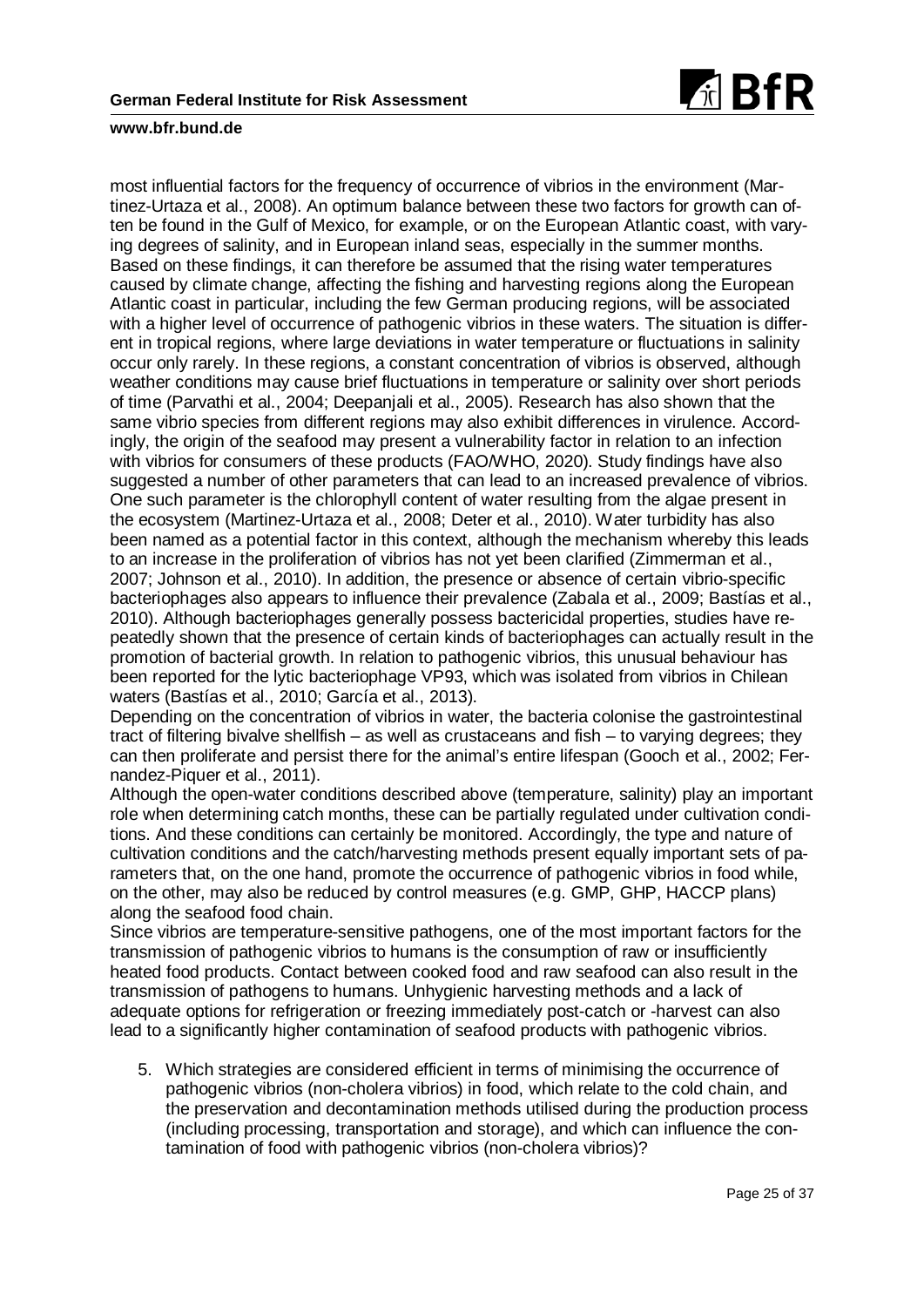most influential factors for the frequency of occurrence of vibrios in the environment (Martinez-Urtaza et al., 2008). An optimum balance between these two factors for growth can often be found in the Gulf of Mexico, for example, or on the European Atlantic coast, with varying degrees of salinity, and in European inland seas, especially in the summer months. Based on these findings, it can therefore be assumed that the rising water temperatures caused by climate change, affecting the fishing and harvesting regions along the European Atlantic coast in particular, including the few German producing regions, will be associated with a higher level of occurrence of pathogenic vibrios in these waters. The situation is different in tropical regions, where large deviations in water temperature or fluctuations in salinity occur only rarely. In these regions, a constant concentration of vibrios is observed, although weather conditions may cause brief fluctuations in temperature or salinity over short periods of time (Parvathi et al., 2004; Deepanjali et al., 2005). Research has also shown that the same vibrio species from different regions may also exhibit differences in virulence. Accordingly, the origin of the seafood may present a vulnerability factor in relation to an infection with vibrios for consumers of these products (FAO/WHO, 2020). Study findings have also suggested a number of other parameters that can lead to an increased prevalence of vibrios. One such parameter is the chlorophyll content of water resulting from the algae present in the ecosystem (Martinez-Urtaza et al., 2008; Deter et al., 2010). Water turbidity has also been named as a potential factor in this context, although the mechanism whereby this leads to an increase in the proliferation of vibrios has not yet been clarified (Zimmerman et al., 2007; Johnson et al., 2010). In addition, the presence or absence of certain vibrio-specific bacteriophages also appears to influence their prevalence (Zabala et al., 2009; Bastías et al., 2010). Although bacteriophages generally possess bactericidal properties, studies have repeatedly shown that the presence of certain kinds of bacteriophages can actually result in the promotion of bacterial growth. In relation to pathogenic vibrios, this unusual behaviour has been reported for the lytic bacteriophage VP93, which was isolated from vibrios in Chilean waters (Bastías et al., 2010; García et al., 2013).
Depending on the concentration of vibrios in water, the bacteria colonise the gastrointestinal tract of filtering bivalve shellfish – as well as crustaceans and fish – to varying degrees; they can then proliferate and persist there for the animal's entire lifespan (Gooch et al., 2002; Fernandez-Piquer et al., 2011).
Although the open-water conditions described above (temperature, salinity) play an important role when determining catch months, these can be partially regulated under cultivation conditions. And these conditions can certainly be monitored. Accordingly, the type and nature of cultivation conditions and the catch/harvesting methods present equally important sets of parameters that, on the one hand, promote the occurrence of pathogenic vibrios in food while, on the other, may also be reduced by control measures (e.g. GMP, GHP, HACCP plans) along the seafood food chain.
Since vibrios are temperature-sensitive pathogens, one of the most important factors for the transmission of pathogenic vibrios to humans is the consumption of raw or insufficiently heated food products. Contact between cooked food and raw seafood can also result in the transmission of pathogens to humans. Unhygienic harvesting methods and a lack of adequate options for refrigeration or freezing immediately post-catch or -harvest can also lead to a significantly higher contamination of seafood products with pathogenic vibrios.

5. Which strategies are considered efficient in terms of minimising the occurrence of pathogenic vibrios (non-cholera vibrios) in food, which relate to the cold chain, and the preservation and decontamination methods utilised during the production process (including processing, transportation and storage), and which can influence the contamination of food with pathogenic vibrios (non-cholera vibrios)?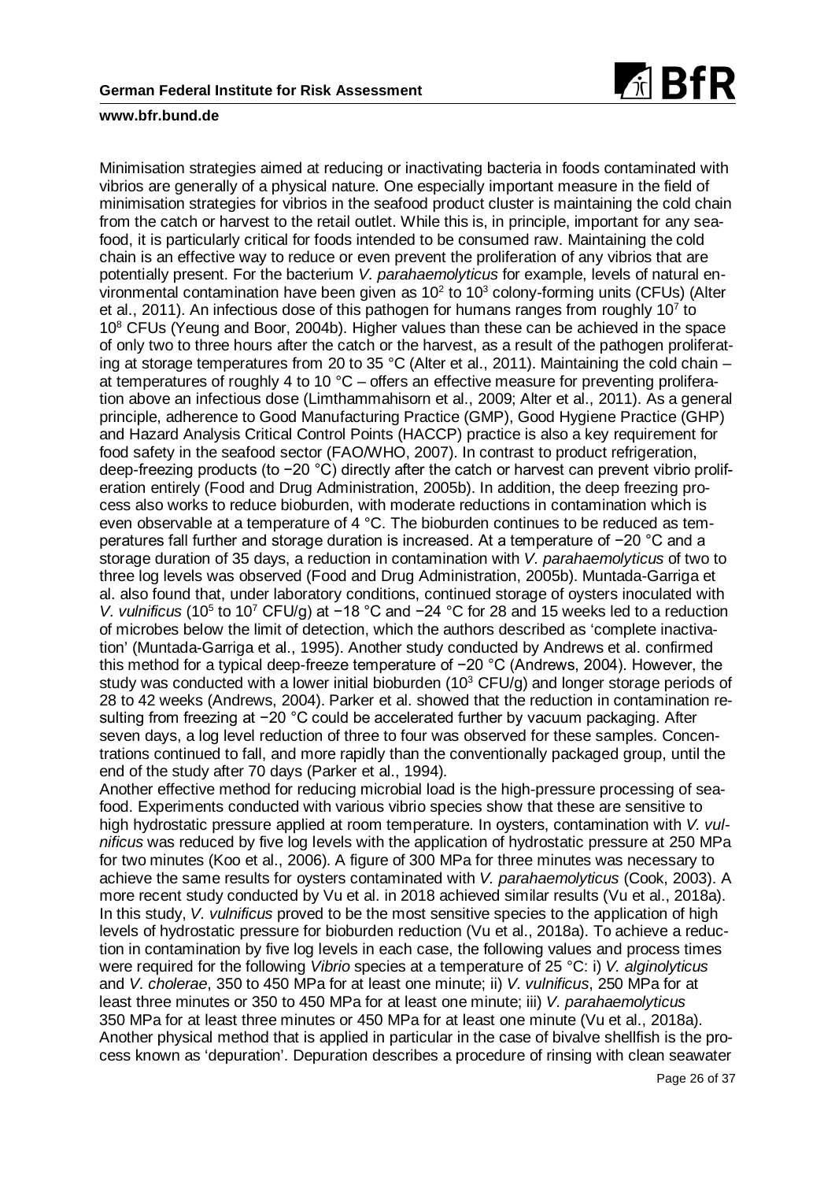Minimisation strategies aimed at reducing or inactivating bacteria in foods contaminated with vibrios are generally of a physical nature. One especially important measure in the field of minimisation strategies for vibrios in the seafood product cluster is maintaining the cold chain from the catch or harvest to the retail outlet. While this is, in principle, important for any seafood, it is particularly critical for foods intended to be consumed raw. Maintaining the cold chain is an effective way to reduce or even prevent the proliferation of any vibrios that are potentially present. For the bacterium *V. parahaemolyticus* for example, levels of natural environmental contamination have been given as $10^2$ to $10^3$ colony-forming units (CFUs) (Alter et al., 2011). An infectious dose of this pathogen for humans ranges from roughly $10^7$ to $10^8$ CFUs (Yeung and Boor, 2004b). Higher values than these can be achieved in the space of only two to three hours after the catch or the harvest, as a result of the pathogen proliferating at storage temperatures from 20 to 35 °C (Alter et al., 2011). Maintaining the cold chain – at temperatures of roughly 4 to 10 °C – offers an effective measure for preventing proliferation above an infectious dose (Limthammahisorn et al., 2009; Alter et al., 2011). As a general principle, adherence to Good Manufacturing Practice (GMP), Good Hygiene Practice (GHP) and Hazard Analysis Critical Control Points (HACCP) practice is also a key requirement for food safety in the seafood sector (FAO/WHO, 2007). In contrast to product refrigeration, deep-freezing products (to −20 °C) directly after the catch or harvest can prevent vibrio proliferation entirely (Food and Drug Administration, 2005b). In addition, the deep freezing process also works to reduce bioburden, with moderate reductions in contamination which is even observable at a temperature of 4 °C. The bioburden continues to be reduced as temperatures fall further and storage duration is increased. At a temperature of −20 °C and a storage duration of 35 days, a reduction in contamination with *V. parahaemolyticus* of two to three log levels was observed (Food and Drug Administration, 2005b). Muntada-Garriga et al. also found that, under laboratory conditions, continued storage of oysters inoculated with *V. vulnificus* ($10^5$ to $10^7$ CFU/g) at −18 °C and −24 °C for 28 and 15 weeks led to a reduction of microbes below the limit of detection, which the authors described as 'complete inactivation' (Muntada-Garriga et al., 1995). Another study conducted by Andrews et al. confirmed this method for a typical deep-freeze temperature of −20 °C (Andrews, 2004). However, the study was conducted with a lower initial bioburden ($10^3$ CFU/g) and longer storage periods of 28 to 42 weeks (Andrews, 2004). Parker et al. showed that the reduction in contamination resulting from freezing at −20 °C could be accelerated further by vacuum packaging. After seven days, a log level reduction of three to four was observed for these samples. Concentrations continued to fall, and more rapidly than the conventionally packaged group, until the end of the study after 70 days (Parker et al., 1994).

Another effective method for reducing microbial load is the high-pressure processing of seafood. Experiments conducted with various vibrio species show that these are sensitive to high hydrostatic pressure applied at room temperature. In oysters, contamination with *V. vulnificus* was reduced by five log levels with the application of hydrostatic pressure at 250 MPa for two minutes (Koo et al., 2006). A figure of 300 MPa for three minutes was necessary to achieve the same results for oysters contaminated with *V. parahaemolyticus* (Cook, 2003). A more recent study conducted by Vu et al. in 2018 achieved similar results (Vu et al., 2018a). In this study, *V. vulnificus* proved to be the most sensitive species to the application of high levels of hydrostatic pressure for bioburden reduction (Vu et al., 2018a). To achieve a reduction in contamination by five log levels in each case, the following values and process times were required for the following *Vibrio* species at a temperature of 25 °C: i) *V. alginolyticus* and *V. cholerae*, 350 to 450 MPa for at least one minute; ii) *V. vulnificus*, 250 MPa for at least three minutes or 350 to 450 MPa for at least one minute; iii) *V. parahaemolyticus* 350 MPa for at least three minutes or 450 MPa for at least one minute (Vu et al., 2018a).

Another physical method that is applied in particular in the case of bivalve shellfish is the process known as 'depuration'. Depuration describes a procedure of rinsing with clean seawater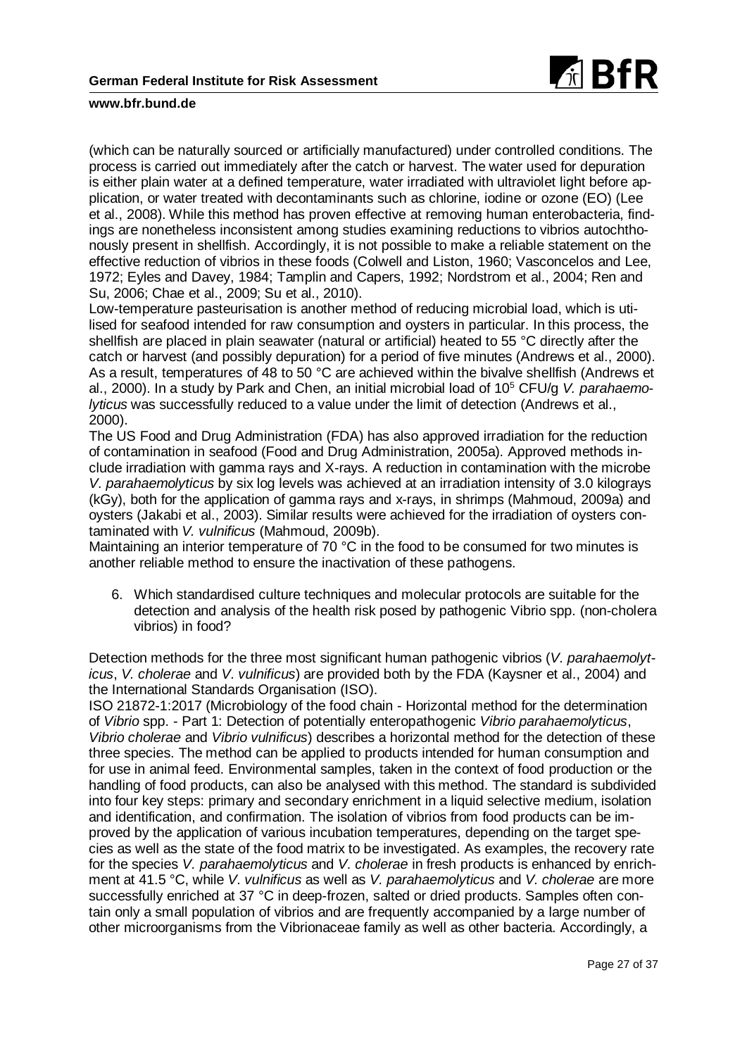(which can be naturally sourced or artificially manufactured) under controlled conditions. The process is carried out immediately after the catch or harvest. The water used for depuration is either plain water at a defined temperature, water irradiated with ultraviolet light before application, or water treated with decontaminants such as chlorine, iodine or ozone (EO) (Lee et al., 2008). While this method has proven effective at removing human enterobacteria, findings are nonetheless inconsistent among studies examining reductions to vibrios autochthonously present in shellfish. Accordingly, it is not possible to make a reliable statement on the effective reduction of vibrios in these foods (Colwell and Liston, 1960; Vasconcelos and Lee, 1972; Eyles and Davey, 1984; Tamplin and Capers, 1992; Nordstrom et al., 2004; Ren and Su, 2006; Chae et al., 2009; Su et al., 2010).

Low-temperature pasteurisation is another method of reducing microbial load, which is utilised for seafood intended for raw consumption and oysters in particular. In this process, the shellfish are placed in plain seawater (natural or artificial) heated to 55 °C directly after the catch or harvest (and possibly depuration) for a period of five minutes (Andrews et al., 2000). As a result, temperatures of 48 to 50 °C are achieved within the bivalve shellfish (Andrews et al., 2000). In a study by Park and Chen, an initial microbial load of $10^5$ CFU/g *V. parahaemolyticus* was successfully reduced to a value under the limit of detection (Andrews et al., 2000).

The US Food and Drug Administration (FDA) has also approved irradiation for the reduction of contamination in seafood (Food and Drug Administration, 2005a). Approved methods include irradiation with gamma rays and X-rays. A reduction in contamination with the microbe *V. parahaemolyticus* by six log levels was achieved at an irradiation intensity of 3.0 kilograys (kGy), both for the application of gamma rays and x-rays, in shrimps (Mahmoud, 2009a) and oysters (Jakabi et al., 2003). Similar results were achieved for the irradiation of oysters contaminated with *V. vulnificus* (Mahmoud, 2009b).

Maintaining an interior temperature of 70 °C in the food to be consumed for two minutes is another reliable method to ensure the inactivation of these pathogens.

6. Which standardised culture techniques and molecular protocols are suitable for the detection and analysis of the health risk posed by pathogenic Vibrio spp. (non-cholera vibrios) in food?

Detection methods for the three most significant human pathogenic vibrios (*V. parahaemolyticus*, *V. cholerae* and *V. vulnificus*) are provided both by the FDA (Kaysner et al., 2004) and the International Standards Organisation (ISO).

ISO 21872-1:2017 (Microbiology of the food chain - Horizontal method for the determination of *Vibrio* spp. - Part 1: Detection of potentially enteropathogenic *Vibrio parahaemolyticus*, *Vibrio cholerae* and *Vibrio vulnificus*) describes a horizontal method for the detection of these three species. The method can be applied to products intended for human consumption and for use in animal feed. Environmental samples, taken in the context of food production or the handling of food products, can also be analysed with this method. The standard is subdivided into four key steps: primary and secondary enrichment in a liquid selective medium, isolation and identification, and confirmation. The isolation of vibrios from food products can be improved by the application of various incubation temperatures, depending on the target species as well as the state of the food matrix to be investigated. As examples, the recovery rate for the species *V. parahaemolyticus* and *V. cholerae* in fresh products is enhanced by enrichment at 41.5 °C, while *V. vulnificus* as well as *V. parahaemolyticus* and *V. cholerae* are more successfully enriched at 37 °C in deep-frozen, salted or dried products. Samples often contain only a small population of vibrios and are frequently accompanied by a large number of other microorganisms from the Vibrionaceae family as well as other bacteria. Accordingly, a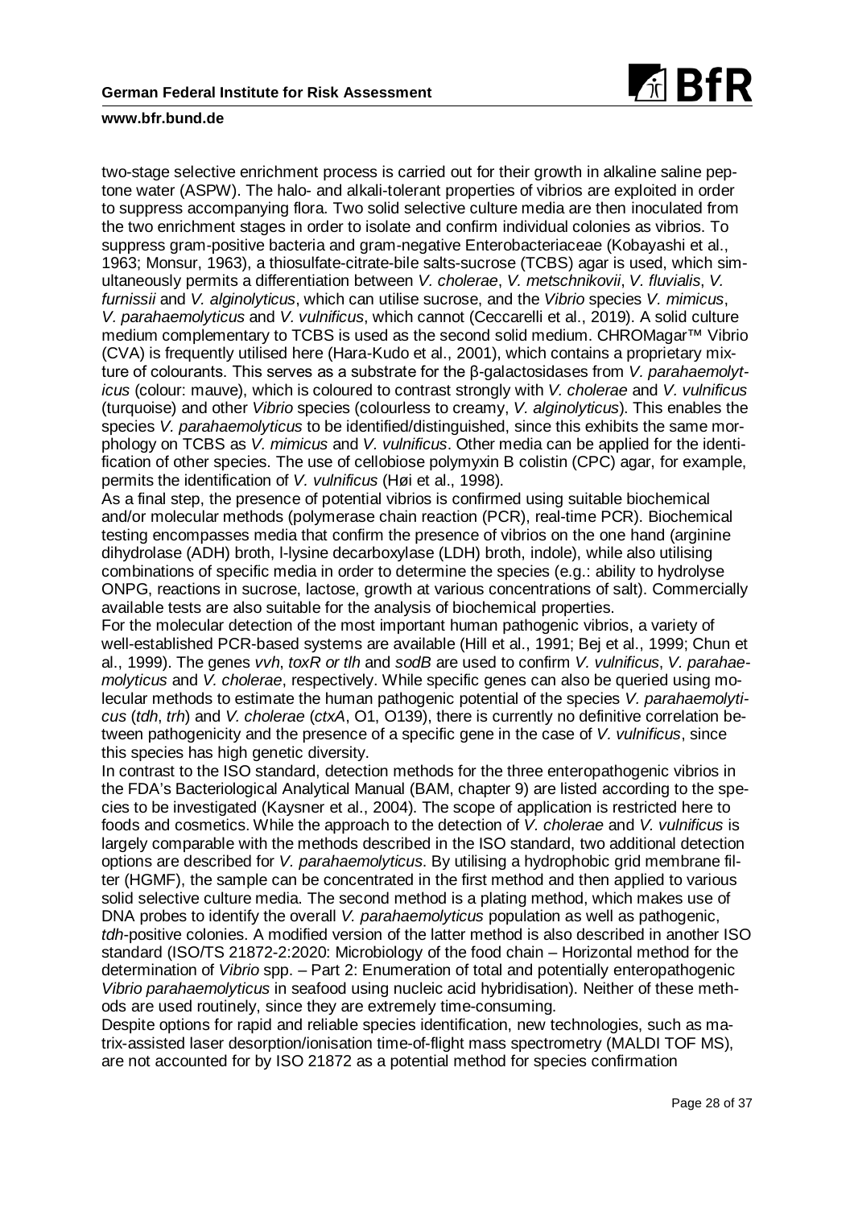two-stage selective enrichment process is carried out for their growth in alkaline saline peptone water (ASPW). The halo- and alkali-tolerant properties of vibrios are exploited in order to suppress accompanying flora. Two solid selective culture media are then inoculated from the two enrichment stages in order to isolate and confirm individual colonies as vibrios. To suppress gram-positive bacteria and gram-negative Enterobacteriaceae (Kobayashi et al., 1963; Monsur, 1963), a thiosulfate-citrate-bile salts-sucrose (TCBS) agar is used, which simultaneously permits a differentiation between *V. cholerae*, *V. metschnikovii*, *V. fluvialis*, *V. furnissii* and *V. alginolyticus*, which can utilise sucrose, and the *Vibrio* species *V. mimicus*, *V. parahaemolyticus* and *V. vulnificus*, which cannot (Ceccarelli et al., 2019). A solid culture medium complementary to TCBS is used as the second solid medium. CHROMagar™ Vibrio (CVA) is frequently utilised here (Hara-Kudo et al., 2001), which contains a proprietary mixture of colourants. This serves as a substrate for the β-galactosidases from *V. parahaemolyticus* (colour: mauve), which is coloured to contrast strongly with *V. cholerae* and *V. vulnificus* (turquoise) and other *Vibrio* species (colourless to creamy, *V. alginolyticus*). This enables the species *V. parahaemolyticus* to be identified/distinguished, since this exhibits the same morphology on TCBS as *V. mimicus* and *V. vulnificus*. Other media can be applied for the identification of other species. The use of cellobiose polymyxin B colistin (CPC) agar, for example, permits the identification of *V. vulnificus* (Høi et al., 1998).

As a final step, the presence of potential vibrios is confirmed using suitable biochemical and/or molecular methods (polymerase chain reaction (PCR), real-time PCR). Biochemical testing encompasses media that confirm the presence of vibrios on the one hand (arginine dihydrolase (ADH) broth, l-lysine decarboxylase (LDH) broth, indole), while also utilising combinations of specific media in order to determine the species (e.g.: ability to hydrolyse ONPG, reactions in sucrose, lactose, growth at various concentrations of salt). Commercially available tests are also suitable for the analysis of biochemical properties.

For the molecular detection of the most important human pathogenic vibrios, a variety of well-established PCR-based systems are available (Hill et al., 1991; Bej et al., 1999; Chun et al., 1999). The genes *vvh*, *toxR or tlh* and *sodB* are used to confirm *V. vulnificus*, *V. parahaemolyticus* and *V. cholerae*, respectively. While specific genes can also be queried using molecular methods to estimate the human pathogenic potential of the species *V. parahaemolyticus* (*tdh*, *trh*) and *V. cholerae* (*ctxA*, O1, O139), there is currently no definitive correlation between pathogenicity and the presence of a specific gene in the case of *V. vulnificus*, since this species has high genetic diversity.

In contrast to the ISO standard, detection methods for the three enteropathogenic vibrios in the FDA's Bacteriological Analytical Manual (BAM, chapter 9) are listed according to the species to be investigated (Kaysner et al., 2004). The scope of application is restricted here to foods and cosmetics. While the approach to the detection of *V. cholerae* and *V. vulnificus* is largely comparable with the methods described in the ISO standard, two additional detection options are described for *V. parahaemolyticus*. By utilising a hydrophobic grid membrane filter (HGMF), the sample can be concentrated in the first method and then applied to various solid selective culture media. The second method is a plating method, which makes use of DNA probes to identify the overall *V. parahaemolyticus* population as well as pathogenic, *tdh*-positive colonies. A modified version of the latter method is also described in another ISO standard (ISO/TS 21872-2:2020: Microbiology of the food chain – Horizontal method for the determination of *Vibrio* spp. – Part 2: Enumeration of total and potentially enteropathogenic *Vibrio parahaemolyticus* in seafood using nucleic acid hybridisation). Neither of these methods are used routinely, since they are extremely time-consuming.

Despite options for rapid and reliable species identification, new technologies, such as matrix-assisted laser desorption/ionisation time-of-flight mass spectrometry (MALDI TOF MS), are not accounted for by ISO 21872 as a potential method for species confirmation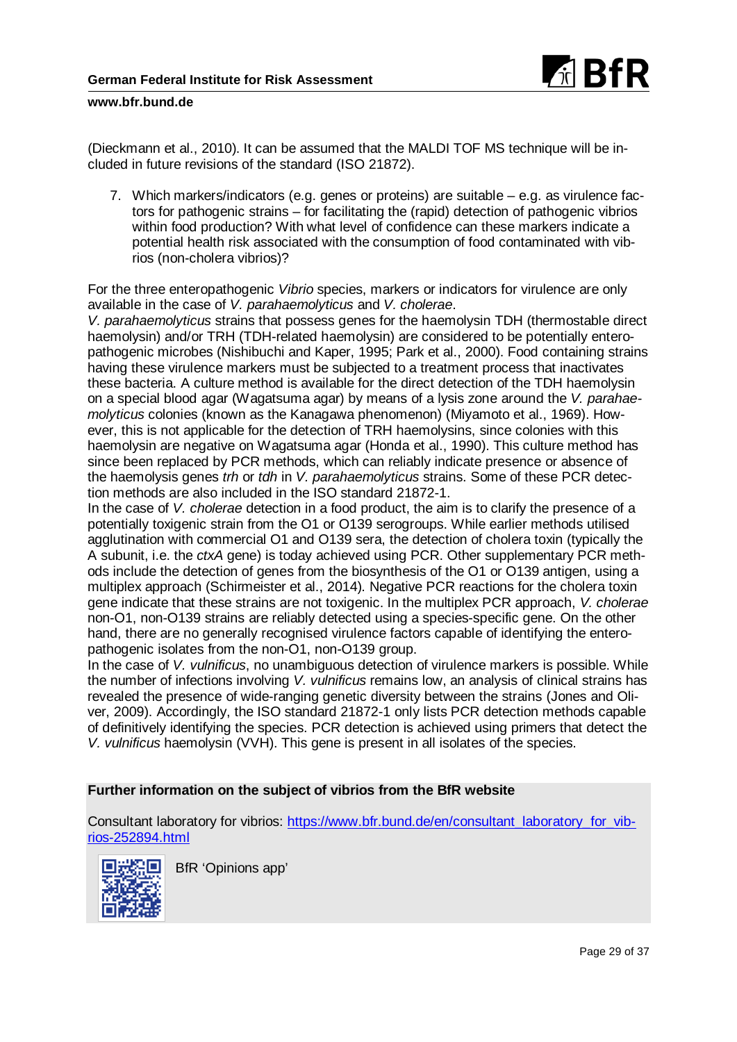(Dieckmann et al., 2010). It can be assumed that the MALDI TOF MS technique will be included in future revisions of the standard (ISO 21872).

7. Which markers/indicators (e.g. genes or proteins) are suitable – e.g. as virulence factors for pathogenic strains – for facilitating the (rapid) detection of pathogenic vibrios within food production? With what level of confidence can these markers indicate a potential health risk associated with the consumption of food contaminated with vibrios (non-cholera vibrios)?

For the three enteropathogenic *Vibrio* species, markers or indicators for virulence are only available in the case of *V. parahaemolyticus* and *V. cholerae*.
*V. parahaemolyticus* strains that possess genes for the haemolysin TDH (thermostable direct haemolysin) and/or TRH (TDH-related haemolysin) are considered to be potentially enteropathogenic microbes (Nishibuchi and Kaper, 1995; Park et al., 2000). Food containing strains having these virulence markers must be subjected to a treatment process that inactivates these bacteria. A culture method is available for the direct detection of the TDH haemolysin on a special blood agar (Wagatsuma agar) by means of a lysis zone around the *V. parahaemolyticus* colonies (known as the Kanagawa phenomenon) (Miyamoto et al., 1969). However, this is not applicable for the detection of TRH haemolysins, since colonies with this haemolysin are negative on Wagatsuma agar (Honda et al., 1990). This culture method has since been replaced by PCR methods, which can reliably indicate presence or absence of the haemolysis genes *trh* or *tdh* in *V. parahaemolyticus* strains. Some of these PCR detection methods are also included in the ISO standard 21872-1.
In the case of *V. cholerae* detection in a food product, the aim is to clarify the presence of a potentially toxigenic strain from the O1 or O139 serogroups. While earlier methods utilised agglutination with commercial O1 and O139 sera, the detection of cholera toxin (typically the A subunit, i.e. the *ctxA* gene) is today achieved using PCR. Other supplementary PCR methods include the detection of genes from the biosynthesis of the O1 or O139 antigen, using a multiplex approach (Schirmeister et al., 2014). Negative PCR reactions for the cholera toxin gene indicate that these strains are not toxigenic. In the multiplex PCR approach, *V. cholerae* non-O1, non-O139 strains are reliably detected using a species-specific gene. On the other hand, there are no generally recognised virulence factors capable of identifying the enteropathogenic isolates from the non-O1, non-O139 group.
In the case of *V. vulnificus*, no unambiguous detection of virulence markers is possible. While the number of infections involving *V. vulnificus* remains low, an analysis of clinical strains has revealed the presence of wide-ranging genetic diversity between the strains (Jones and Oliver, 2009). Accordingly, the ISO standard 21872-1 only lists PCR detection methods capable of definitively identifying the species. PCR detection is achieved using primers that detect the *V. vulnificus* haemolysin (VVH). This gene is present in all isolates of the species.

**Further information on the subject of vibrios from the BfR website**

Consultant laboratory for vibrios: https://www.bfr.bund.de/en/consultant_laboratory_for_vibrios-252894.html

BfR 'Opinions app'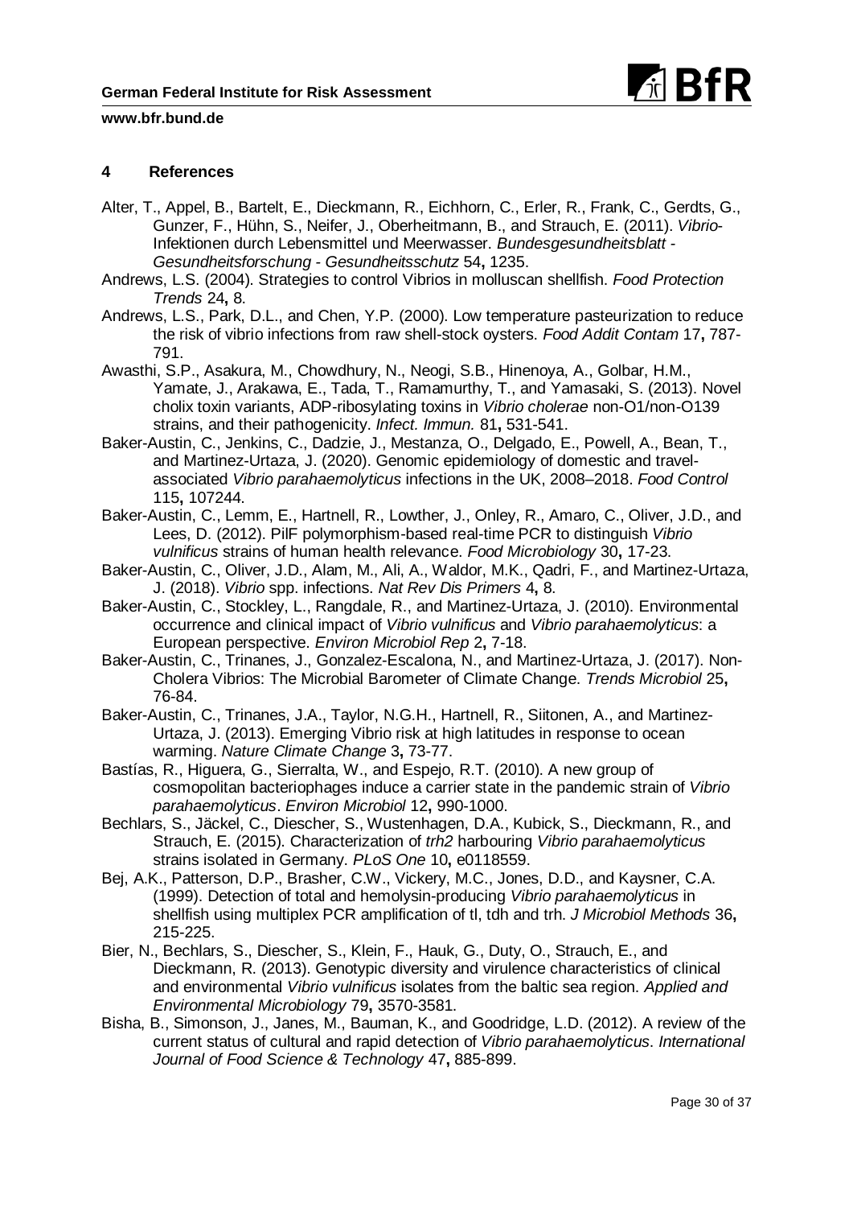## 4 References

Alter, T., Appel, B., Bartelt, E., Dieckmann, R., Eichhorn, C., Erler, R., Frank, C., Gerdts, G., Gunzer, F., Hühn, S., Neifer, J., Oberheitmann, B., and Strauch, E. (2011). *Vibrio*-Infektionen durch Lebensmittel und Meerwasser. *Bundesgesundheitsblatt - Gesundheitsforschung - Gesundheitsschutz* 54**,** 1235.

Andrews, L.S. (2004). Strategies to control Vibrios in molluscan shellfish. *Food Protection Trends* 24**,** 8.

Andrews, L.S., Park, D.L., and Chen, Y.P. (2000). Low temperature pasteurization to reduce the risk of vibrio infections from raw shell-stock oysters. *Food Addit Contam* 17**,** 787-791.

Awasthi, S.P., Asakura, M., Chowdhury, N., Neogi, S.B., Hinenoya, A., Golbar, H.M., Yamate, J., Arakawa, E., Tada, T., Ramamurthy, T., and Yamasaki, S. (2013). Novel cholix toxin variants, ADP-ribosylating toxins in *Vibrio cholerae* non-O1/non-O139 strains, and their pathogenicity. *Infect. Immun.* 81**,** 531-541.

Baker-Austin, C., Jenkins, C., Dadzie, J., Mestanza, O., Delgado, E., Powell, A., Bean, T., and Martinez-Urtaza, J. (2020). Genomic epidemiology of domestic and travel-associated *Vibrio parahaemolyticus* infections in the UK, 2008–2018. *Food Control* 115**,** 107244.

Baker-Austin, C., Lemm, E., Hartnell, R., Lowther, J., Onley, R., Amaro, C., Oliver, J.D., and Lees, D. (2012). PilF polymorphism-based real-time PCR to distinguish *Vibrio vulnificus* strains of human health relevance. *Food Microbiology* 30**,** 17-23.

Baker-Austin, C., Oliver, J.D., Alam, M., Ali, A., Waldor, M.K., Qadri, F., and Martinez-Urtaza, J. (2018). *Vibrio* spp. infections. *Nat Rev Dis Primers* 4**,** 8.

Baker-Austin, C., Stockley, L., Rangdale, R., and Martinez-Urtaza, J. (2010). Environmental occurrence and clinical impact of *Vibrio vulnificus* and *Vibrio parahaemolyticus*: a European perspective. *Environ Microbiol Rep* 2**,** 7-18.

Baker-Austin, C., Trinanes, J., Gonzalez-Escalona, N., and Martinez-Urtaza, J. (2017). Non-Cholera Vibrios: The Microbial Barometer of Climate Change. *Trends Microbiol* 25**,** 76-84.

Baker-Austin, C., Trinanes, J.A., Taylor, N.G.H., Hartnell, R., Siitonen, A., and Martinez-Urtaza, J. (2013). Emerging Vibrio risk at high latitudes in response to ocean warming. *Nature Climate Change* 3**,** 73-77.

Bastías, R., Higuera, G., Sierralta, W., and Espejo, R.T. (2010). A new group of cosmopolitan bacteriophages induce a carrier state in the pandemic strain of *Vibrio parahaemolyticus*. *Environ Microbiol* 12**,** 990-1000.

Bechlars, S., Jäckel, C., Diescher, S., Wustenhagen, D.A., Kubick, S., Dieckmann, R., and Strauch, E. (2015). Characterization of *trh2* harbouring *Vibrio parahaemolyticus* strains isolated in Germany. *PLoS One* 10**,** e0118559.

Bej, A.K., Patterson, D.P., Brasher, C.W., Vickery, M.C., Jones, D.D., and Kaysner, C.A. (1999). Detection of total and hemolysin-producing *Vibrio parahaemolyticus* in shellfish using multiplex PCR amplification of tl, tdh and trh. *J Microbiol Methods* 36**,** 215-225.

Bier, N., Bechlars, S., Diescher, S., Klein, F., Hauk, G., Duty, O., Strauch, E., and Dieckmann, R. (2013). Genotypic diversity and virulence characteristics of clinical and environmental *Vibrio vulnificus* isolates from the baltic sea region. *Applied and Environmental Microbiology* 79**,** 3570-3581.

Bisha, B., Simonson, J., Janes, M., Bauman, K., and Goodridge, L.D. (2012). A review of the current status of cultural and rapid detection of *Vibrio parahaemolyticus*. *International Journal of Food Science & Technology* 47**,** 885-899.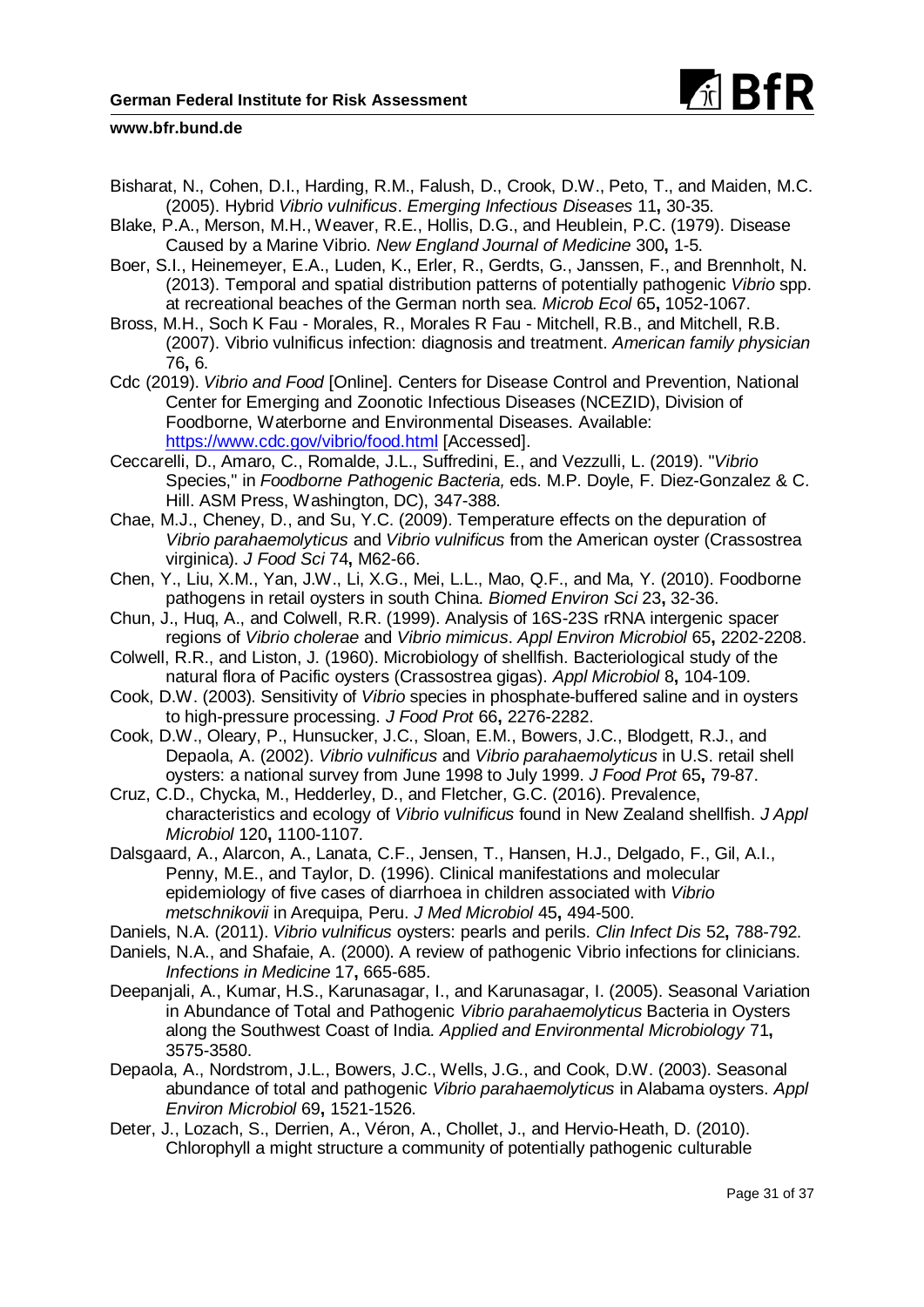Bisharat, N., Cohen, D.I., Harding, R.M., Falush, D., Crook, D.W., Peto, T., and Maiden, M.C. (2005). Hybrid *Vibrio vulnificus*. *Emerging Infectious Diseases* 11**,** 30-35.

Blake, P.A., Merson, M.H., Weaver, R.E., Hollis, D.G., and Heublein, P.C. (1979). Disease Caused by a Marine Vibrio. *New England Journal of Medicine* 300**,** 1-5.

Boer, S.I., Heinemeyer, E.A., Luden, K., Erler, R., Gerdts, G., Janssen, F., and Brennholt, N. (2013). Temporal and spatial distribution patterns of potentially pathogenic *Vibrio* spp. at recreational beaches of the German north sea. *Microb Ecol* 65**,** 1052-1067.

Bross, M.H., Soch K Fau - Morales, R., Morales R Fau - Mitchell, R.B., and Mitchell, R.B. (2007). Vibrio vulnificus infection: diagnosis and treatment. *American family physician* 76**,** 6.

Cdc (2019). *Vibrio and Food* [Online]. Centers for Disease Control and Prevention, National Center for Emerging and Zoonotic Infectious Diseases (NCEZID), Division of Foodborne, Waterborne and Environmental Diseases. Available: https://www.cdc.gov/vibrio/food.html [Accessed].

Ceccarelli, D., Amaro, C., Romalde, J.L., Suffredini, E., and Vezzulli, L. (2019). "*Vibrio* Species," in *Foodborne Pathogenic Bacteria,* eds. M.P. Doyle, F. Diez-Gonzalez & C. Hill. ASM Press, Washington, DC), 347-388.

Chae, M.J., Cheney, D., and Su, Y.C. (2009). Temperature effects on the depuration of *Vibrio parahaemolyticus* and *Vibrio vulnificus* from the American oyster (Crassostrea virginica). *J Food Sci* 74**,** M62-66.

Chen, Y., Liu, X.M., Yan, J.W., Li, X.G., Mei, L.L., Mao, Q.F., and Ma, Y. (2010). Foodborne pathogens in retail oysters in south China. *Biomed Environ Sci* 23**,** 32-36.

Chun, J., Huq, A., and Colwell, R.R. (1999). Analysis of 16S-23S rRNA intergenic spacer regions of *Vibrio cholerae* and *Vibrio mimicus*. *Appl Environ Microbiol* 65**,** 2202-2208.

Colwell, R.R., and Liston, J. (1960). Microbiology of shellfish. Bacteriological study of the natural flora of Pacific oysters (Crassostrea gigas). *Appl Microbiol* 8**,** 104-109.

Cook, D.W. (2003). Sensitivity of *Vibrio* species in phosphate-buffered saline and in oysters to high-pressure processing. *J Food Prot* 66**,** 2276-2282.

Cook, D.W., Oleary, P., Hunsucker, J.C., Sloan, E.M., Bowers, J.C., Blodgett, R.J., and Depaola, A. (2002). *Vibrio vulnificus* and *Vibrio parahaemolyticus* in U.S. retail shell oysters: a national survey from June 1998 to July 1999. *J Food Prot* 65**,** 79-87.

Cruz, C.D., Chycka, M., Hedderley, D., and Fletcher, G.C. (2016). Prevalence, characteristics and ecology of *Vibrio vulnificus* found in New Zealand shellfish. *J Appl Microbiol* 120**,** 1100-1107.

Dalsgaard, A., Alarcon, A., Lanata, C.F., Jensen, T., Hansen, H.J., Delgado, F., Gil, A.I., Penny, M.E., and Taylor, D. (1996). Clinical manifestations and molecular epidemiology of five cases of diarrhoea in children associated with *Vibrio metschnikovii* in Arequipa, Peru. *J Med Microbiol* 45**,** 494-500.

Daniels, N.A. (2011). *Vibrio vulnificus* oysters: pearls and perils. *Clin Infect Dis* 52**,** 788-792.

Daniels, N.A., and Shafaie, A. (2000). A review of pathogenic Vibrio infections for clinicians. *Infections in Medicine* 17**,** 665-685.

Deepanjali, A., Kumar, H.S., Karunasagar, I., and Karunasagar, I. (2005). Seasonal Variation in Abundance of Total and Pathogenic *Vibrio parahaemolyticus* Bacteria in Oysters along the Southwest Coast of India. *Applied and Environmental Microbiology* 71**,** 3575-3580.

Depaola, A., Nordstrom, J.L., Bowers, J.C., Wells, J.G., and Cook, D.W. (2003). Seasonal abundance of total and pathogenic *Vibrio parahaemolyticus* in Alabama oysters. *Appl Environ Microbiol* 69**,** 1521-1526.

Deter, J., Lozach, S., Derrien, A., Véron, A., Chollet, J., and Hervio-Heath, D. (2010). Chlorophyll a might structure a community of potentially pathogenic culturable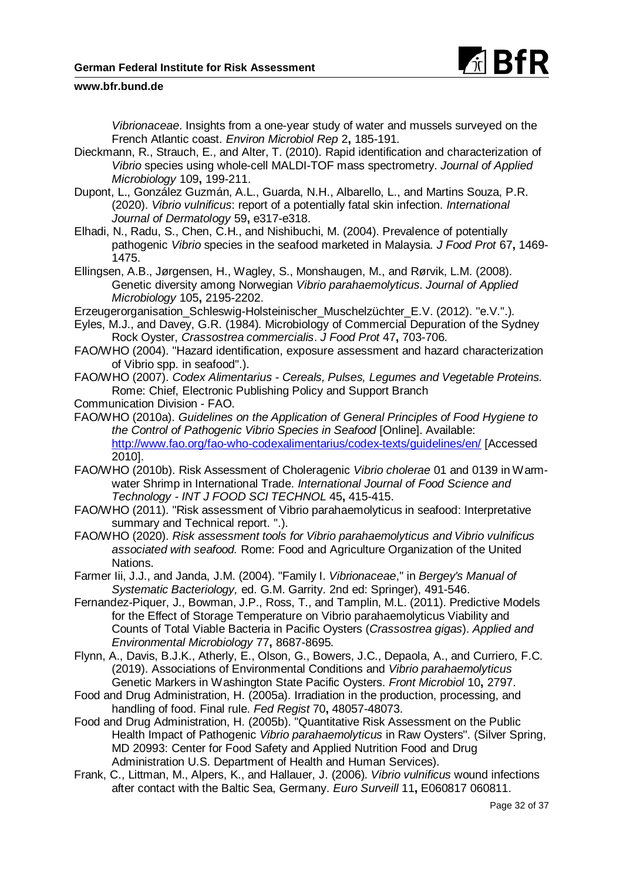*Vibrionaceae*. Insights from a one-year study of water and mussels surveyed on the French Atlantic coast. *Environ Microbiol Rep* 2**,** 185-191.

Dieckmann, R., Strauch, E., and Alter, T. (2010). Rapid identification and characterization of *Vibrio* species using whole-cell MALDI-TOF mass spectrometry. *Journal of Applied Microbiology* 109**,** 199-211.

Dupont, L., González Guzmán, A.L., Guarda, N.H., Albarello, L., and Martins Souza, P.R. (2020). *Vibrio vulnificus*: report of a potentially fatal skin infection. *International Journal of Dermatology* 59**,** e317-e318.

Elhadi, N., Radu, S., Chen, C.H., and Nishibuchi, M. (2004). Prevalence of potentially pathogenic *Vibrio* species in the seafood marketed in Malaysia. *J Food Prot* 67**,** 1469-1475.

Ellingsen, A.B., Jørgensen, H., Wagley, S., Monshaugen, M., and Rørvik, L.M. (2008). Genetic diversity among Norwegian *Vibrio parahaemolyticus*. *Journal of Applied Microbiology* 105**,** 2195-2202.

Erzeugerorganisation_Schleswig-Holsteinischer_Muschelzüchter_E.V. (2012). "e.V.".).

Eyles, M.J., and Davey, G.R. (1984). Microbiology of Commercial Depuration of the Sydney Rock Oyster, *Crassostrea commercialis*. *J Food Prot* 47**,** 703-706.

FAO/WHO (2004). "Hazard identification, exposure assessment and hazard characterization of Vibrio spp. in seafood".).

FAO/WHO (2007). *Codex Alimentarius - Cereals, Pulses, Legumes and Vegetable Proteins.* Rome: Chief, Electronic Publishing Policy and Support Branch

Communication Division - FAO.

FAO/WHO (2010a). *Guidelines on the Application of General Principles of Food Hygiene to the Control of Pathogenic Vibrio Species in Seafood* [Online]. Available: http://www.fao.org/fao-who-codexalimentarius/codex-texts/guidelines/en/ [Accessed 2010].

FAO/WHO (2010b). Risk Assessment of Choleragenic *Vibrio cholerae* 01 and 0139 in Warm-water Shrimp in International Trade. *International Journal of Food Science and Technology - INT J FOOD SCI TECHNOL* 45**,** 415-415.

FAO/WHO (2011). "Risk assessment of Vibrio parahaemolyticus in seafood: Interpretative summary and Technical report. ".).

FAO/WHO (2020). *Risk assessment tools for Vibrio parahaemolyticus and Vibrio vulnificus associated with seafood.* Rome: Food and Agriculture Organization of the United Nations.

Farmer Iii, J.J., and Janda, J.M. (2004). "Family I. *Vibrionaceae*," in *Bergey's Manual of Systematic Bacteriology,* ed. G.M. Garrity. 2nd ed: Springer), 491-546.

Fernandez-Piquer, J., Bowman, J.P., Ross, T., and Tamplin, M.L. (2011). Predictive Models for the Effect of Storage Temperature on Vibrio parahaemolyticus Viability and Counts of Total Viable Bacteria in Pacific Oysters (*Crassostrea gigas*). *Applied and Environmental Microbiology* 77**,** 8687-8695.

Flynn, A., Davis, B.J.K., Atherly, E., Olson, G., Bowers, J.C., Depaola, A., and Curriero, F.C. (2019). Associations of Environmental Conditions and *Vibrio parahaemolyticus* Genetic Markers in Washington State Pacific Oysters. *Front Microbiol* 10**,** 2797.

Food and Drug Administration, H. (2005a). Irradiation in the production, processing, and handling of food. Final rule. *Fed Regist* 70**,** 48057-48073.

Food and Drug Administration, H. (2005b). "Quantitative Risk Assessment on the Public Health Impact of Pathogenic *Vibrio parahaemolyticus* in Raw Oysters". (Silver Spring, MD 20993: Center for Food Safety and Applied Nutrition Food and Drug Administration U.S. Department of Health and Human Services).

Frank, C., Littman, M., Alpers, K., and Hallauer, J. (2006). *Vibrio vulnificus* wound infections after contact with the Baltic Sea, Germany. *Euro Surveill* 11**,** E060817 060811.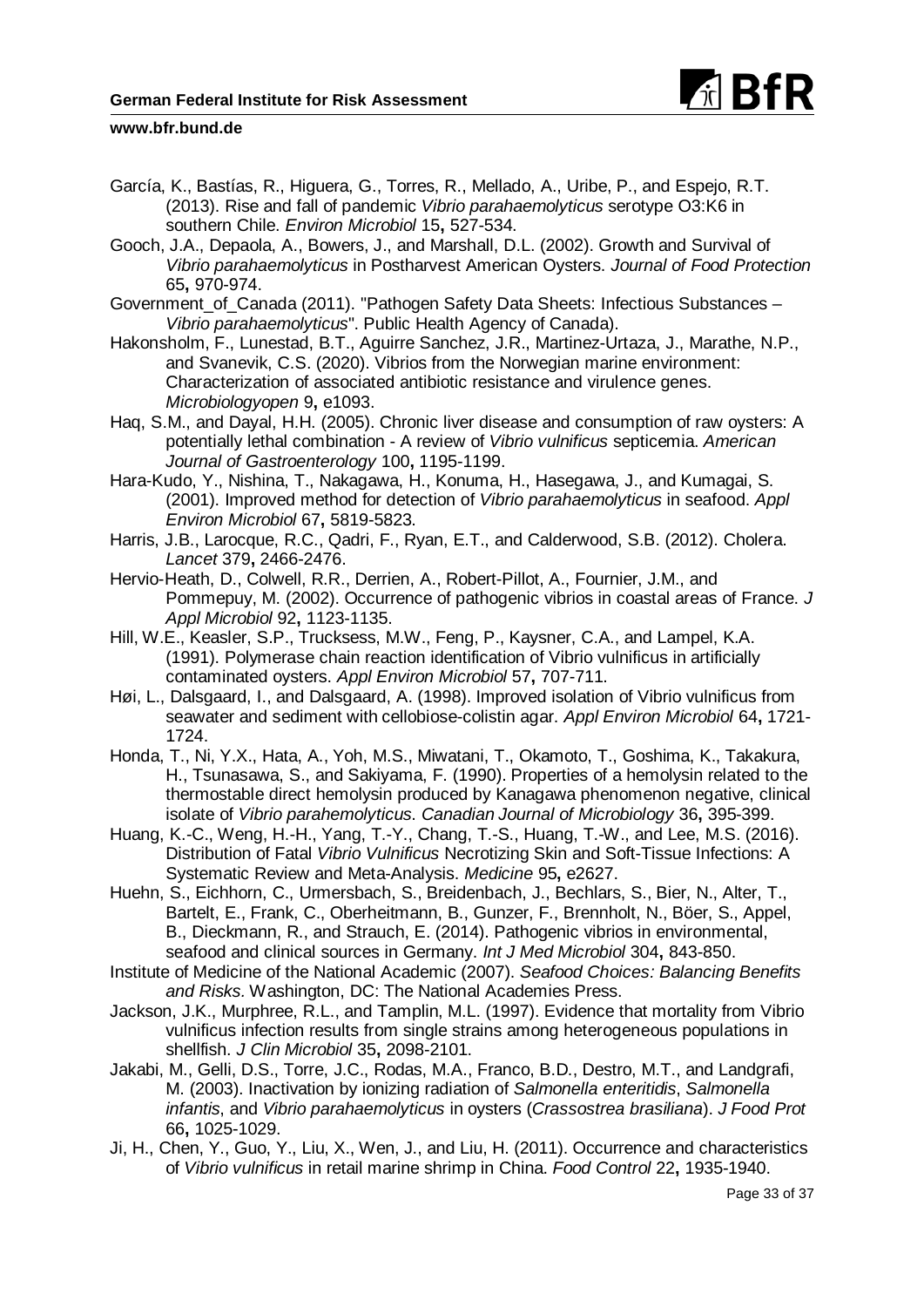García, K., Bastías, R., Higuera, G., Torres, R., Mellado, A., Uribe, P., and Espejo, R.T. (2013). Rise and fall of pandemic *Vibrio parahaemolyticus* serotype O3:K6 in southern Chile. *Environ Microbiol* 15**,** 527-534.

Gooch, J.A., Depaola, A., Bowers, J., and Marshall, D.L. (2002). Growth and Survival of *Vibrio parahaemolyticus* in Postharvest American Oysters. *Journal of Food Protection* 65**,** 970-974.

Government_of_Canada (2011). "Pathogen Safety Data Sheets: Infectious Substances – *Vibrio parahaemolyticus*". Public Health Agency of Canada).

Hakonsholm, F., Lunestad, B.T., Aguirre Sanchez, J.R., Martinez-Urtaza, J., Marathe, N.P., and Svanevik, C.S. (2020). Vibrios from the Norwegian marine environment: Characterization of associated antibiotic resistance and virulence genes. *Microbiologyopen* 9**,** e1093.

Haq, S.M., and Dayal, H.H. (2005). Chronic liver disease and consumption of raw oysters: A potentially lethal combination - A review of *Vibrio vulnificus* septicemia. *American Journal of Gastroenterology* 100**,** 1195-1199.

Hara-Kudo, Y., Nishina, T., Nakagawa, H., Konuma, H., Hasegawa, J., and Kumagai, S. (2001). Improved method for detection of *Vibrio parahaemolyticus* in seafood. *Appl Environ Microbiol* 67**,** 5819-5823.

Harris, J.B., Larocque, R.C., Qadri, F., Ryan, E.T., and Calderwood, S.B. (2012). Cholera. *Lancet* 379**,** 2466-2476.

Hervio-Heath, D., Colwell, R.R., Derrien, A., Robert-Pillot, A., Fournier, J.M., and Pommepuy, M. (2002). Occurrence of pathogenic vibrios in coastal areas of France. *J Appl Microbiol* 92**,** 1123-1135.

Hill, W.E., Keasler, S.P., Trucksess, M.W., Feng, P., Kaysner, C.A., and Lampel, K.A. (1991). Polymerase chain reaction identification of Vibrio vulnificus in artificially contaminated oysters. *Appl Environ Microbiol* 57**,** 707-711.

Høi, L., Dalsgaard, I., and Dalsgaard, A. (1998). Improved isolation of Vibrio vulnificus from seawater and sediment with cellobiose-colistin agar. *Appl Environ Microbiol* 64**,** 1721-1724.

Honda, T., Ni, Y.X., Hata, A., Yoh, M.S., Miwatani, T., Okamoto, T., Goshima, K., Takakura, H., Tsunasawa, S., and Sakiyama, F. (1990). Properties of a hemolysin related to the thermostable direct hemolysin produced by Kanagawa phenomenon negative, clinical isolate of *Vibrio parahemolyticus*. *Canadian Journal of Microbiology* 36**,** 395-399.

Huang, K.-C., Weng, H.-H., Yang, T.-Y., Chang, T.-S., Huang, T.-W., and Lee, M.S. (2016). Distribution of Fatal *Vibrio Vulnificus* Necrotizing Skin and Soft-Tissue Infections: A Systematic Review and Meta-Analysis. *Medicine* 95**,** e2627.

Huehn, S., Eichhorn, C., Urmersbach, S., Breidenbach, J., Bechlars, S., Bier, N., Alter, T., Bartelt, E., Frank, C., Oberheitmann, B., Gunzer, F., Brennholt, N., Böer, S., Appel, B., Dieckmann, R., and Strauch, E. (2014). Pathogenic vibrios in environmental, seafood and clinical sources in Germany. *Int J Med Microbiol* 304**,** 843-850.

Institute of Medicine of the National Academic (2007). *Seafood Choices: Balancing Benefits and Risks.* Washington, DC: The National Academies Press.

Jackson, J.K., Murphree, R.L., and Tamplin, M.L. (1997). Evidence that mortality from Vibrio vulnificus infection results from single strains among heterogeneous populations in shellfish. *J Clin Microbiol* 35**,** 2098-2101.

Jakabi, M., Gelli, D.S., Torre, J.C., Rodas, M.A., Franco, B.D., Destro, M.T., and Landgrafi, M. (2003). Inactivation by ionizing radiation of *Salmonella enteritidis*, *Salmonella infantis*, and *Vibrio parahaemolyticus* in oysters (*Crassostrea brasiliana*). *J Food Prot* 66**,** 1025-1029.

Ji, H., Chen, Y., Guo, Y., Liu, X., Wen, J., and Liu, H. (2011). Occurrence and characteristics of *Vibrio vulnificus* in retail marine shrimp in China. *Food Control* 22**,** 1935-1940.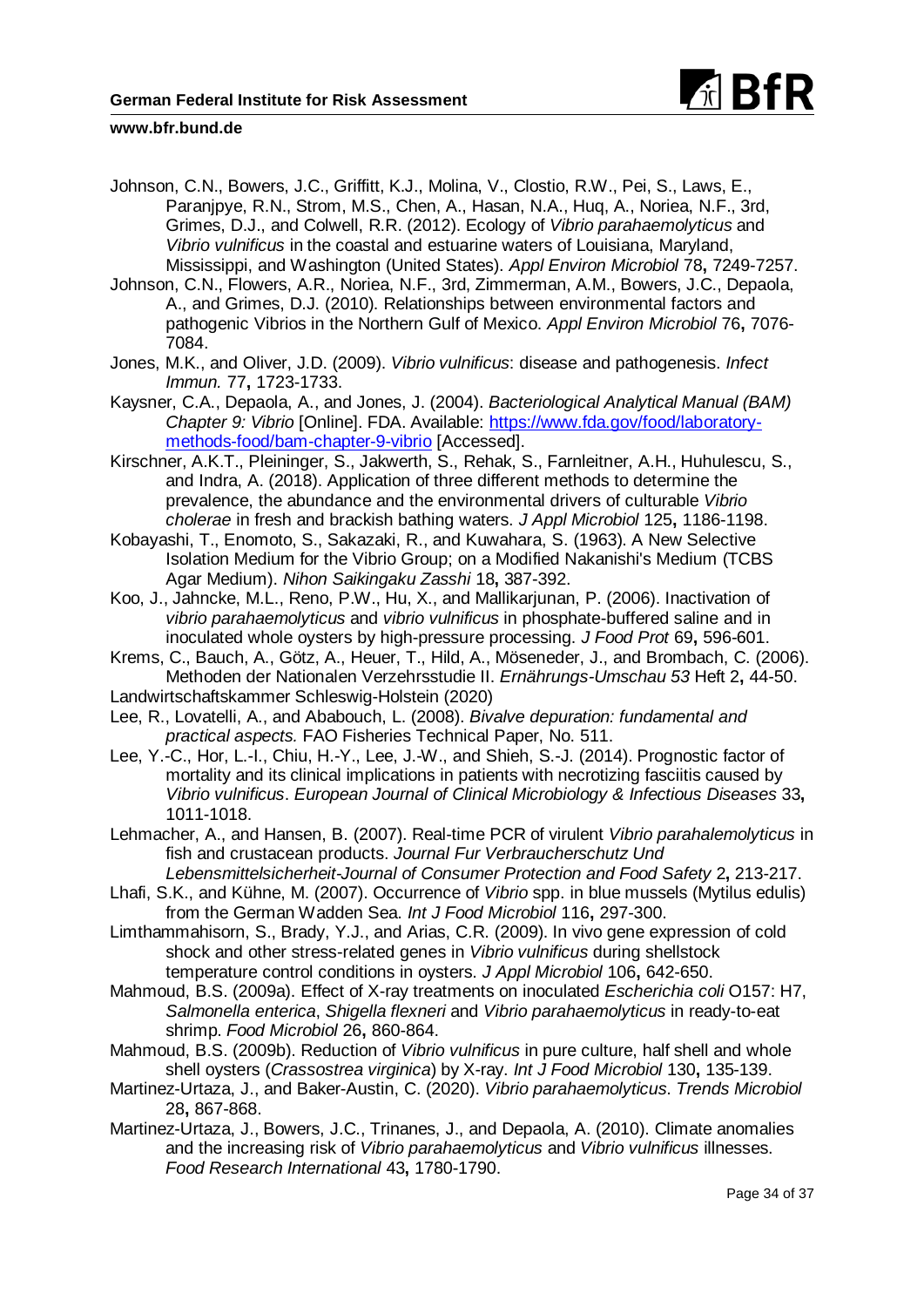Johnson, C.N., Bowers, J.C., Griffitt, K.J., Molina, V., Clostio, R.W., Pei, S., Laws, E., Paranjpye, R.N., Strom, M.S., Chen, A., Hasan, N.A., Huq, A., Noriea, N.F., 3rd, Grimes, D.J., and Colwell, R.R. (2012). Ecology of *Vibrio parahaemolyticus* and *Vibrio vulnificus* in the coastal and estuarine waters of Louisiana, Maryland, Mississippi, and Washington (United States). *Appl Environ Microbiol* 78**,** 7249-7257.

Johnson, C.N., Flowers, A.R., Noriea, N.F., 3rd, Zimmerman, A.M., Bowers, J.C., Depaola, A., and Grimes, D.J. (2010). Relationships between environmental factors and pathogenic Vibrios in the Northern Gulf of Mexico. *Appl Environ Microbiol* 76**,** 7076-7084.

Jones, M.K., and Oliver, J.D. (2009). *Vibrio vulnificus*: disease and pathogenesis. *Infect Immun.* 77**,** 1723-1733.

Kaysner, C.A., Depaola, A., and Jones, J. (2004). *Bacteriological Analytical Manual (BAM) Chapter 9: Vibrio* [Online]. FDA. Available: https://www.fda.gov/food/laboratory-methods-food/bam-chapter-9-vibrio [Accessed].

Kirschner, A.K.T., Pleininger, S., Jakwerth, S., Rehak, S., Farnleitner, A.H., Huhulescu, S., and Indra, A. (2018). Application of three different methods to determine the prevalence, the abundance and the environmental drivers of culturable *Vibrio cholerae* in fresh and brackish bathing waters. *J Appl Microbiol* 125**,** 1186-1198.

Kobayashi, T., Enomoto, S., Sakazaki, R., and Kuwahara, S. (1963). A New Selective Isolation Medium for the Vibrio Group; on a Modified Nakanishi's Medium (TCBS Agar Medium). *Nihon Saikingaku Zasshi* 18**,** 387-392.

Koo, J., Jahncke, M.L., Reno, P.W., Hu, X., and Mallikarjunan, P. (2006). Inactivation of *vibrio parahaemolyticus* and *vibrio vulnificus* in phosphate-buffered saline and in inoculated whole oysters by high-pressure processing. *J Food Prot* 69**,** 596-601.

Krems, C., Bauch, A., Götz, A., Heuer, T., Hild, A., Möseneder, J., and Brombach, C. (2006). Methoden der Nationalen Verzehrsstudie II. *Ernährungs-Umschau 53* Heft 2**,** 44-50.

Landwirtschaftskammer Schleswig-Holstein (2020)

Lee, R., Lovatelli, A., and Ababouch, L. (2008). *Bivalve depuration: fundamental and practical aspects.* FAO Fisheries Technical Paper, No. 511.

Lee, Y.-C., Hor, L.-I., Chiu, H.-Y., Lee, J.-W., and Shieh, S.-J. (2014). Prognostic factor of mortality and its clinical implications in patients with necrotizing fasciitis caused by *Vibrio vulnificus*. *European Journal of Clinical Microbiology & Infectious Diseases* 33**,** 1011-1018.

Lehmacher, A., and Hansen, B. (2007). Real-time PCR of virulent *Vibrio parahalemolyticus* in fish and crustacean products. *Journal Fur Verbraucherschutz Und Lebensmittelsicherheit-Journal of Consumer Protection and Food Safety* 2**,** 213-217.

Lhafi, S.K., and Kühne, M. (2007). Occurrence of *Vibrio* spp. in blue mussels (Mytilus edulis) from the German Wadden Sea. *Int J Food Microbiol* 116**,** 297-300.

Limthammahisorn, S., Brady, Y.J., and Arias, C.R. (2009). In vivo gene expression of cold shock and other stress-related genes in *Vibrio vulnificus* during shellstock temperature control conditions in oysters. *J Appl Microbiol* 106**,** 642-650.

Mahmoud, B.S. (2009a). Effect of X-ray treatments on inoculated *Escherichia coli* O157: H7, *Salmonella enterica*, *Shigella flexneri* and *Vibrio parahaemolyticus* in ready-to-eat shrimp. *Food Microbiol* 26**,** 860-864.

Mahmoud, B.S. (2009b). Reduction of *Vibrio vulnificus* in pure culture, half shell and whole shell oysters (*Crassostrea virginica*) by X-ray. *Int J Food Microbiol* 130**,** 135-139.

Martinez-Urtaza, J., and Baker-Austin, C. (2020). *Vibrio parahaemolyticus*. *Trends Microbiol* 28**,** 867-868.

Martinez-Urtaza, J., Bowers, J.C., Trinanes, J., and Depaola, A. (2010). Climate anomalies and the increasing risk of *Vibrio parahaemolyticus* and *Vibrio vulnificus* illnesses. *Food Research International* 43**,** 1780-1790.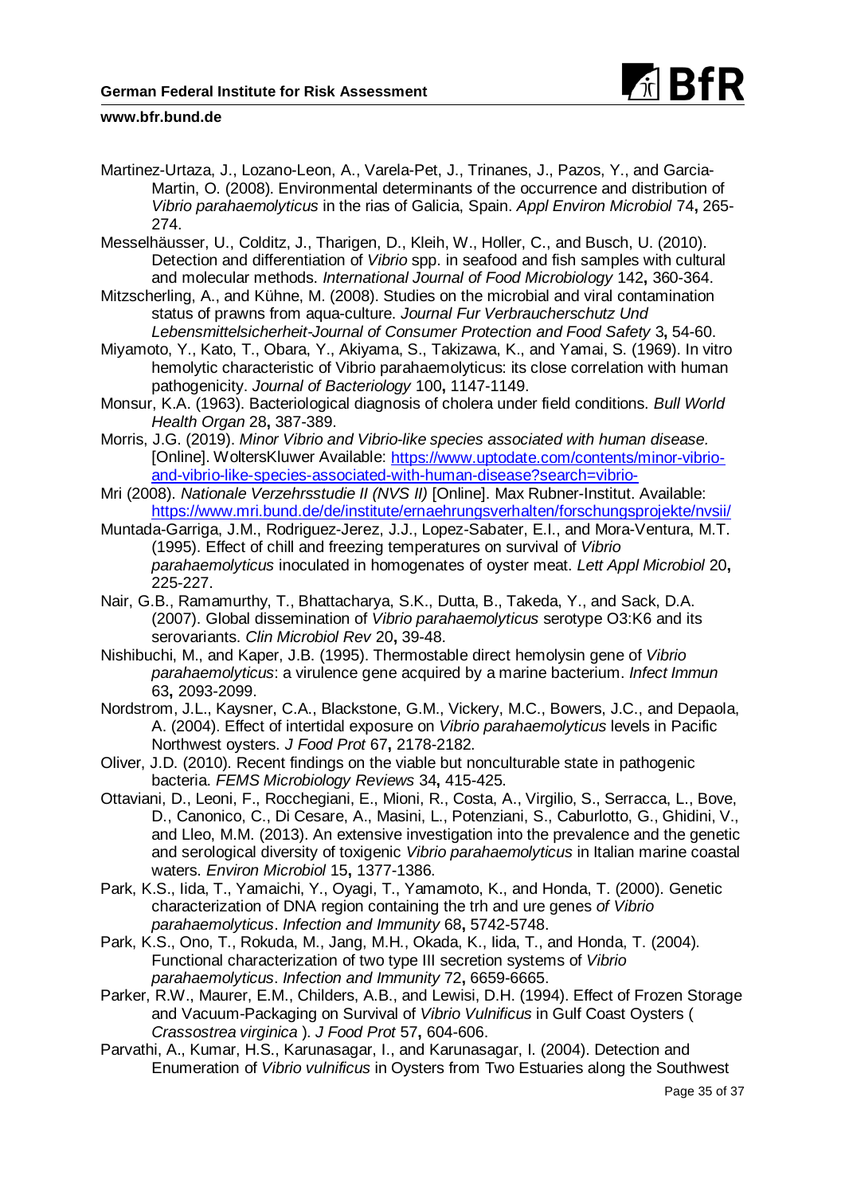Martinez-Urtaza, J., Lozano-Leon, A., Varela-Pet, J., Trinanes, J., Pazos, Y., and Garcia-Martin, O. (2008). Environmental determinants of the occurrence and distribution of *Vibrio parahaemolyticus* in the rias of Galicia, Spain. *Appl Environ Microbiol* 74**,** 265-274.

Messelhäusser, U., Colditz, J., Tharigen, D., Kleih, W., Holler, C., and Busch, U. (2010). Detection and differentiation of *Vibrio* spp. in seafood and fish samples with cultural and molecular methods. *International Journal of Food Microbiology* 142**,** 360-364.

Mitzscherling, A., and Kühne, M. (2008). Studies on the microbial and viral contamination status of prawns from aqua-culture. *Journal Fur Verbraucherschutz Und Lebensmittelsicherheit-Journal of Consumer Protection and Food Safety* 3**,** 54-60.

Miyamoto, Y., Kato, T., Obara, Y., Akiyama, S., Takizawa, K., and Yamai, S. (1969). In vitro hemolytic characteristic of Vibrio parahaemolyticus: its close correlation with human pathogenicity. *Journal of Bacteriology* 100**,** 1147-1149.

Monsur, K.A. (1963). Bacteriological diagnosis of cholera under field conditions. *Bull World Health Organ* 28**,** 387-389.

Morris, J.G. (2019). *Minor Vibrio and Vibrio-like species associated with human disease.* [Online]. WoltersKluwer Available: https://www.uptodate.com/contents/minor-vibrio-and-vibrio-like-species-associated-with-human-disease?search=vibrio-

Mri (2008). *Nationale Verzehrsstudie II (NVS II)* [Online]. Max Rubner-Institut. Available: https://www.mri.bund.de/de/institute/ernaehrungsverhalten/forschungsprojekte/nvsii/

Muntada-Garriga, J.M., Rodriguez-Jerez, J.J., Lopez-Sabater, E.I., and Mora-Ventura, M.T. (1995). Effect of chill and freezing temperatures on survival of *Vibrio parahaemolyticus* inoculated in homogenates of oyster meat. *Lett Appl Microbiol* 20**,** 225-227.

Nair, G.B., Ramamurthy, T., Bhattacharya, S.K., Dutta, B., Takeda, Y., and Sack, D.A. (2007). Global dissemination of *Vibrio parahaemolyticus* serotype O3:K6 and its serovariants. *Clin Microbiol Rev* 20**,** 39-48.

Nishibuchi, M., and Kaper, J.B. (1995). Thermostable direct hemolysin gene of *Vibrio parahaemolyticus*: a virulence gene acquired by a marine bacterium. *Infect Immun* 63**,** 2093-2099.

Nordstrom, J.L., Kaysner, C.A., Blackstone, G.M., Vickery, M.C., Bowers, J.C., and Depaola, A. (2004). Effect of intertidal exposure on *Vibrio parahaemolyticus* levels in Pacific Northwest oysters. *J Food Prot* 67**,** 2178-2182.

Oliver, J.D. (2010). Recent findings on the viable but nonculturable state in pathogenic bacteria. *FEMS Microbiology Reviews* 34**,** 415-425.

Ottaviani, D., Leoni, F., Rocchegiani, E., Mioni, R., Costa, A., Virgilio, S., Serracca, L., Bove, D., Canonico, C., Di Cesare, A., Masini, L., Potenziani, S., Caburlotto, G., Ghidini, V., and Lleo, M.M. (2013). An extensive investigation into the prevalence and the genetic and serological diversity of toxigenic *Vibrio parahaemolyticus* in Italian marine coastal waters. *Environ Microbiol* 15**,** 1377-1386.

Park, K.S., Iida, T., Yamaichi, Y., Oyagi, T., Yamamoto, K., and Honda, T. (2000). Genetic characterization of DNA region containing the trh and ure genes *of Vibrio parahaemolyticus*. *Infection and Immunity* 68**,** 5742-5748.

Park, K.S., Ono, T., Rokuda, M., Jang, M.H., Okada, K., Iida, T., and Honda, T. (2004). Functional characterization of two type III secretion systems of *Vibrio parahaemolyticus*. *Infection and Immunity* 72**,** 6659-6665.

Parker, R.W., Maurer, E.M., Childers, A.B., and Lewisi, D.H. (1994). Effect of Frozen Storage and Vacuum-Packaging on Survival of *Vibrio Vulnificus* in Gulf Coast Oysters ( *Crassostrea virginica* ). *J Food Prot* 57**,** 604-606.

Parvathi, A., Kumar, H.S., Karunasagar, I., and Karunasagar, I. (2004). Detection and Enumeration of *Vibrio vulnificus* in Oysters from Two Estuaries along the Southwest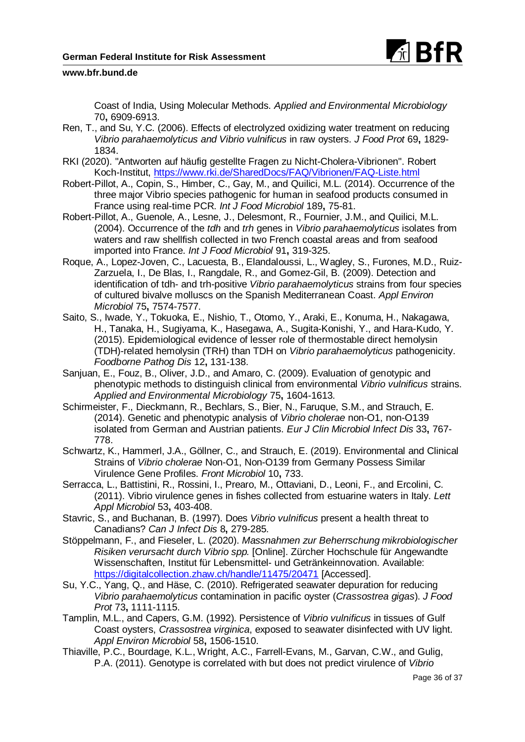Coast of India, Using Molecular Methods. *Applied and Environmental Microbiology* 70**,** 6909-6913.

Ren, T., and Su, Y.C. (2006). Effects of electrolyzed oxidizing water treatment on reducing *Vibrio parahaemolyticus and Vibrio vulnificus* in raw oysters. *J Food Prot* 69**,** 1829-1834.

RKI (2020). "Antworten auf häufig gestellte Fragen zu Nicht-Cholera-Vibrionen". Robert Koch-Institut, https://www.rki.de/SharedDocs/FAQ/Vibrionen/FAQ-Liste.html

Robert-Pillot, A., Copin, S., Himber, C., Gay, M., and Quilici, M.L. (2014). Occurrence of the three major Vibrio species pathogenic for human in seafood products consumed in France using real-time PCR. *Int J Food Microbiol* 189**,** 75-81.

Robert-Pillot, A., Guenole, A., Lesne, J., Delesmont, R., Fournier, J.M., and Quilici, M.L. (2004). Occurrence of the *tdh* and *trh* genes in *Vibrio parahaemolyticus* isolates from waters and raw shellfish collected in two French coastal areas and from seafood imported into France. *Int J Food Microbiol* 91**,** 319-325.

Roque, A., Lopez-Joven, C., Lacuesta, B., Elandaloussi, L., Wagley, S., Furones, M.D., Ruiz-Zarzuela, I., De Blas, I., Rangdale, R., and Gomez-Gil, B. (2009). Detection and identification of tdh- and trh-positive *Vibrio parahaemolyticus* strains from four species of cultured bivalve molluscs on the Spanish Mediterranean Coast. *Appl Environ Microbiol* 75**,** 7574-7577.

Saito, S., Iwade, Y., Tokuoka, E., Nishio, T., Otomo, Y., Araki, E., Konuma, H., Nakagawa, H., Tanaka, H., Sugiyama, K., Hasegawa, A., Sugita-Konishi, Y., and Hara-Kudo, Y. (2015). Epidemiological evidence of lesser role of thermostable direct hemolysin (TDH)-related hemolysin (TRH) than TDH on *Vibrio parahaemolyticus* pathogenicity. *Foodborne Pathog Dis* 12**,** 131-138.

Sanjuan, E., Fouz, B., Oliver, J.D., and Amaro, C. (2009). Evaluation of genotypic and phenotypic methods to distinguish clinical from environmental *Vibrio vulnificus* strains. *Applied and Environmental Microbiology* 75**,** 1604-1613.

Schirmeister, F., Dieckmann, R., Bechlars, S., Bier, N., Faruque, S.M., and Strauch, E. (2014). Genetic and phenotypic analysis of *Vibrio cholerae* non-O1, non-O139 isolated from German and Austrian patients. *Eur J Clin Microbiol Infect Dis* 33**,** 767-778.

Schwartz, K., Hammerl, J.A., Göllner, C., and Strauch, E. (2019). Environmental and Clinical Strains of *Vibrio cholerae* Non-O1, Non-O139 from Germany Possess Similar Virulence Gene Profiles. *Front Microbiol* 10**,** 733.

Serracca, L., Battistini, R., Rossini, I., Prearo, M., Ottaviani, D., Leoni, F., and Ercolini, C. (2011). Vibrio virulence genes in fishes collected from estuarine waters in Italy. *Lett Appl Microbiol* 53**,** 403-408.

Stavric, S., and Buchanan, B. (1997). Does *Vibrio vulnificus* present a health threat to Canadians? *Can J Infect Dis* 8**,** 279-285.

Stöppelmann, F., and Fieseler, L. (2020). *Massnahmen zur Beherrschung mikrobiologischer Risiken verursacht durch Vibrio spp.* [Online]. Zürcher Hochschule für Angewandte Wissenschaften, Institut für Lebensmittel- und Getränkeinnovation. Available: https://digitalcollection.zhaw.ch/handle/11475/20471 [Accessed].

Su, Y.C., Yang, Q., and Häse, C. (2010). Refrigerated seawater depuration for reducing *Vibrio parahaemolyticus* contamination in pacific oyster (*Crassostrea gigas*). *J Food Prot* 73**,** 1111-1115.

Tamplin, M.L., and Capers, G.M. (1992). Persistence of *Vibrio vulnificus* in tissues of Gulf Coast oysters, *Crassostrea virginica*, exposed to seawater disinfected with UV light. *Appl Environ Microbiol* 58**,** 1506-1510.

Thiaville, P.C., Bourdage, K.L., Wright, A.C., Farrell-Evans, M., Garvan, C.W., and Gulig, P.A. (2011). Genotype is correlated with but does not predict virulence of *Vibrio*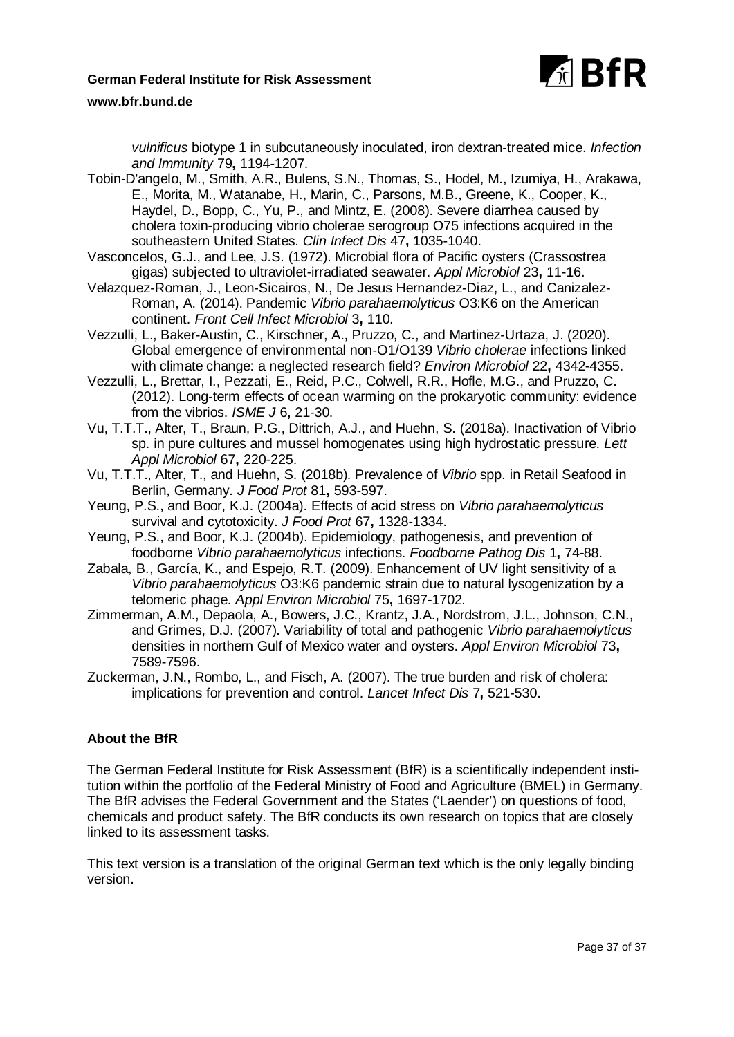*vulnificus* biotype 1 in subcutaneously inoculated, iron dextran-treated mice. *Infection and Immunity* 79**,** 1194-1207.

Tobin-D'angelo, M., Smith, A.R., Bulens, S.N., Thomas, S., Hodel, M., Izumiya, H., Arakawa, E., Morita, M., Watanabe, H., Marin, C., Parsons, M.B., Greene, K., Cooper, K., Haydel, D., Bopp, C., Yu, P., and Mintz, E. (2008). Severe diarrhea caused by cholera toxin-producing vibrio cholerae serogroup O75 infections acquired in the southeastern United States. *Clin Infect Dis* 47**,** 1035-1040.

Vasconcelos, G.J., and Lee, J.S. (1972). Microbial flora of Pacific oysters (Crassostrea gigas) subjected to ultraviolet-irradiated seawater. *Appl Microbiol* 23**,** 11-16.

Velazquez-Roman, J., Leon-Sicairos, N., De Jesus Hernandez-Diaz, L., and Canizalez-Roman, A. (2014). Pandemic *Vibrio parahaemolyticus* O3:K6 on the American continent. *Front Cell Infect Microbiol* 3**,** 110.

Vezzulli, L., Baker-Austin, C., Kirschner, A., Pruzzo, C., and Martinez-Urtaza, J. (2020). Global emergence of environmental non-O1/O139 *Vibrio cholerae* infections linked with climate change: a neglected research field? *Environ Microbiol* 22**,** 4342-4355.

Vezzulli, L., Brettar, I., Pezzati, E., Reid, P.C., Colwell, R.R., Hofle, M.G., and Pruzzo, C. (2012). Long-term effects of ocean warming on the prokaryotic community: evidence from the vibrios. *ISME J* 6**,** 21-30.

Vu, T.T.T., Alter, T., Braun, P.G., Dittrich, A.J., and Huehn, S. (2018a). Inactivation of Vibrio sp. in pure cultures and mussel homogenates using high hydrostatic pressure. *Lett Appl Microbiol* 67**,** 220-225.

Vu, T.T.T., Alter, T., and Huehn, S. (2018b). Prevalence of *Vibrio* spp. in Retail Seafood in Berlin, Germany. *J Food Prot* 81**,** 593-597.

Yeung, P.S., and Boor, K.J. (2004a). Effects of acid stress on *Vibrio parahaemolyticus* survival and cytotoxicity. *J Food Prot* 67**,** 1328-1334.

Yeung, P.S., and Boor, K.J. (2004b). Epidemiology, pathogenesis, and prevention of foodborne *Vibrio parahaemolyticus* infections. *Foodborne Pathog Dis* 1**,** 74-88.

Zabala, B., García, K., and Espejo, R.T. (2009). Enhancement of UV light sensitivity of a *Vibrio parahaemolyticus* O3:K6 pandemic strain due to natural lysogenization by a telomeric phage. *Appl Environ Microbiol* 75**,** 1697-1702.

Zimmerman, A.M., Depaola, A., Bowers, J.C., Krantz, J.A., Nordstrom, J.L., Johnson, C.N., and Grimes, D.J. (2007). Variability of total and pathogenic *Vibrio parahaemolyticus* densities in northern Gulf of Mexico water and oysters. *Appl Environ Microbiol* 73**,** 7589-7596.

Zuckerman, J.N., Rombo, L., and Fisch, A. (2007). The true burden and risk of cholera: implications for prevention and control. *Lancet Infect Dis* 7**,** 521-530.

## About the BfR

The German Federal Institute for Risk Assessment (BfR) is a scientifically independent institution within the portfolio of the Federal Ministry of Food and Agriculture (BMEL) in Germany. The BfR advises the Federal Government and the States ('Laender') on questions of food, chemicals and product safety. The BfR conducts its own research on topics that are closely linked to its assessment tasks.

This text version is a translation of the original German text which is the only legally binding version.